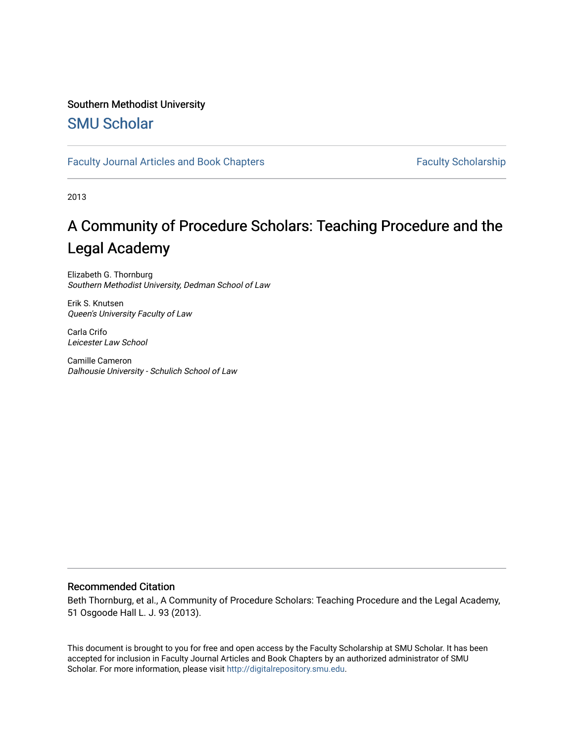Southern Methodist University

# SMU Scholar

Faculty Journal Articles and Book Chapters | Faculty Scholarship

2013

## A Community of Procedure Scholars: Teaching Procedure and the Legal Academy

Elizabeth G. Thornburg
*Southern Methodist University, Dedman School of Law*

Erik S. Knutsen
*Queen's University Faculty of Law*

Carla Crifo
*Leicester Law School*

Camille Cameron
*Dalhousie University - Schulich School of Law*

### Recommended Citation

Beth Thornburg, et al., A Community of Procedure Scholars: Teaching Procedure and the Legal Academy, 51 Osgoode Hall L. J. 93 (2013).

This document is brought to you for free and open access by the Faculty Scholarship at SMU Scholar. It has been accepted for inclusion in Faculty Journal Articles and Book Chapters by an authorized administrator of SMU Scholar. For more information, please visit http://digitalrepository.smu.edu.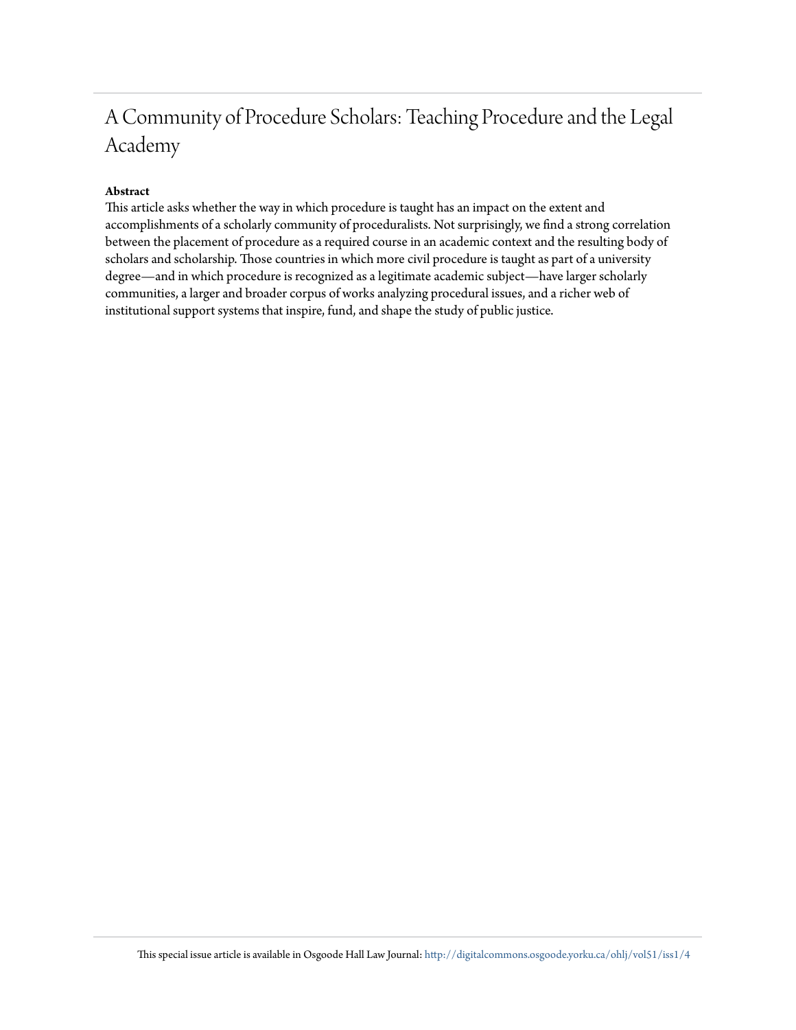# A Community of Procedure Scholars: Teaching Procedure and the Legal Academy

**Abstract**

This article asks whether the way in which procedure is taught has an impact on the extent and accomplishments of a scholarly community of proceduralists. Not surprisingly, we find a strong correlation between the placement of procedure as a required course in an academic context and the resulting body of scholars and scholarship. Those countries in which more civil procedure is taught as part of a university degree—and in which procedure is recognized as a legitimate academic subject—have larger scholarly communities, a larger and broader corpus of works analyzing procedural issues, and a richer web of institutional support systems that inspire, fund, and shape the study of public justice.

This special issue article is available in Osgoode Hall Law Journal: http://digitalcommons.osgoode.yorku.ca/ohlj/vol51/iss1/4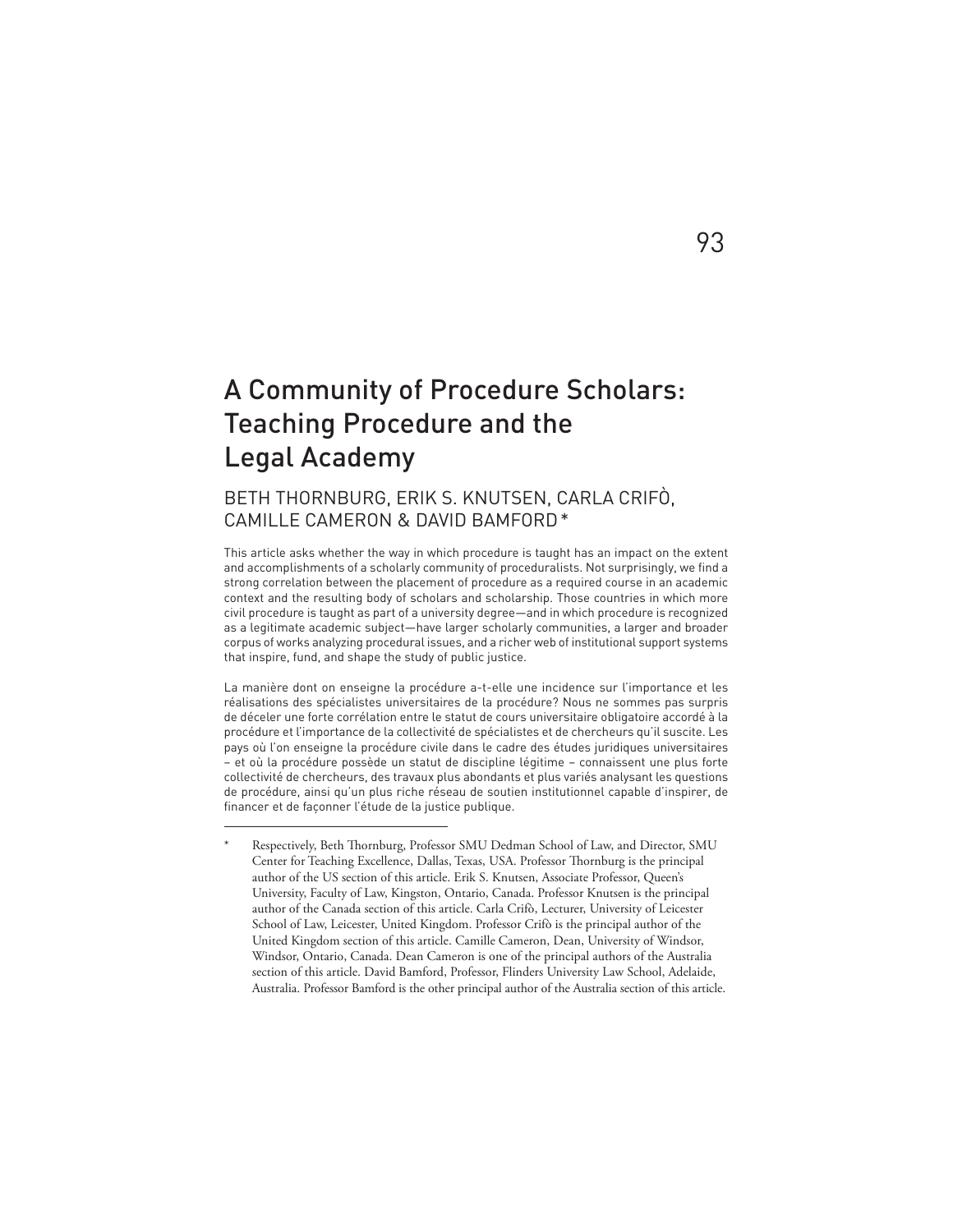# A Community of Procedure Scholars: Teaching Procedure and the Legal Academy

BETH THORNBURG, ERIK S. KNUTSEN, CARLA CRIFÒ, CAMILLE CAMERON & DAVID BAMFORD*

This article asks whether the way in which procedure is taught has an impact on the extent and accomplishments of a scholarly community of proceduralists. Not surprisingly, we find a strong correlation between the placement of procedure as a required course in an academic context and the resulting body of scholars and scholarship. Those countries in which more civil procedure is taught as part of a university degree—and in which procedure is recognized as a legitimate academic subject—have larger scholarly communities, a larger and broader corpus of works analyzing procedural issues, and a richer web of institutional support systems that inspire, fund, and shape the study of public justice.

La manière dont on enseigne la procédure a-t-elle une incidence sur l'importance et les réalisations des spécialistes universitaires de la procédure? Nous ne sommes pas surpris de déceler une forte corrélation entre le statut de cours universitaire obligatoire accordé à la procédure et l'importance de la collectivité de spécialistes et de chercheurs qu'il suscite. Les pays où l'on enseigne la procédure civile dans le cadre des études juridiques universitaires – et où la procédure possède un statut de discipline légitime – connaissent une plus forte collectivité de chercheurs, des travaux plus abondants et plus variés analysant les questions de procédure, ainsi qu'un plus riche réseau de soutien institutionnel capable d'inspirer, de financer et de façonner l'étude de la justice publique.

---

\* Respectively, Beth Thornburg, Professor SMU Dedman School of Law, and Director, SMU Center for Teaching Excellence, Dallas, Texas, USA. Professor Thornburg is the principal author of the US section of this article. Erik S. Knutsen, Associate Professor, Queen's University, Faculty of Law, Kingston, Ontario, Canada. Professor Knutsen is the principal author of the Canada section of this article. Carla Crifò, Lecturer, University of Leicester School of Law, Leicester, United Kingdom. Professor Crifò is the principal author of the United Kingdom section of this article. Camille Cameron, Dean, University of Windsor, Windsor, Ontario, Canada. Dean Cameron is one of the principal authors of the Australia section of this article. David Bamford, Professor, Flinders University Law School, Adelaide, Australia. Professor Bamford is the other principal author of the Australia section of this article.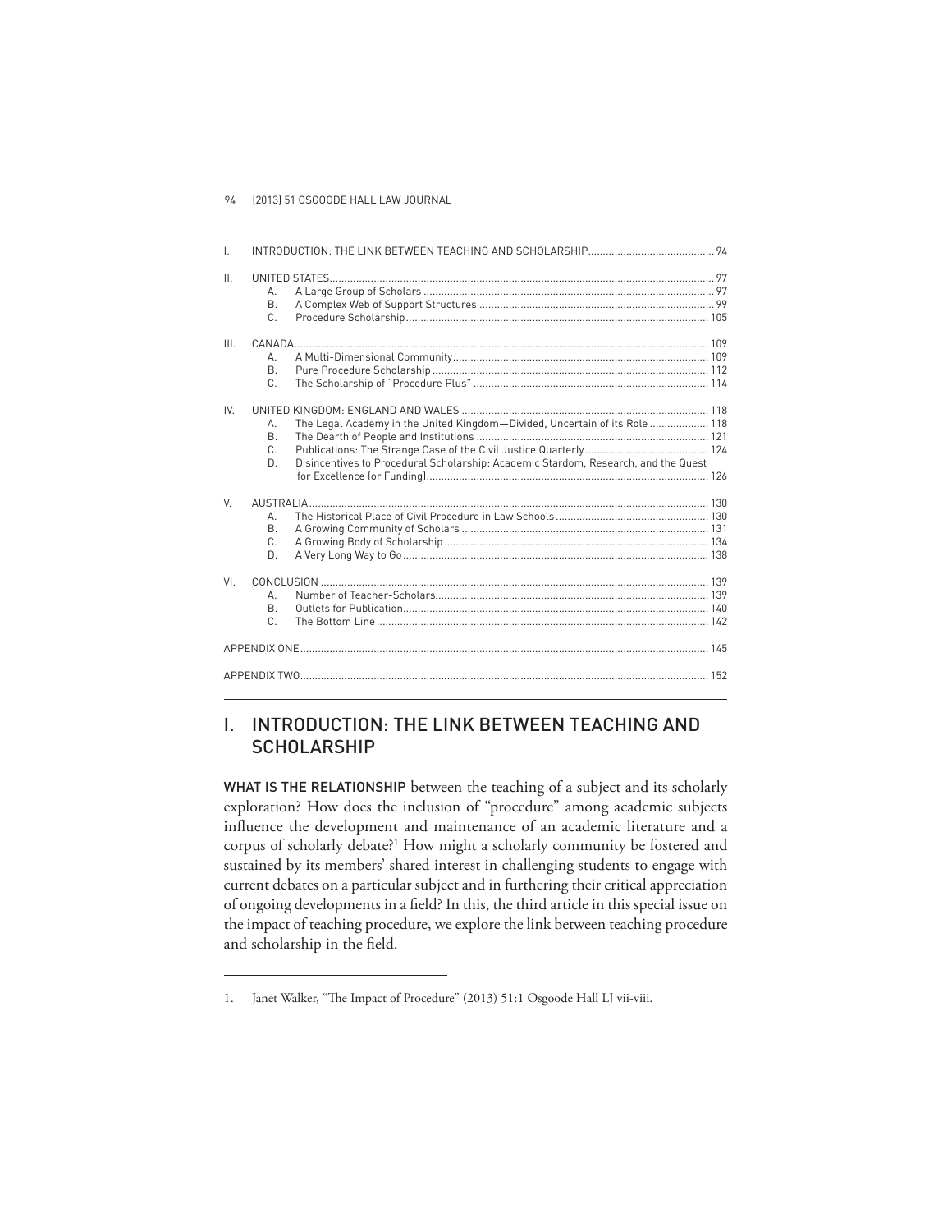| | | | |
|---|---|---|---|
| I. | INTRODUCTION: THE LINK BETWEEN TEACHING AND SCHOLARSHIP | | 94 |
| II. | UNITED STATES | | 97 |
| | A. | A Large Group of Scholars | 97 |
| | B. | A Complex Web of Support Structures | 99 |
| | C. | Procedure Scholarship | 105 |
| III. | CANADA | | 109 |
| | A. | A Multi-Dimensional Community | 109 |
| | B. | Pure Procedure Scholarship | 112 |
| | C. | The Scholarship of "Procedure Plus" | 114 |
| IV. | UNITED KINGDOM: ENGLAND AND WALES | | 118 |
| | A. | The Legal Academy in the United Kingdom—Divided, Uncertain of its Role | 118 |
| | B. | The Dearth of People and Institutions | 121 |
| | C. | Publications: The Strange Case of the Civil Justice Quarterly | 124 |
| | D. | Disincentives to Procedural Scholarship: Academic Stardom, Research, and the Quest for Excellence (or Funding) | 126 |
| V. | AUSTRALIA | | 130 |
| | A. | The Historical Place of Civil Procedure in Law Schools | 130 |
| | B. | A Growing Community of Scholars | 131 |
| | C. | A Growing Body of Scholarship | 134 |
| | D. | A Very Long Way to Go | 138 |
| VI. | CONCLUSION | | 139 |
| | A. | Number of Teacher-Scholars | 139 |
| | B. | Outlets for Publication | 140 |
| | C. | The Bottom Line | 142 |
| APPENDIX ONE | | | 145 |
| APPENDIX TWO | | | 152 |

# I. INTRODUCTION: THE LINK BETWEEN TEACHING AND SCHOLARSHIP

WHAT IS THE RELATIONSHIP between the teaching of a subject and its scholarly exploration? How does the inclusion of "procedure" among academic subjects influence the development and maintenance of an academic literature and a corpus of scholarly debate?[1] How might a scholarly community be fostered and sustained by its members' shared interest in challenging students to engage with current debates on a particular subject and in furthering their critical appreciation of ongoing developments in a field? In this, the third article in this special issue on the impact of teaching procedure, we explore the link between teaching procedure and scholarship in the field.

1. Janet Walker, "The Impact of Procedure" (2013) 51:1 Osgoode Hall LJ vii-viii.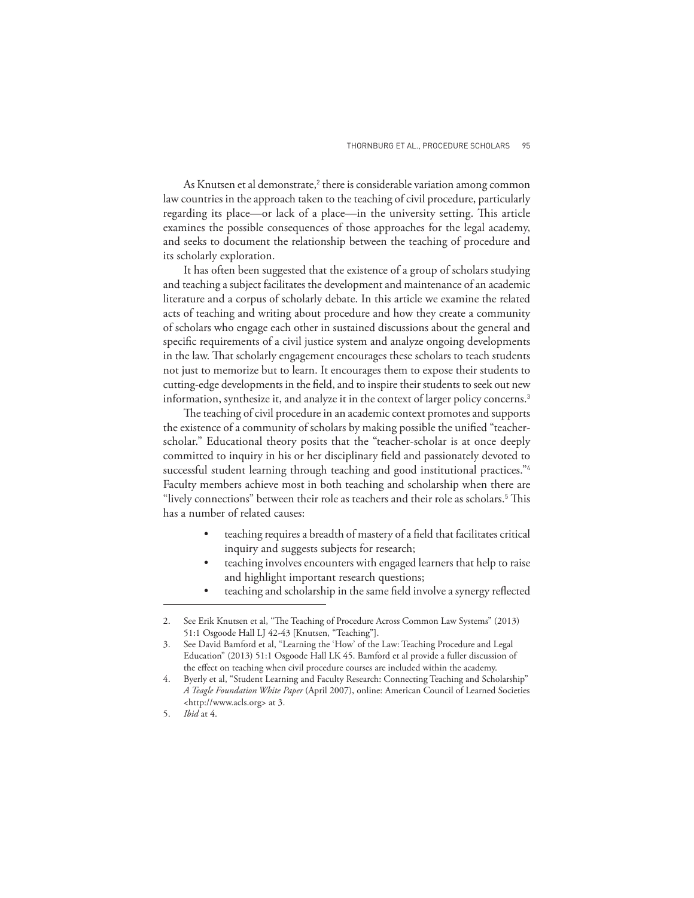As Knutsen et al demonstrate,[2] there is considerable variation among common law countries in the approach taken to the teaching of civil procedure, particularly regarding its place—or lack of a place—in the university setting. This article examines the possible consequences of those approaches for the legal academy, and seeks to document the relationship between the teaching of procedure and its scholarly exploration.

It has often been suggested that the existence of a group of scholars studying and teaching a subject facilitates the development and maintenance of an academic literature and a corpus of scholarly debate. In this article we examine the related acts of teaching and writing about procedure and how they create a community of scholars who engage each other in sustained discussions about the general and specific requirements of a civil justice system and analyze ongoing developments in the law. That scholarly engagement encourages these scholars to teach students not just to memorize but to learn. It encourages them to expose their students to cutting-edge developments in the field, and to inspire their students to seek out new information, synthesize it, and analyze it in the context of larger policy concerns.[3]

The teaching of civil procedure in an academic context promotes and supports the existence of a community of scholars by making possible the unified "teacher-scholar." Educational theory posits that the "teacher-scholar is at once deeply committed to inquiry in his or her disciplinary field and passionately devoted to successful student learning through teaching and good institutional practices."[4] Faculty members achieve most in both teaching and scholarship when there are "lively connections" between their role as teachers and their role as scholars.[5] This has a number of related causes:

- teaching requires a breadth of mastery of a field that facilitates critical inquiry and suggests subjects for research;
- teaching involves encounters with engaged learners that help to raise and highlight important research questions;
- teaching and scholarship in the same field involve a synergy reflected

---

2. See Erik Knutsen et al, "The Teaching of Procedure Across Common Law Systems" (2013) 51:1 Osgoode Hall LJ 42-43 [Knutsen, "Teaching"].
3. See David Bamford et al, "Learning the 'How' of the Law: Teaching Procedure and Legal Education" (2013) 51:1 Osgoode Hall LK 45. Bamford et al provide a fuller discussion of the effect on teaching when civil procedure courses are included within the academy.
4. Byerly et al, "Student Learning and Faculty Research: Connecting Teaching and Scholarship" *A Teagle Foundation White Paper* (April 2007), online: American Council of Learned Societies <http://www.acls.org> at 3.
5. *Ibid* at 4.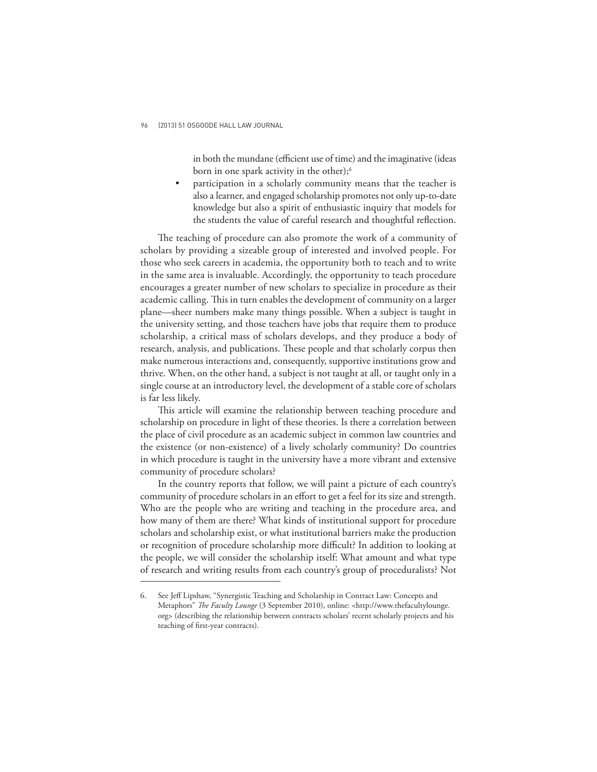in both the mundane (efficient use of time) and the imaginative (ideas born in one spark activity in the other);[6]

- participation in a scholarly community means that the teacher is also a learner, and engaged scholarship promotes not only up-to-date knowledge but also a spirit of enthusiastic inquiry that models for the students the value of careful research and thoughtful reflection.

The teaching of procedure can also promote the work of a community of scholars by providing a sizeable group of interested and involved people. For those who seek careers in academia, the opportunity both to teach and to write in the same area is invaluable. Accordingly, the opportunity to teach procedure encourages a greater number of new scholars to specialize in procedure as their academic calling. This in turn enables the development of community on a larger plane—sheer numbers make many things possible. When a subject is taught in the university setting, and those teachers have jobs that require them to produce scholarship, a critical mass of scholars develops, and they produce a body of research, analysis, and publications. These people and that scholarly corpus then make numerous interactions and, consequently, supportive institutions grow and thrive. When, on the other hand, a subject is not taught at all, or taught only in a single course at an introductory level, the development of a stable core of scholars is far less likely.

This article will examine the relationship between teaching procedure and scholarship on procedure in light of these theories. Is there a correlation between the place of civil procedure as an academic subject in common law countries and the existence (or non-existence) of a lively scholarly community? Do countries in which procedure is taught in the university have a more vibrant and extensive community of procedure scholars?

In the country reports that follow, we will paint a picture of each country's community of procedure scholars in an effort to get a feel for its size and strength. Who are the people who are writing and teaching in the procedure area, and how many of them are there? What kinds of institutional support for procedure scholars and scholarship exist, or what institutional barriers make the production or recognition of procedure scholarship more difficult? In addition to looking at the people, we will consider the scholarship itself: What amount and what type of research and writing results from each country's group of proceduralists? Not

---

6. See Jeff Lipshaw, "Synergistic Teaching and Scholarship in Contract Law: Concepts and Metaphors" *The Faculty Lounge* (3 September 2010), online: <http://www.thefacultylounge.org> (describing the relationship between contracts scholars' recent scholarly projects and his teaching of first-year contracts).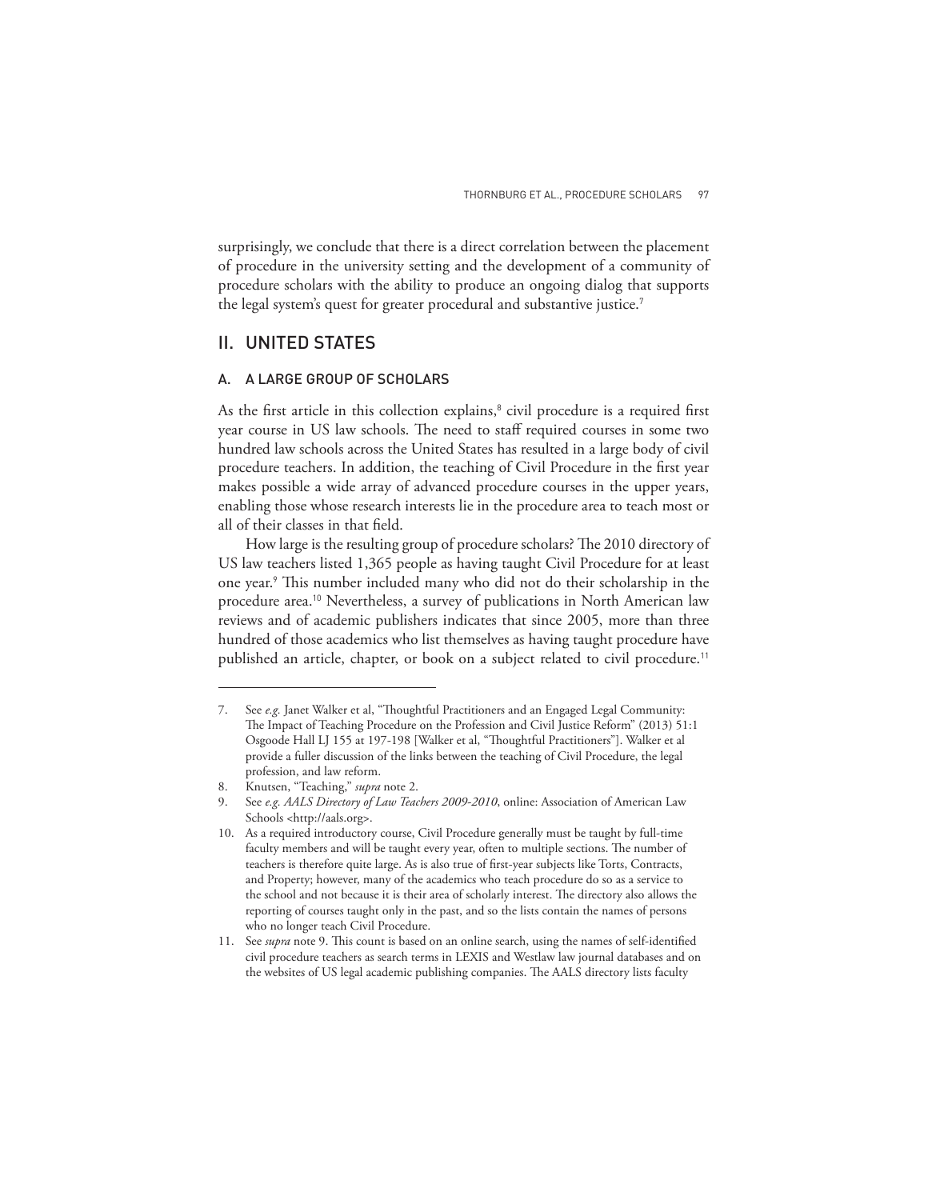surprisingly, we conclude that there is a direct correlation between the placement of procedure in the university setting and the development of a community of procedure scholars with the ability to produce an ongoing dialog that supports the legal system's quest for greater procedural and substantive justice.[7]

## II. UNITED STATES

### A. A LARGE GROUP OF SCHOLARS

As the first article in this collection explains,[8] civil procedure is a required first year course in US law schools. The need to staff required courses in some two hundred law schools across the United States has resulted in a large body of civil procedure teachers. In addition, the teaching of Civil Procedure in the first year makes possible a wide array of advanced procedure courses in the upper years, enabling those whose research interests lie in the procedure area to teach most or all of their classes in that field.

How large is the resulting group of procedure scholars? The 2010 directory of US law teachers listed 1,365 people as having taught Civil Procedure for at least one year.[9] This number included many who did not do their scholarship in the procedure area.[10] Nevertheless, a survey of publications in North American law reviews and of academic publishers indicates that since 2005, more than three hundred of those academics who list themselves as having taught procedure have published an article, chapter, or book on a subject related to civil procedure.[11]

---

7. See *e.g.* Janet Walker et al, "Thoughtful Practitioners and an Engaged Legal Community: The Impact of Teaching Procedure on the Profession and Civil Justice Reform" (2013) 51:1 Osgoode Hall LJ 155 at 197-198 [Walker et al, "Thoughtful Practitioners"]. Walker et al provide a fuller discussion of the links between the teaching of Civil Procedure, the legal profession, and law reform.
8. Knutsen, "Teaching," *supra* note 2.
9. See *e.g. AALS Directory of Law Teachers 2009-2010*, online: Association of American Law Schools <http://aals.org>.
10. As a required introductory course, Civil Procedure generally must be taught by full-time faculty members and will be taught every year, often to multiple sections. The number of teachers is therefore quite large. As is also true of first-year subjects like Torts, Contracts, and Property; however, many of the academics who teach procedure do so as a service to the school and not because it is their area of scholarly interest. The directory also allows the reporting of courses taught only in the past, and so the lists contain the names of persons who no longer teach Civil Procedure.
11. See *supra* note 9. This count is based on an online search, using the names of self-identified civil procedure teachers as search terms in LEXIS and Westlaw law journal databases and on the websites of US legal academic publishing companies. The AALS directory lists faculty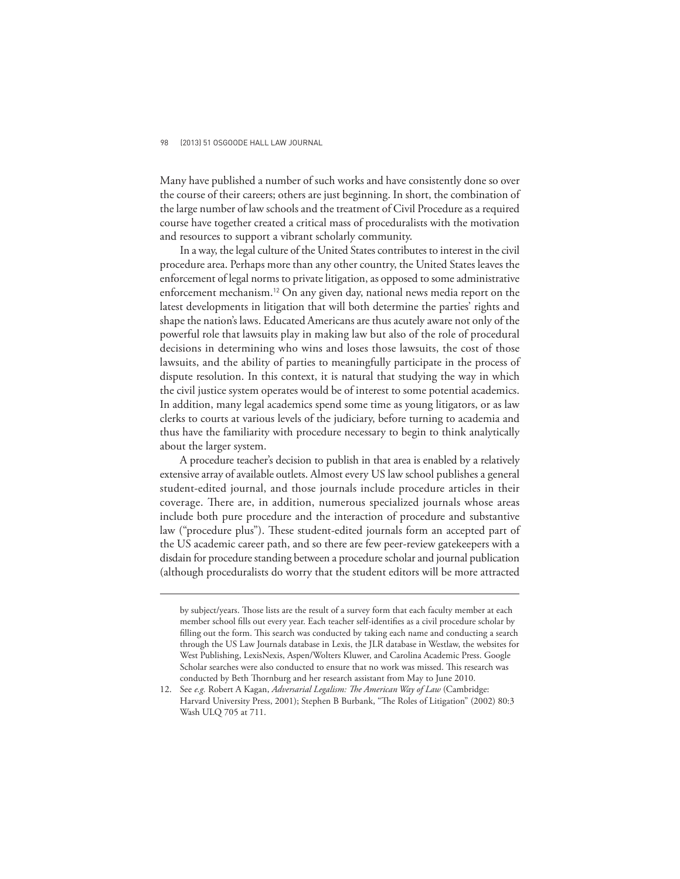Many have published a number of such works and have consistently done so over the course of their careers; others are just beginning. In short, the combination of the large number of law schools and the treatment of Civil Procedure as a required course have together created a critical mass of proceduralists with the motivation and resources to support a vibrant scholarly community.

In a way, the legal culture of the United States contributes to interest in the civil procedure area. Perhaps more than any other country, the United States leaves the enforcement of legal norms to private litigation, as opposed to some administrative enforcement mechanism.[12] On any given day, national news media report on the latest developments in litigation that will both determine the parties' rights and shape the nation's laws. Educated Americans are thus acutely aware not only of the powerful role that lawsuits play in making law but also of the role of procedural decisions in determining who wins and loses those lawsuits, the cost of those lawsuits, and the ability of parties to meaningfully participate in the process of dispute resolution. In this context, it is natural that studying the way in which the civil justice system operates would be of interest to some potential academics. In addition, many legal academics spend some time as young litigators, or as law clerks to courts at various levels of the judiciary, before turning to academia and thus have the familiarity with procedure necessary to begin to think analytically about the larger system.

A procedure teacher's decision to publish in that area is enabled by a relatively extensive array of available outlets. Almost every US law school publishes a general student-edited journal, and those journals include procedure articles in their coverage. There are, in addition, numerous specialized journals whose areas include both pure procedure and the interaction of procedure and substantive law ("procedure plus"). These student-edited journals form an accepted part of the US academic career path, and so there are few peer-review gatekeepers with a disdain for procedure standing between a procedure scholar and journal publication (although proceduralists do worry that the student editors will be more attracted

---

by subject/years. Those lists are the result of a survey form that each faculty member at each member school fills out every year. Each teacher self-identifies as a civil procedure scholar by filling out the form. This search was conducted by taking each name and conducting a search through the US Law Journals database in Lexis, the JLR database in Westlaw, the websites for West Publishing, LexisNexis, Aspen/Wolters Kluwer, and Carolina Academic Press. Google Scholar searches were also conducted to ensure that no work was missed. This research was conducted by Beth Thornburg and her research assistant from May to June 2010.

12. See *e.g.* Robert A Kagan, *Adversarial Legalism: The American Way of Law* (Cambridge: Harvard University Press, 2001); Stephen B Burbank, "The Roles of Litigation" (2002) 80:3 Wash ULQ 705 at 711.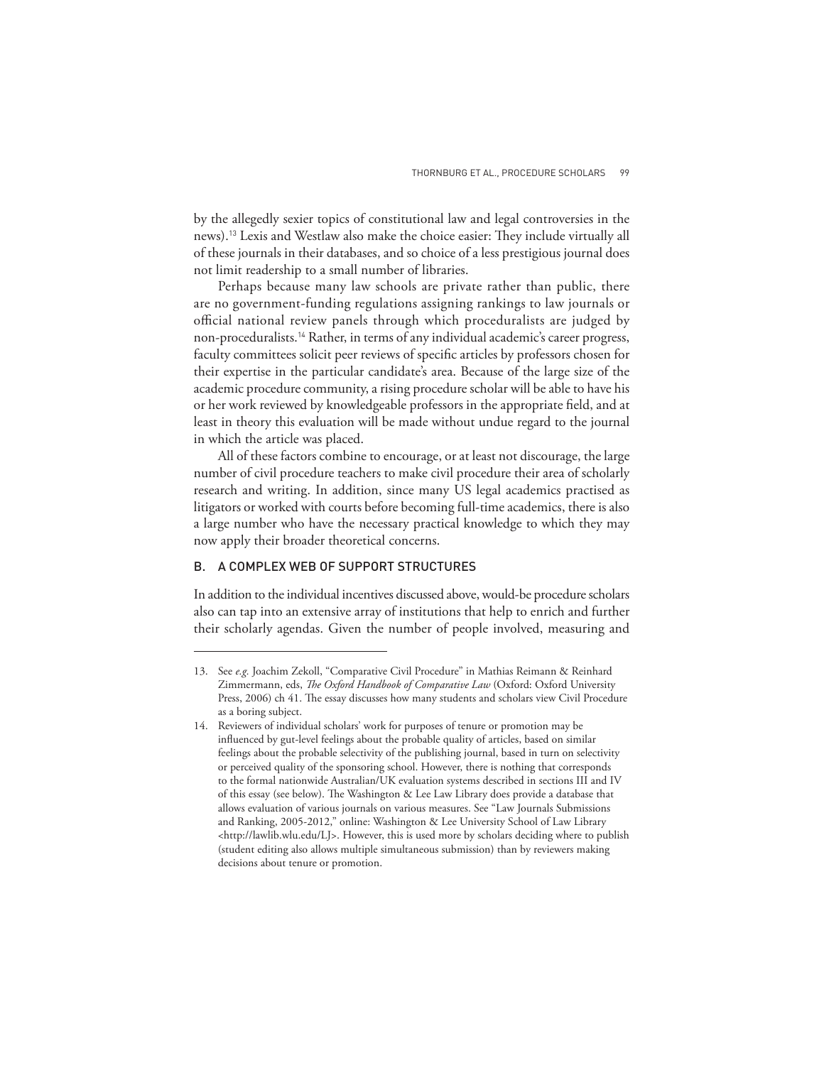by the allegedly sexier topics of constitutional law and legal controversies in the news).[13] Lexis and Westlaw also make the choice easier: They include virtually all of these journals in their databases, and so choice of a less prestigious journal does not limit readership to a small number of libraries.

Perhaps because many law schools are private rather than public, there are no government-funding regulations assigning rankings to law journals or official national review panels through which proceduralists are judged by non-proceduralists.[14] Rather, in terms of any individual academic's career progress, faculty committees solicit peer reviews of specific articles by professors chosen for their expertise in the particular candidate's area. Because of the large size of the academic procedure community, a rising procedure scholar will be able to have his or her work reviewed by knowledgeable professors in the appropriate field, and at least in theory this evaluation will be made without undue regard to the journal in which the article was placed.

All of these factors combine to encourage, or at least not discourage, the large number of civil procedure teachers to make civil procedure their area of scholarly research and writing. In addition, since many US legal academics practised as litigators or worked with courts before becoming full-time academics, there is also a large number who have the necessary practical knowledge to which they may now apply their broader theoretical concerns.

### B. A COMPLEX WEB OF SUPPORT STRUCTURES

In addition to the individual incentives discussed above, would-be procedure scholars also can tap into an extensive array of institutions that help to enrich and further their scholarly agendas. Given the number of people involved, measuring and

---

13. See *e.g.* Joachim Zekoll, "Comparative Civil Procedure" in Mathias Reimann & Reinhard Zimmermann, eds, *The Oxford Handbook of Comparative Law* (Oxford: Oxford University Press, 2006) ch 41. The essay discusses how many students and scholars view Civil Procedure as a boring subject.

14. Reviewers of individual scholars' work for purposes of tenure or promotion may be influenced by gut-level feelings about the probable quality of articles, based on similar feelings about the probable selectivity of the publishing journal, based in turn on selectivity or perceived quality of the sponsoring school. However, there is nothing that corresponds to the formal nationwide Australian/UK evaluation systems described in sections III and IV of this essay (see below). The Washington & Lee Law Library does provide a database that allows evaluation of various journals on various measures. See "Law Journals Submissions and Ranking, 2005-2012," online: Washington & Lee University School of Law Library <http://lawlib.wlu.edu/LJ>. However, this is used more by scholars deciding where to publish (student editing also allows multiple simultaneous submission) than by reviewers making decisions about tenure or promotion.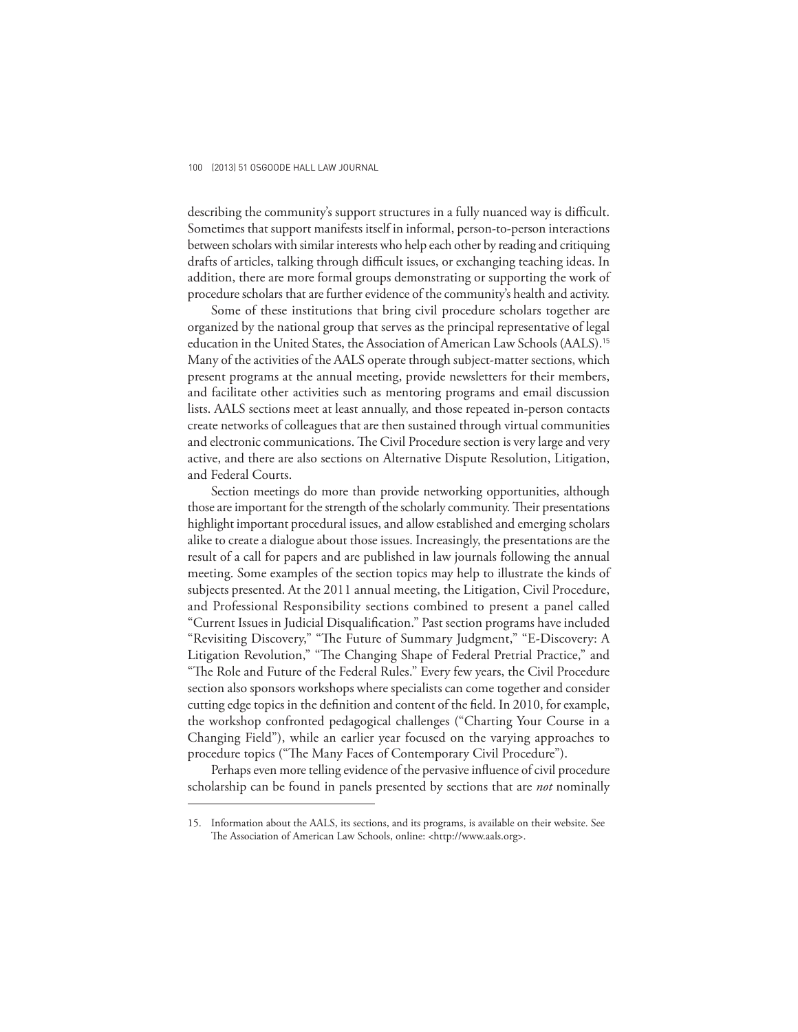describing the community's support structures in a fully nuanced way is difficult. Sometimes that support manifests itself in informal, person-to-person interactions between scholars with similar interests who help each other by reading and critiquing drafts of articles, talking through difficult issues, or exchanging teaching ideas. In addition, there are more formal groups demonstrating or supporting the work of procedure scholars that are further evidence of the community's health and activity.

Some of these institutions that bring civil procedure scholars together are organized by the national group that serves as the principal representative of legal education in the United States, the Association of American Law Schools (AALS).[15] Many of the activities of the AALS operate through subject-matter sections, which present programs at the annual meeting, provide newsletters for their members, and facilitate other activities such as mentoring programs and email discussion lists. AALS sections meet at least annually, and those repeated in-person contacts create networks of colleagues that are then sustained through virtual communities and electronic communications. The Civil Procedure section is very large and very active, and there are also sections on Alternative Dispute Resolution, Litigation, and Federal Courts.

Section meetings do more than provide networking opportunities, although those are important for the strength of the scholarly community. Their presentations highlight important procedural issues, and allow established and emerging scholars alike to create a dialogue about those issues. Increasingly, the presentations are the result of a call for papers and are published in law journals following the annual meeting. Some examples of the section topics may help to illustrate the kinds of subjects presented. At the 2011 annual meeting, the Litigation, Civil Procedure, and Professional Responsibility sections combined to present a panel called "Current Issues in Judicial Disqualification." Past section programs have included "Revisiting Discovery," "The Future of Summary Judgment," "E-Discovery: A Litigation Revolution," "The Changing Shape of Federal Pretrial Practice," and "The Role and Future of the Federal Rules." Every few years, the Civil Procedure section also sponsors workshops where specialists can come together and consider cutting edge topics in the definition and content of the field. In 2010, for example, the workshop confronted pedagogical challenges ("Charting Your Course in a Changing Field"), while an earlier year focused on the varying approaches to procedure topics ("The Many Faces of Contemporary Civil Procedure").

Perhaps even more telling evidence of the pervasive influence of civil procedure scholarship can be found in panels presented by sections that are *not* nominally

15. Information about the AALS, its sections, and its programs, is available on their website. See The Association of American Law Schools, online: <http://www.aals.org>.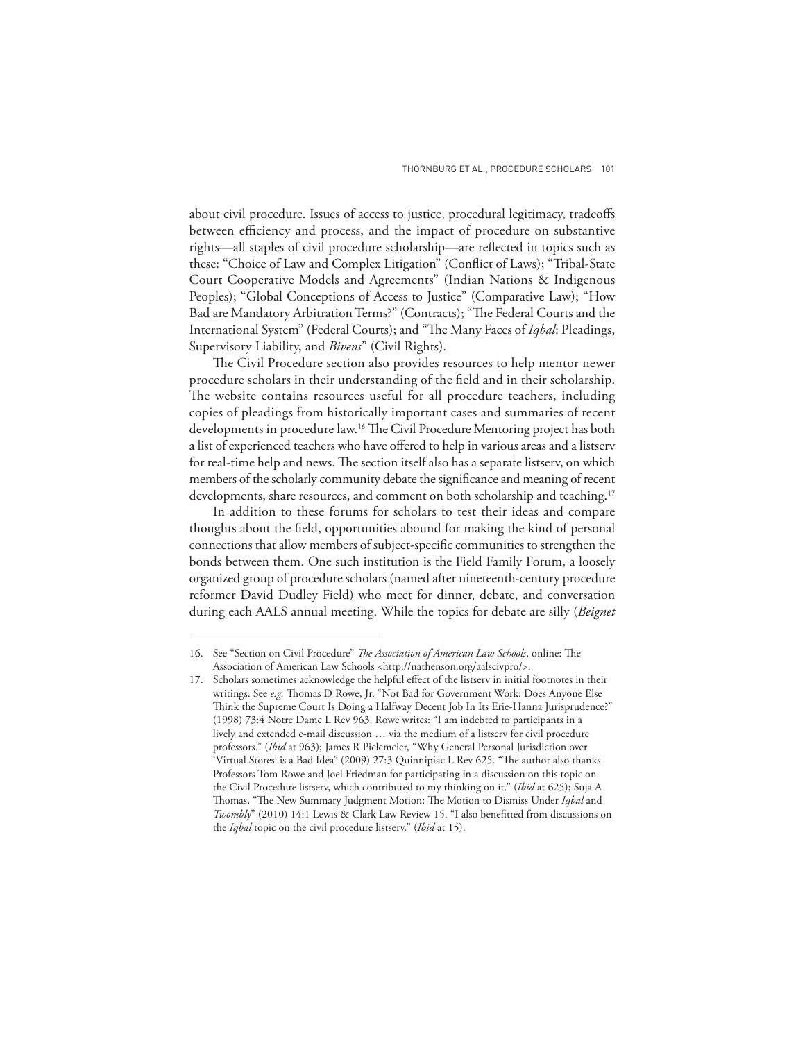about civil procedure. Issues of access to justice, procedural legitimacy, tradeoffs between efficiency and process, and the impact of procedure on substantive rights—all staples of civil procedure scholarship—are reflected in topics such as these: "Choice of Law and Complex Litigation" (Conflict of Laws); "Tribal-State Court Cooperative Models and Agreements" (Indian Nations & Indigenous Peoples); "Global Conceptions of Access to Justice" (Comparative Law); "How Bad are Mandatory Arbitration Terms?" (Contracts); "The Federal Courts and the International System" (Federal Courts); and "The Many Faces of *Iqbal*: Pleadings, Supervisory Liability, and *Bivens*" (Civil Rights).

The Civil Procedure section also provides resources to help mentor newer procedure scholars in their understanding of the field and in their scholarship. The website contains resources useful for all procedure teachers, including copies of pleadings from historically important cases and summaries of recent developments in procedure law.[16] The Civil Procedure Mentoring project has both a list of experienced teachers who have offered to help in various areas and a listserv for real-time help and news. The section itself also has a separate listserv, on which members of the scholarly community debate the significance and meaning of recent developments, share resources, and comment on both scholarship and teaching.[17]

In addition to these forums for scholars to test their ideas and compare thoughts about the field, opportunities abound for making the kind of personal connections that allow members of subject-specific communities to strengthen the bonds between them. One such institution is the Field Family Forum, a loosely organized group of procedure scholars (named after nineteenth-century procedure reformer David Dudley Field) who meet for dinner, debate, and conversation during each AALS annual meeting. While the topics for debate are silly (*Beignet*

---

16. See "Section on Civil Procedure" *The Association of American Law Schools*, online: The Association of American Law Schools <http://nathenson.org/aalscivpro/>.

17. Scholars sometimes acknowledge the helpful effect of the listserv in initial footnotes in their writings. See *e.g.* Thomas D Rowe, Jr, "Not Bad for Government Work: Does Anyone Else Think the Supreme Court Is Doing a Halfway Decent Job In Its Erie-Hanna Jurisprudence?" (1998) 73:4 Notre Dame L Rev 963. Rowe writes: "I am indebted to participants in a lively and extended e-mail discussion … via the medium of a listserv for civil procedure professors." (*Ibid* at 963); James R Pielemeier, "Why General Personal Jurisdiction over 'Virtual Stores' is a Bad Idea" (2009) 27:3 Quinnipiac L Rev 625. "The author also thanks Professors Tom Rowe and Joel Friedman for participating in a discussion on this topic on the Civil Procedure listserv, which contributed to my thinking on it." (*Ibid* at 625); Suja A Thomas, "The New Summary Judgment Motion: The Motion to Dismiss Under *Iqbal* and *Twombly*" (2010) 14:1 Lewis & Clark Law Review 15. "I also benefitted from discussions on the *Iqbal* topic on the civil procedure listserv." (*Ibid* at 15).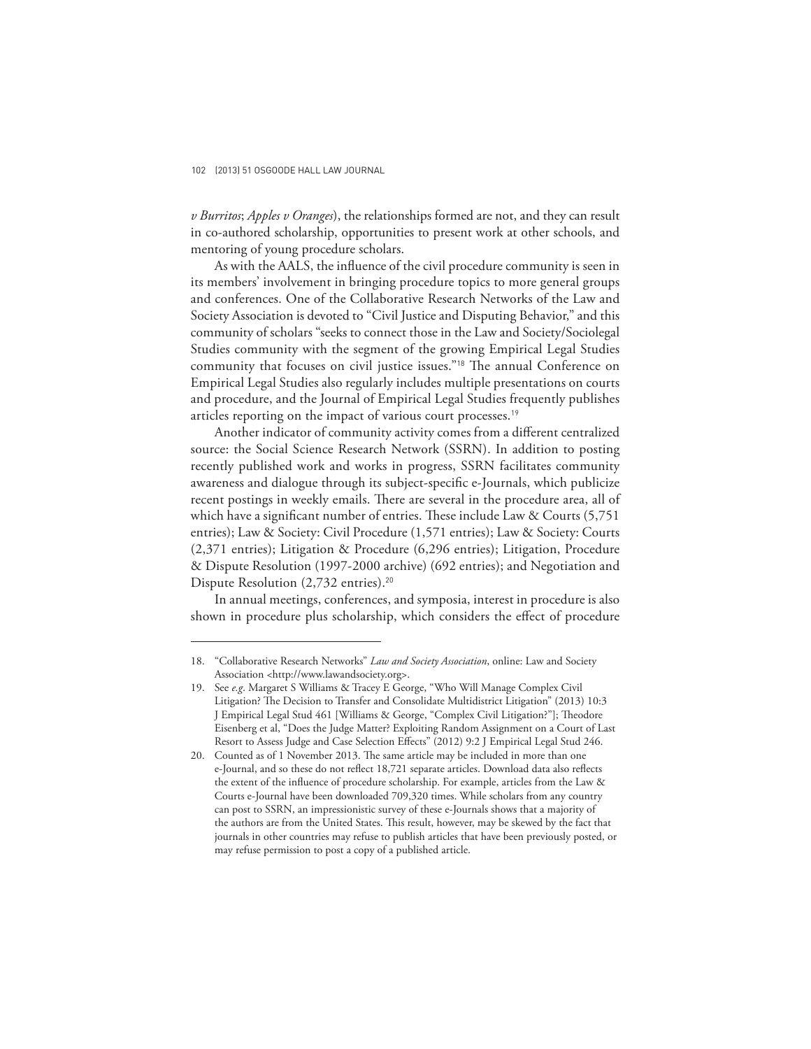*v Burritos*; *Apples v Oranges*), the relationships formed are not, and they can result in co-authored scholarship, opportunities to present work at other schools, and mentoring of young procedure scholars.

As with the AALS, the influence of the civil procedure community is seen in its members' involvement in bringing procedure topics to more general groups and conferences. One of the Collaborative Research Networks of the Law and Society Association is devoted to "Civil Justice and Disputing Behavior," and this community of scholars "seeks to connect those in the Law and Society/Sociolegal Studies community with the segment of the growing Empirical Legal Studies community that focuses on civil justice issues."[18] The annual Conference on Empirical Legal Studies also regularly includes multiple presentations on courts and procedure, and the Journal of Empirical Legal Studies frequently publishes articles reporting on the impact of various court processes.[19]

Another indicator of community activity comes from a different centralized source: the Social Science Research Network (SSRN). In addition to posting recently published work and works in progress, SSRN facilitates community awareness and dialogue through its subject-specific e-Journals, which publicize recent postings in weekly emails. There are several in the procedure area, all of which have a significant number of entries. These include Law & Courts (5,751 entries); Law & Society: Civil Procedure (1,571 entries); Law & Society: Courts (2,371 entries); Litigation & Procedure (6,296 entries); Litigation, Procedure & Dispute Resolution (1997-2000 archive) (692 entries); and Negotiation and Dispute Resolution (2,732 entries).[20]

In annual meetings, conferences, and symposia, interest in procedure is also shown in procedure plus scholarship, which considers the effect of procedure

---

18. "Collaborative Research Networks" *Law and Society Association*, online: Law and Society Association <http://www.lawandsociety.org>.

19. See *e.g*. Margaret S Williams & Tracey E George, "Who Will Manage Complex Civil Litigation? The Decision to Transfer and Consolidate Multidistrict Litigation" (2013) 10:3 J Empirical Legal Stud 461 [Williams & George, "Complex Civil Litigation?"]; Theodore Eisenberg et al, "Does the Judge Matter? Exploiting Random Assignment on a Court of Last Resort to Assess Judge and Case Selection Effects" (2012) 9:2 J Empirical Legal Stud 246.

20. Counted as of 1 November 2013. The same article may be included in more than one e-Journal, and so these do not reflect 18,721 separate articles. Download data also reflects the extent of the influence of procedure scholarship. For example, articles from the Law & Courts e-Journal have been downloaded 709,320 times. While scholars from any country can post to SSRN, an impressionistic survey of these e-Journals shows that a majority of the authors are from the United States. This result, however, may be skewed by the fact that journals in other countries may refuse to publish articles that have been previously posted, or may refuse permission to post a copy of a published article.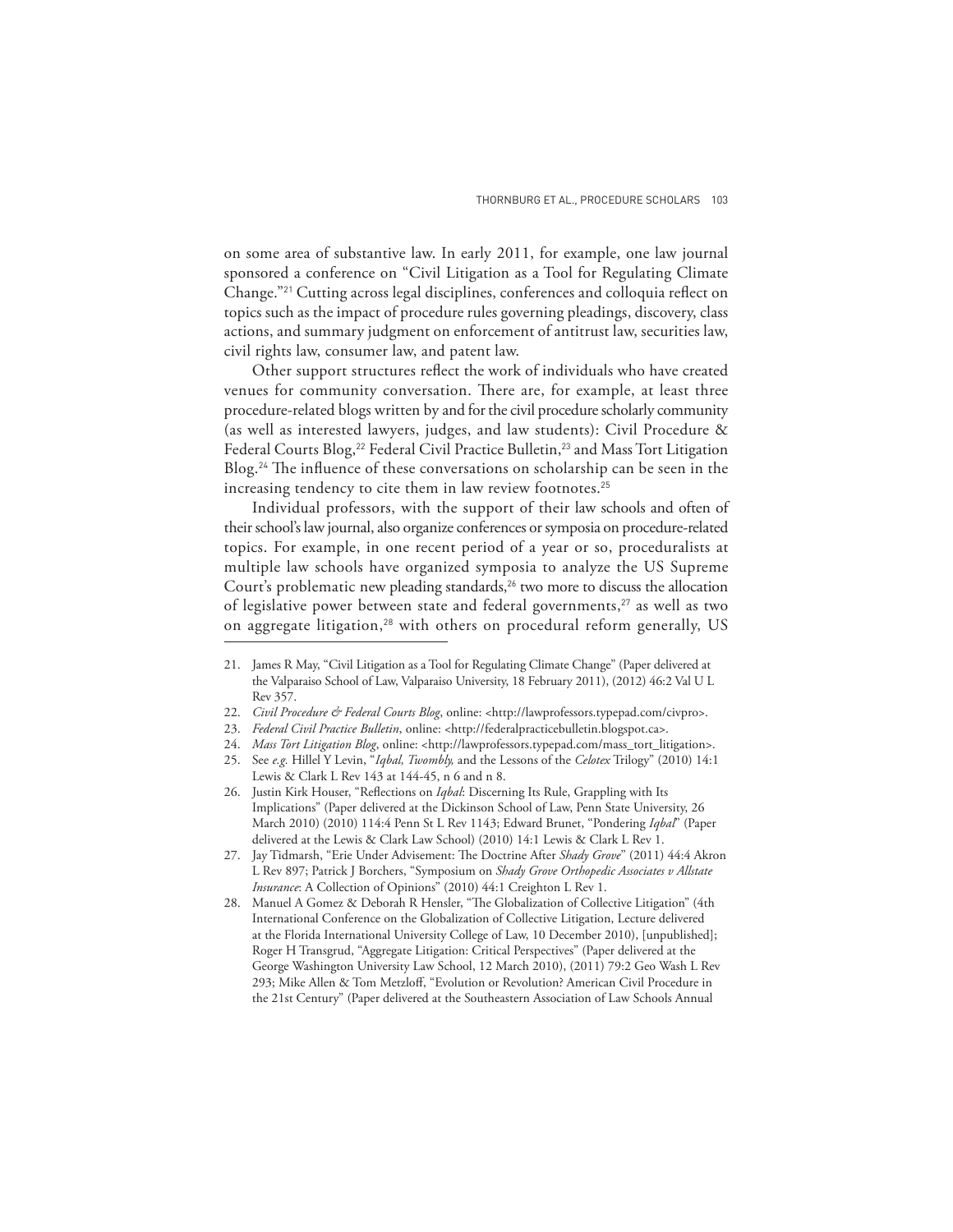on some area of substantive law. In early 2011, for example, one law journal sponsored a conference on "Civil Litigation as a Tool for Regulating Climate Change."[21] Cutting across legal disciplines, conferences and colloquia reflect on topics such as the impact of procedure rules governing pleadings, discovery, class actions, and summary judgment on enforcement of antitrust law, securities law, civil rights law, consumer law, and patent law.

Other support structures reflect the work of individuals who have created venues for community conversation. There are, for example, at least three procedure-related blogs written by and for the civil procedure scholarly community (as well as interested lawyers, judges, and law students): Civil Procedure & Federal Courts Blog,[22] Federal Civil Practice Bulletin,[23] and Mass Tort Litigation Blog.[24] The influence of these conversations on scholarship can be seen in the increasing tendency to cite them in law review footnotes.[25]

Individual professors, with the support of their law schools and often of their school's law journal, also organize conferences or symposia on procedure-related topics. For example, in one recent period of a year or so, proceduralists at multiple law schools have organized symposia to analyze the US Supreme Court's problematic new pleading standards,[26] two more to discuss the allocation of legislative power between state and federal governments,[27] as well as two on aggregate litigation,[28] with others on procedural reform generally, US

---

21. James R May, "Civil Litigation as a Tool for Regulating Climate Change" (Paper delivered at the Valparaiso School of Law, Valparaiso University, 18 February 2011), (2012) 46:2 Val U L Rev 357.
22. *Civil Procedure & Federal Courts Blog*, online: <http://lawprofessors.typepad.com/civpro>.
23. *Federal Civil Practice Bulletin*, online: <http://federalpracticebulletin.blogspot.ca>.
24. *Mass Tort Litigation Blog*, online: <http://lawprofessors.typepad.com/mass_tort_litigation>.
25. See *e.g.* Hillel Y Levin, "*Iqbal, Twombly,* and the Lessons of the *Celotex* Trilogy" (2010) 14:1 Lewis & Clark L Rev 143 at 144-45, n 6 and n 8.
26. Justin Kirk Houser, "Reflections on *Iqbal*: Discerning Its Rule, Grappling with Its Implications" (Paper delivered at the Dickinson School of Law, Penn State University, 26 March 2010) (2010) 114:4 Penn St L Rev 1143; Edward Brunet, "Pondering *Iqbal*" (Paper delivered at the Lewis & Clark Law School) (2010) 14:1 Lewis & Clark L Rev 1.
27. Jay Tidmarsh, "Erie Under Advisement: The Doctrine After *Shady Grove*" (2011) 44:4 Akron L Rev 897; Patrick J Borchers, "Symposium on *Shady Grove Orthopedic Associates v Allstate Insurance*: A Collection of Opinions" (2010) 44:1 Creighton L Rev 1.
28. Manuel A Gomez & Deborah R Hensler, "The Globalization of Collective Litigation" (4th International Conference on the Globalization of Collective Litigation, Lecture delivered at the Florida International University College of Law, 10 December 2010), [unpublished]; Roger H Transgrud, "Aggregate Litigation: Critical Perspectives" (Paper delivered at the George Washington University Law School, 12 March 2010), (2011) 79:2 Geo Wash L Rev 293; Mike Allen & Tom Metzloff, "Evolution or Revolution? American Civil Procedure in the 21st Century" (Paper delivered at the Southeastern Association of Law Schools Annual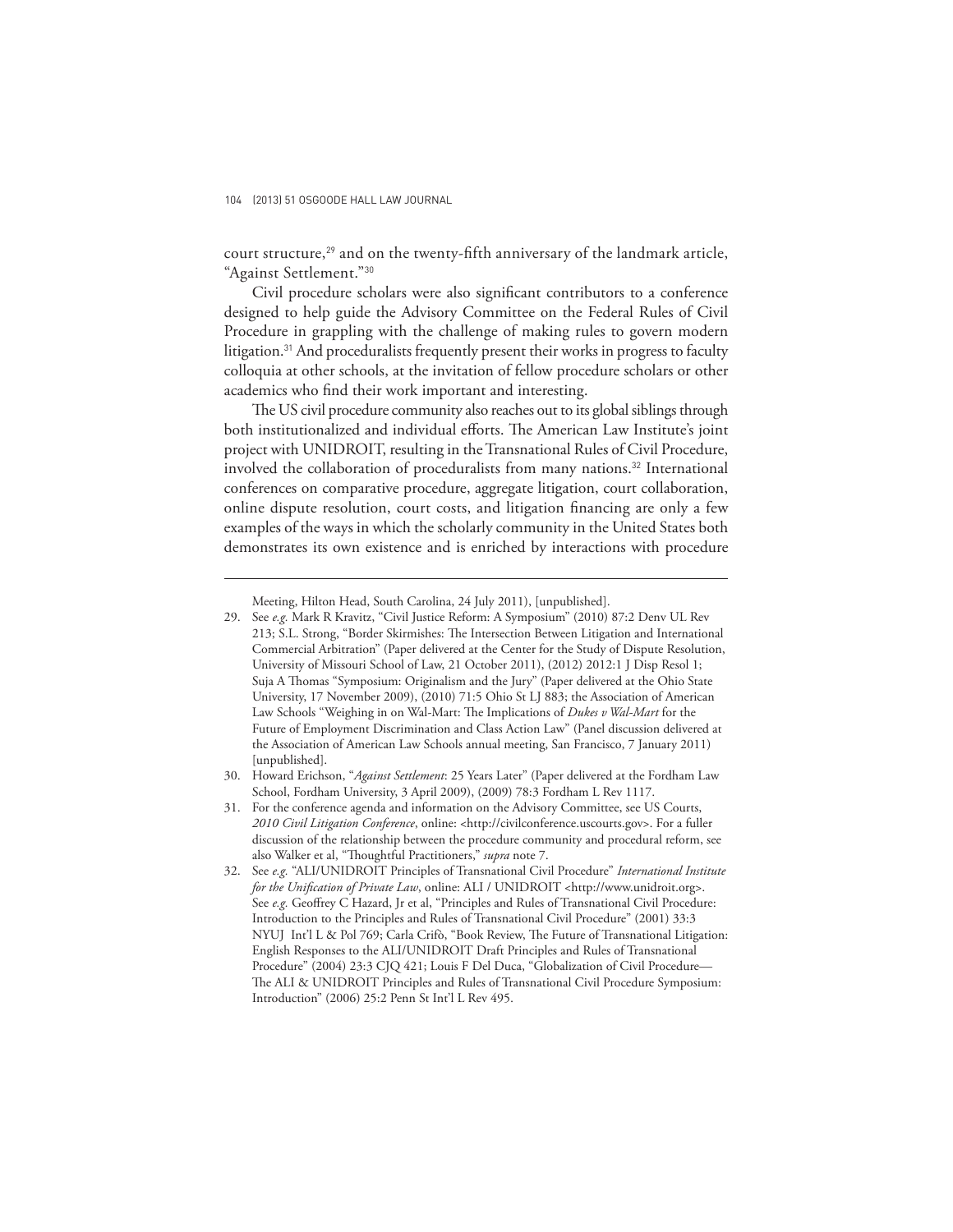court structure,[29] and on the twenty-fifth anniversary of the landmark article, "Against Settlement."[30]

Civil procedure scholars were also significant contributors to a conference designed to help guide the Advisory Committee on the Federal Rules of Civil Procedure in grappling with the challenge of making rules to govern modern litigation.[31] And proceduralists frequently present their works in progress to faculty colloquia at other schools, at the invitation of fellow procedure scholars or other academics who find their work important and interesting.

The US civil procedure community also reaches out to its global siblings through both institutionalized and individual efforts. The American Law Institute's joint project with UNIDROIT, resulting in the Transnational Rules of Civil Procedure, involved the collaboration of proceduralists from many nations.[32] International conferences on comparative procedure, aggregate litigation, court collaboration, online dispute resolution, court costs, and litigation financing are only a few examples of the ways in which the scholarly community in the United States both demonstrates its own existence and is enriched by interactions with procedure

---

Meeting, Hilton Head, South Carolina, 24 July 2011), [unpublished].

29. See *e.g.* Mark R Kravitz, "Civil Justice Reform: A Symposium" (2010) 87:2 Denv UL Rev 213; S.L. Strong, "Border Skirmishes: The Intersection Between Litigation and International Commercial Arbitration" (Paper delivered at the Center for the Study of Dispute Resolution, University of Missouri School of Law, 21 October 2011), (2012) 2012:1 J Disp Resol 1; Suja A Thomas "Symposium: Originalism and the Jury" (Paper delivered at the Ohio State University, 17 November 2009), (2010) 71:5 Ohio St LJ 883; the Association of American Law Schools "Weighing in on Wal-Mart: The Implications of *Dukes v Wal-Mart* for the Future of Employment Discrimination and Class Action Law" (Panel discussion delivered at the Association of American Law Schools annual meeting, San Francisco, 7 January 2011) [unpublished].

30. Howard Erichson, "*Against Settlement*: 25 Years Later" (Paper delivered at the Fordham Law School, Fordham University, 3 April 2009), (2009) 78:3 Fordham L Rev 1117.

31. For the conference agenda and information on the Advisory Committee, see US Courts, *2010 Civil Litigation Conference*, online: <http://civilconference.uscourts.gov>. For a fuller discussion of the relationship between the procedure community and procedural reform, see also Walker et al, "Thoughtful Practitioners," *supra* note 7.

32. See *e.g.* "ALI/UNIDROIT Principles of Transnational Civil Procedure" *International Institute for the Unification of Private Law*, online: ALI / UNIDROIT <http://www.unidroit.org>. See *e.g.* Geoffrey C Hazard, Jr et al, "Principles and Rules of Transnational Civil Procedure: Introduction to the Principles and Rules of Transnational Civil Procedure" (2001) 33:3 NYUJ Int'l L & Pol 769; Carla Crifò, "Book Review, The Future of Transnational Litigation: English Responses to the ALI/UNIDROIT Draft Principles and Rules of Transnational Procedure" (2004) 23:3 CJQ 421; Louis F Del Duca, "Globalization of Civil Procedure—The ALI & UNIDROIT Principles and Rules of Transnational Civil Procedure Symposium: Introduction" (2006) 25:2 Penn St Int'l L Rev 495.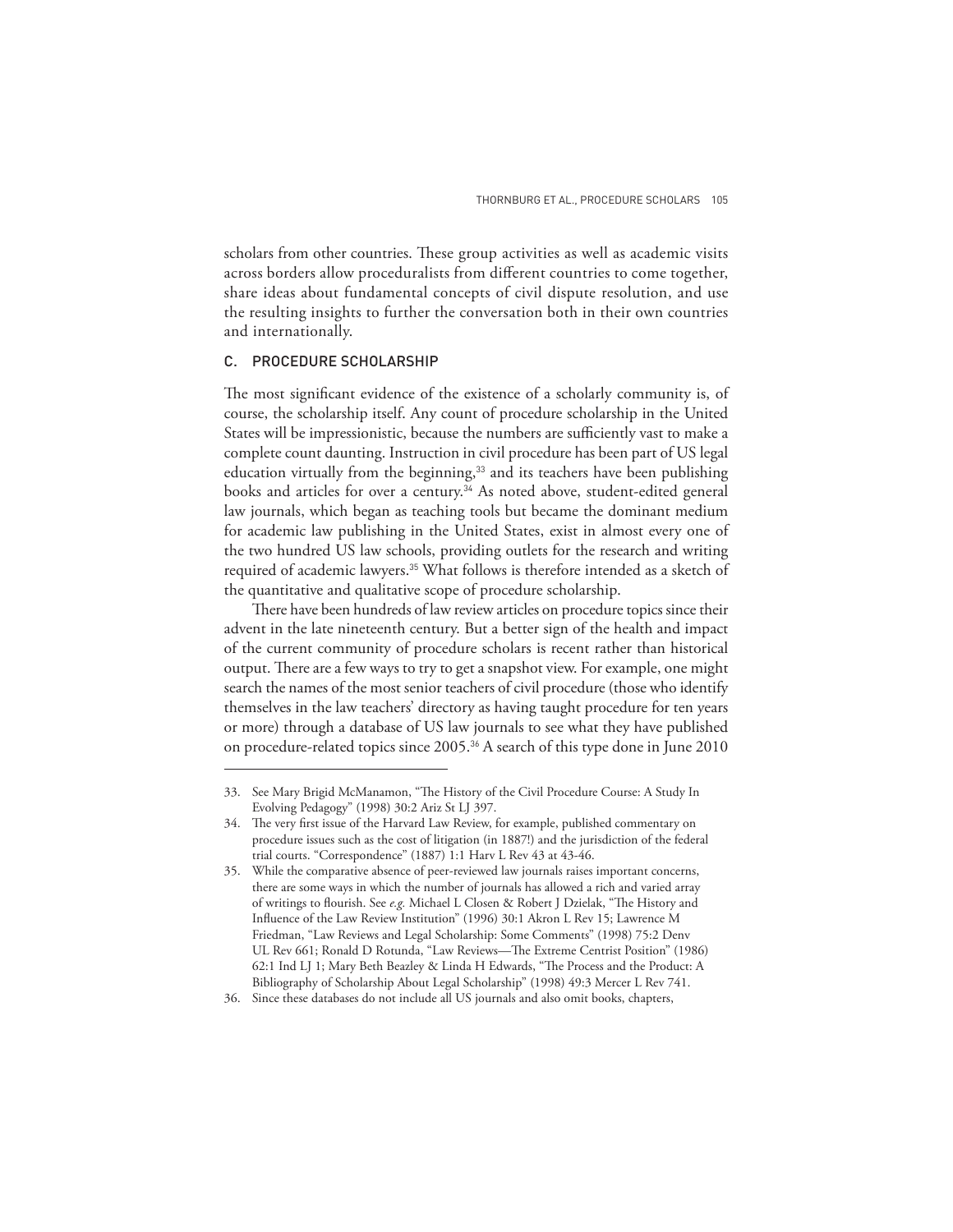scholars from other countries. These group activities as well as academic visits across borders allow proceduralists from different countries to come together, share ideas about fundamental concepts of civil dispute resolution, and use the resulting insights to further the conversation both in their own countries and internationally.

### C. PROCEDURE SCHOLARSHIP

The most significant evidence of the existence of a scholarly community is, of course, the scholarship itself. Any count of procedure scholarship in the United States will be impressionistic, because the numbers are sufficiently vast to make a complete count daunting. Instruction in civil procedure has been part of US legal education virtually from the beginning,[33] and its teachers have been publishing books and articles for over a century.[34] As noted above, student-edited general law journals, which began as teaching tools but became the dominant medium for academic law publishing in the United States, exist in almost every one of the two hundred US law schools, providing outlets for the research and writing required of academic lawyers.[35] What follows is therefore intended as a sketch of the quantitative and qualitative scope of procedure scholarship.

There have been hundreds of law review articles on procedure topics since their advent in the late nineteenth century. But a better sign of the health and impact of the current community of procedure scholars is recent rather than historical output. There are a few ways to try to get a snapshot view. For example, one might search the names of the most senior teachers of civil procedure (those who identify themselves in the law teachers' directory as having taught procedure for ten years or more) through a database of US law journals to see what they have published on procedure-related topics since 2005.[36] A search of this type done in June 2010

---

33. See Mary Brigid McManamon, "The History of the Civil Procedure Course: A Study In Evolving Pedagogy" (1998) 30:2 Ariz St LJ 397.

34. The very first issue of the Harvard Law Review, for example, published commentary on procedure issues such as the cost of litigation (in 1887!) and the jurisdiction of the federal trial courts. "Correspondence" (1887) 1:1 Harv L Rev 43 at 43-46.

35. While the comparative absence of peer-reviewed law journals raises important concerns, there are some ways in which the number of journals has allowed a rich and varied array of writings to flourish. See *e.g.* Michael L Closen & Robert J Dzielak, "The History and Influence of the Law Review Institution" (1996) 30:1 Akron L Rev 15; Lawrence M Friedman, "Law Reviews and Legal Scholarship: Some Comments" (1998) 75:2 Denv UL Rev 661; Ronald D Rotunda, "Law Reviews—The Extreme Centrist Position" (1986) 62:1 Ind LJ 1; Mary Beth Beazley & Linda H Edwards, "The Process and the Product: A Bibliography of Scholarship About Legal Scholarship" (1998) 49:3 Mercer L Rev 741.

36. Since these databases do not include all US journals and also omit books, chapters,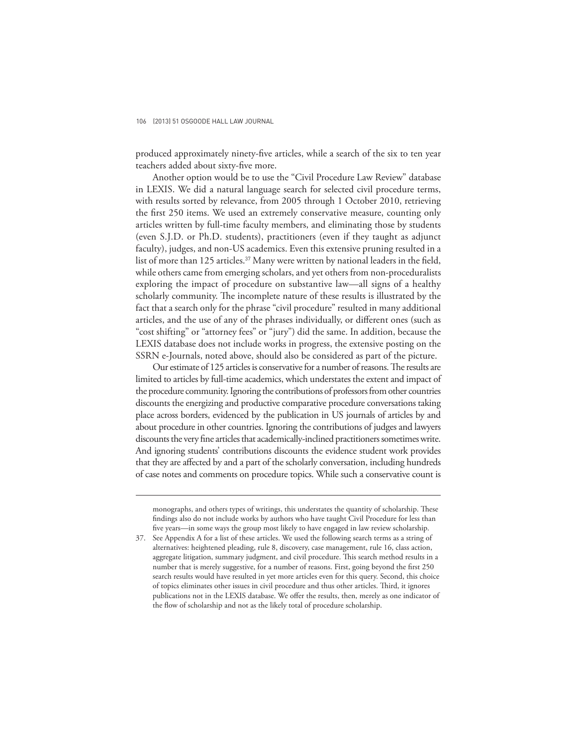produced approximately ninety-five articles, while a search of the six to ten year teachers added about sixty-five more.

Another option would be to use the "Civil Procedure Law Review" database in LEXIS. We did a natural language search for selected civil procedure terms, with results sorted by relevance, from 2005 through 1 October 2010, retrieving the first 250 items. We used an extremely conservative measure, counting only articles written by full-time faculty members, and eliminating those by students (even S.J.D. or Ph.D. students), practitioners (even if they taught as adjunct faculty), judges, and non-US academics. Even this extensive pruning resulted in a list of more than 125 articles.[37] Many were written by national leaders in the field, while others came from emerging scholars, and yet others from non-proceduralists exploring the impact of procedure on substantive law—all signs of a healthy scholarly community. The incomplete nature of these results is illustrated by the fact that a search only for the phrase "civil procedure" resulted in many additional articles, and the use of any of the phrases individually, or different ones (such as "cost shifting" or "attorney fees" or "jury") did the same. In addition, because the LEXIS database does not include works in progress, the extensive posting on the SSRN e-Journals, noted above, should also be considered as part of the picture.

Our estimate of 125 articles is conservative for a number of reasons. The results are limited to articles by full-time academics, which understates the extent and impact of the procedure community. Ignoring the contributions of professors from other countries discounts the energizing and productive comparative procedure conversations taking place across borders, evidenced by the publication in US journals of articles by and about procedure in other countries. Ignoring the contributions of judges and lawyers discounts the very fine articles that academically-inclined practitioners sometimes write. And ignoring students' contributions discounts the evidence student work provides that they are affected by and a part of the scholarly conversation, including hundreds of case notes and comments on procedure topics. While such a conservative count is

---

monographs, and others types of writings, this understates the quantity of scholarship. These findings also do not include works by authors who have taught Civil Procedure for less than five years—in some ways the group most likely to have engaged in law review scholarship.

37. See Appendix A for a list of these articles. We used the following search terms as a string of alternatives: heightened pleading, rule 8, discovery, case management, rule 16, class action, aggregate litigation, summary judgment, and civil procedure. This search method results in a number that is merely suggestive, for a number of reasons. First, going beyond the first 250 search results would have resulted in yet more articles even for this query. Second, this choice of topics eliminates other issues in civil procedure and thus other articles. Third, it ignores publications not in the LEXIS database. We offer the results, then, merely as one indicator of the flow of scholarship and not as the likely total of procedure scholarship.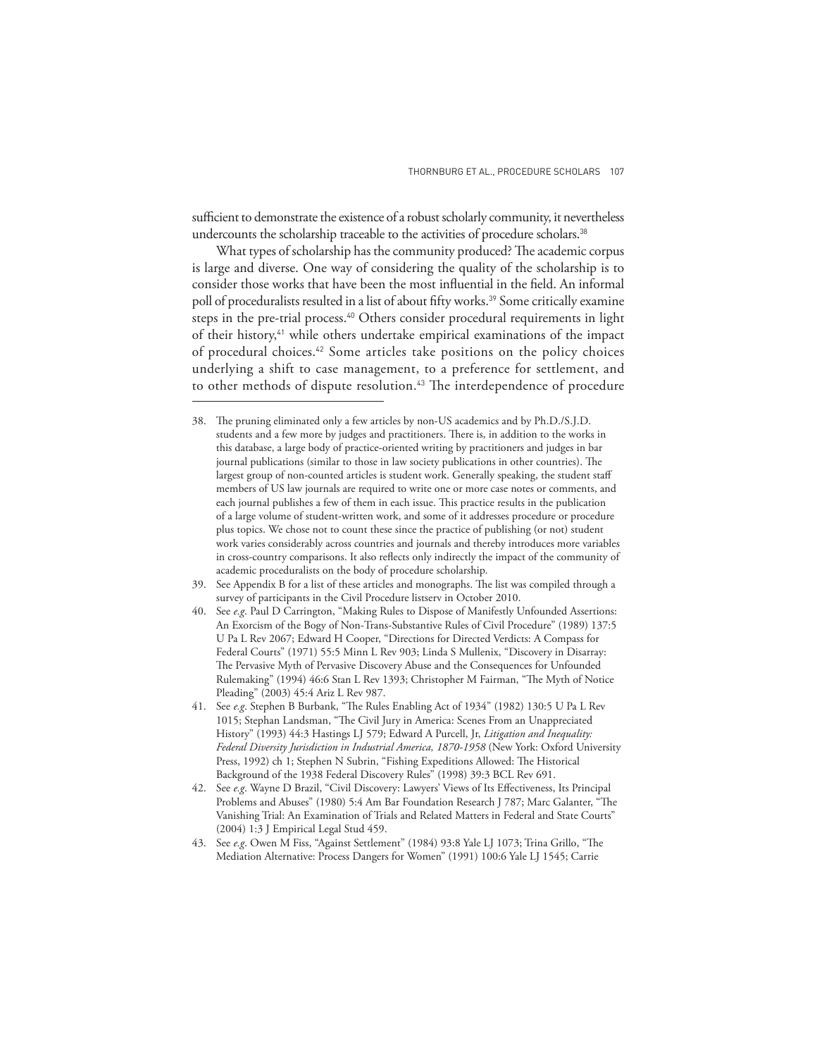sufficient to demonstrate the existence of a robust scholarly community, it nevertheless undercounts the scholarship traceable to the activities of procedure scholars.[38]

What types of scholarship has the community produced? The academic corpus is large and diverse. One way of considering the quality of the scholarship is to consider those works that have been the most influential in the field. An informal poll of proceduralists resulted in a list of about fifty works.[39] Some critically examine steps in the pre-trial process.[40] Others consider procedural requirements in light of their history,[41] while others undertake empirical examinations of the impact of procedural choices.[42] Some articles take positions on the policy choices underlying a shift to case management, to a preference for settlement, and to other methods of dispute resolution.[43] The interdependence of procedure

---

38. The pruning eliminated only a few articles by non-US academics and by Ph.D./S.J.D. students and a few more by judges and practitioners. There is, in addition to the works in this database, a large body of practice-oriented writing by practitioners and judges in bar journal publications (similar to those in law society publications in other countries). The largest group of non-counted articles is student work. Generally speaking, the student staff members of US law journals are required to write one or more case notes or comments, and each journal publishes a few of them in each issue. This practice results in the publication of a large volume of student-written work, and some of it addresses procedure or procedure plus topics. We chose not to count these since the practice of publishing (or not) student work varies considerably across countries and journals and thereby introduces more variables in cross-country comparisons. It also reflects only indirectly the impact of the community of academic proceduralists on the body of procedure scholarship.
39. See Appendix B for a list of these articles and monographs. The list was compiled through a survey of participants in the Civil Procedure listserv in October 2010.
40. See *e.g.* Paul D Carrington, "Making Rules to Dispose of Manifestly Unfounded Assertions: An Exorcism of the Bogy of Non-Trans-Substantive Rules of Civil Procedure" (1989) 137:5 U Pa L Rev 2067; Edward H Cooper, "Directions for Directed Verdicts: A Compass for Federal Courts" (1971) 55:5 Minn L Rev 903; Linda S Mullenix, "Discovery in Disarray: The Pervasive Myth of Pervasive Discovery Abuse and the Consequences for Unfounded Rulemaking" (1994) 46:6 Stan L Rev 1393; Christopher M Fairman, "The Myth of Notice Pleading" (2003) 45:4 Ariz L Rev 987.
41. See *e.g.* Stephen B Burbank, "The Rules Enabling Act of 1934" (1982) 130:5 U Pa L Rev 1015; Stephan Landsman, "The Civil Jury in America: Scenes From an Unappreciated History" (1993) 44:3 Hastings LJ 579; Edward A Purcell, Jr, *Litigation and Inequality: Federal Diversity Jurisdiction in Industrial America, 1870-1958* (New York: Oxford University Press, 1992) ch 1; Stephen N Subrin, "Fishing Expeditions Allowed: The Historical Background of the 1938 Federal Discovery Rules" (1998) 39:3 BCL Rev 691.
42. See *e.g.* Wayne D Brazil, "Civil Discovery: Lawyers' Views of Its Effectiveness, Its Principal Problems and Abuses" (1980) 5:4 Am Bar Foundation Research J 787; Marc Galanter, "The Vanishing Trial: An Examination of Trials and Related Matters in Federal and State Courts" (2004) 1:3 J Empirical Legal Stud 459.
43. See *e.g.* Owen M Fiss, "Against Settlement" (1984) 93:8 Yale LJ 1073; Trina Grillo, "The Mediation Alternative: Process Dangers for Women" (1991) 100:6 Yale LJ 1545; Carrie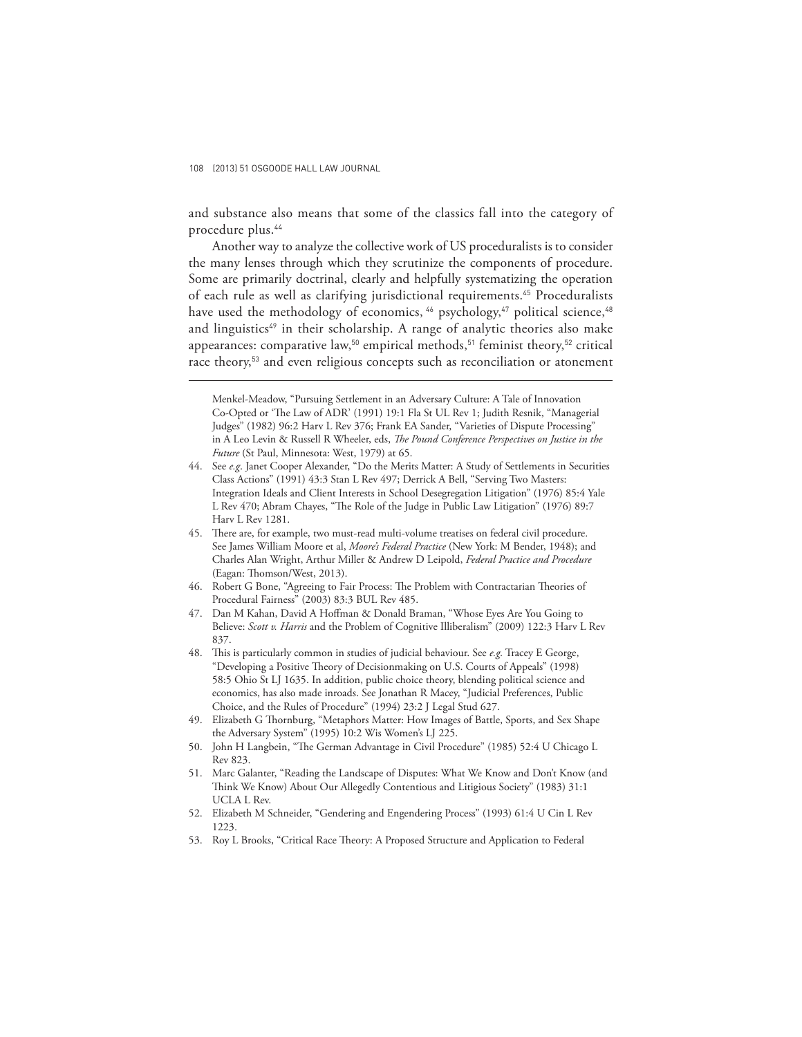and substance also means that some of the classics fall into the category of procedure plus.[44]

Another way to analyze the collective work of US proceduralists is to consider the many lenses through which they scrutinize the components of procedure. Some are primarily doctrinal, clearly and helpfully systematizing the operation of each rule as well as clarifying jurisdictional requirements.[45] Proceduralists have used the methodology of economics,[46] psychology,[47] political science,[48] and linguistics[49] in their scholarship. A range of analytic theories also make appearances: comparative law,[50] empirical methods,[51] feminist theory,[52] critical race theory,[53] and even religious concepts such as reconciliation or atonement

---

Menkel-Meadow, "Pursuing Settlement in an Adversary Culture: A Tale of Innovation Co-Opted or 'The Law of ADR' (1991) 19:1 Fla St UL Rev 1; Judith Resnik, "Managerial Judges" (1982) 96:2 Harv L Rev 376; Frank EA Sander, "Varieties of Dispute Processing" in A Leo Levin & Russell R Wheeler, eds, *The Pound Conference Perspectives on Justice in the Future* (St Paul, Minnesota: West, 1979) at 65.

44. See *e.g.* Janet Cooper Alexander, "Do the Merits Matter: A Study of Settlements in Securities Class Actions" (1991) 43:3 Stan L Rev 497; Derrick A Bell, "Serving Two Masters: Integration Ideals and Client Interests in School Desegregation Litigation" (1976) 85:4 Yale L Rev 470; Abram Chayes, "The Role of the Judge in Public Law Litigation" (1976) 89:7 Harv L Rev 1281.
45. There are, for example, two must-read multi-volume treatises on federal civil procedure. See James William Moore et al, *Moore's Federal Practice* (New York: M Bender, 1948); and Charles Alan Wright, Arthur Miller & Andrew D Leipold, *Federal Practice and Procedure* (Eagan: Thomson/West, 2013).
46. Robert G Bone, "Agreeing to Fair Process: The Problem with Contractarian Theories of Procedural Fairness" (2003) 83:3 BUL Rev 485.
47. Dan M Kahan, David A Hoffman & Donald Braman, "Whose Eyes Are You Going to Believe: *Scott v. Harris* and the Problem of Cognitive Illiberalism" (2009) 122:3 Harv L Rev 837.
48. This is particularly common in studies of judicial behaviour. See *e.g.* Tracey E George, "Developing a Positive Theory of Decisionmaking on U.S. Courts of Appeals" (1998) 58:5 Ohio St LJ 1635. In addition, public choice theory, blending political science and economics, has also made inroads. See Jonathan R Macey, "Judicial Preferences, Public Choice, and the Rules of Procedure" (1994) 23:2 J Legal Stud 627.
49. Elizabeth G Thornburg, "Metaphors Matter: How Images of Battle, Sports, and Sex Shape the Adversary System" (1995) 10:2 Wis Women's LJ 225.
50. John H Langbein, "The German Advantage in Civil Procedure" (1985) 52:4 U Chicago L Rev 823.
51. Marc Galanter, "Reading the Landscape of Disputes: What We Know and Don't Know (and Think We Know) About Our Allegedly Contentious and Litigious Society" (1983) 31:1 UCLA L Rev.
52. Elizabeth M Schneider, "Gendering and Engendering Process" (1993) 61:4 U Cin L Rev 1223.
53. Roy L Brooks, "Critical Race Theory: A Proposed Structure and Application to Federal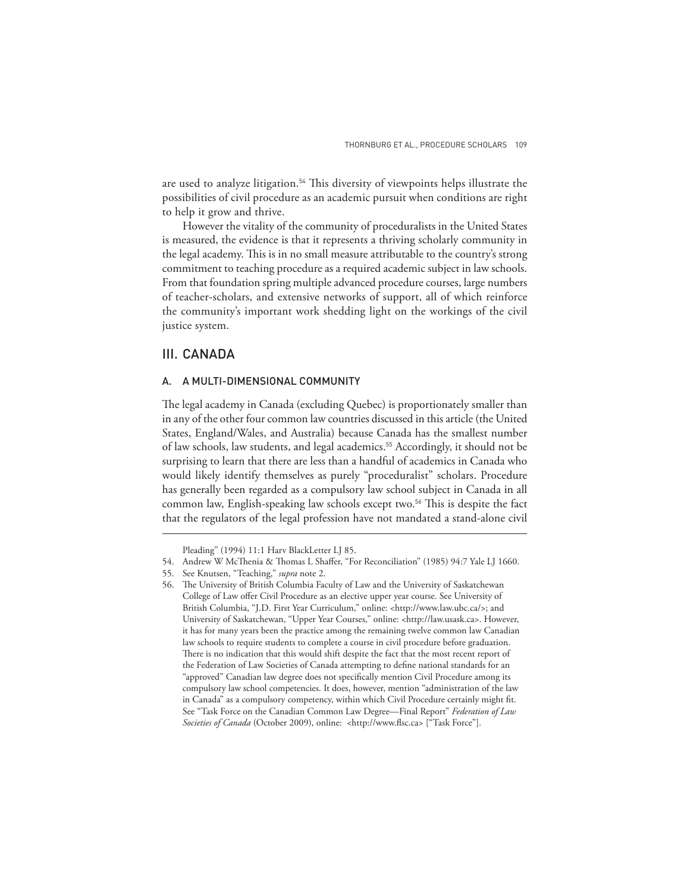are used to analyze litigation.[54] This diversity of viewpoints helps illustrate the possibilities of civil procedure as an academic pursuit when conditions are right to help it grow and thrive.

However the vitality of the community of proceduralists in the United States is measured, the evidence is that it represents a thriving scholarly community in the legal academy. This is in no small measure attributable to the country's strong commitment to teaching procedure as a required academic subject in law schools. From that foundation spring multiple advanced procedure courses, large numbers of teacher-scholars, and extensive networks of support, all of which reinforce the community's important work shedding light on the workings of the civil justice system.

## III. CANADA

### A. A MULTI-DIMENSIONAL COMMUNITY

The legal academy in Canada (excluding Quebec) is proportionately smaller than in any of the other four common law countries discussed in this article (the United States, England/Wales, and Australia) because Canada has the smallest number of law schools, law students, and legal academics.[55] Accordingly, it should not be surprising to learn that there are less than a handful of academics in Canada who would likely identify themselves as purely "proceduralist" scholars. Procedure has generally been regarded as a compulsory law school subject in Canada in all common law, English-speaking law schools except two.[56] This is despite the fact that the regulators of the legal profession have not mandated a stand-alone civil

---

Pleading" (1994) 11:1 Harv BlackLetter LJ 85.

54. Andrew W McThenia & Thomas L Shaffer, "For Reconciliation" (1985) 94:7 Yale LJ 1660.

55. See Knutsen, "Teaching," *supra* note 2.

56. The University of British Columbia Faculty of Law and the University of Saskatchewan College of Law offer Civil Procedure as an elective upper year course. See University of British Columbia, "J.D. First Year Curriculum," online: <http://www.law.ubc.ca/>; and University of Saskatchewan, "Upper Year Courses," online: <http://law.usask.ca>. However, it has for many years been the practice among the remaining twelve common law Canadian law schools to require students to complete a course in civil procedure before graduation. There is no indication that this would shift despite the fact that the most recent report of the Federation of Law Societies of Canada attempting to define national standards for an "approved" Canadian law degree does not specifically mention Civil Procedure among its compulsory law school competencies. It does, however, mention "administration of the law in Canada" as a compulsory competency, within which Civil Procedure certainly might fit. See "Task Force on the Canadian Common Law Degree—Final Report" *Federation of Law Societies of Canada* (October 2009), online: <http://www.flsc.ca> ["Task Force"].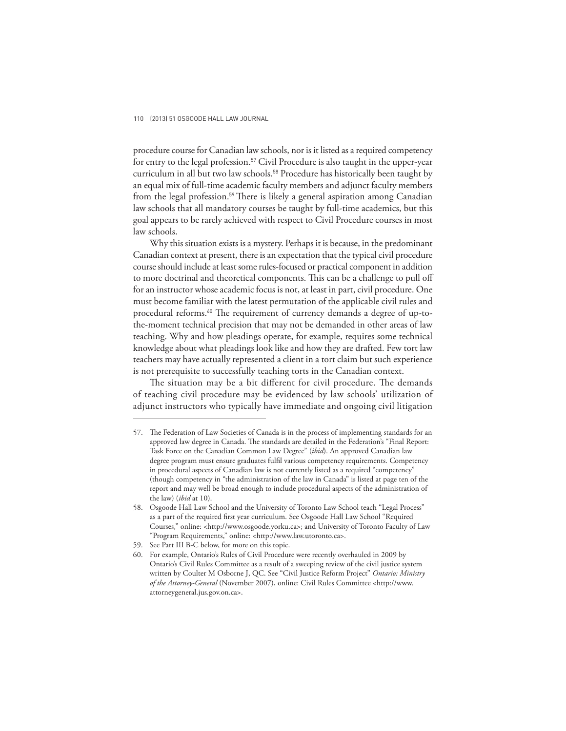procedure course for Canadian law schools, nor is it listed as a required competency for entry to the legal profession.[57] Civil Procedure is also taught in the upper-year curriculum in all but two law schools.[58] Procedure has historically been taught by an equal mix of full-time academic faculty members and adjunct faculty members from the legal profession.[59] There is likely a general aspiration among Canadian law schools that all mandatory courses be taught by full-time academics, but this goal appears to be rarely achieved with respect to Civil Procedure courses in most law schools.

Why this situation exists is a mystery. Perhaps it is because, in the predominant Canadian context at present, there is an expectation that the typical civil procedure course should include at least some rules-focused or practical component in addition to more doctrinal and theoretical components. This can be a challenge to pull off for an instructor whose academic focus is not, at least in part, civil procedure. One must become familiar with the latest permutation of the applicable civil rules and procedural reforms.[60] The requirement of currency demands a degree of up-to-the-moment technical precision that may not be demanded in other areas of law teaching. Why and how pleadings operate, for example, requires some technical knowledge about what pleadings look like and how they are drafted. Few tort law teachers may have actually represented a client in a tort claim but such experience is not prerequisite to successfully teaching torts in the Canadian context.

The situation may be a bit different for civil procedure. The demands of teaching civil procedure may be evidenced by law schools' utilization of adjunct instructors who typically have immediate and ongoing civil litigation

---

57. The Federation of Law Societies of Canada is in the process of implementing standards for an approved law degree in Canada. The standards are detailed in the Federation's "Final Report: Task Force on the Canadian Common Law Degree" (*ibid*). An approved Canadian law degree program must ensure graduates fulfil various competency requirements. Competency in procedural aspects of Canadian law is not currently listed as a required "competency" (though competency in "the administration of the law in Canada" is listed at page ten of the report and may well be broad enough to include procedural aspects of the administration of the law) (*ibid* at 10).

58. Osgoode Hall Law School and the University of Toronto Law School teach "Legal Process" as a part of the required first year curriculum. See Osgoode Hall Law School "Required Courses," online: <http://www.osgoode.yorku.ca>; and University of Toronto Faculty of Law "Program Requirements," online: <http://www.law.utoronto.ca>.

59. See Part III B-C below, for more on this topic.

60. For example, Ontario's Rules of Civil Procedure were recently overhauled in 2009 by Ontario's Civil Rules Committee as a result of a sweeping review of the civil justice system written by Coulter M Osborne J, QC. See "Civil Justice Reform Project" *Ontario: Ministry of the Attorney-General* (November 2007), online: Civil Rules Committee <http://www.attorneygeneral.jus.gov.on.ca>.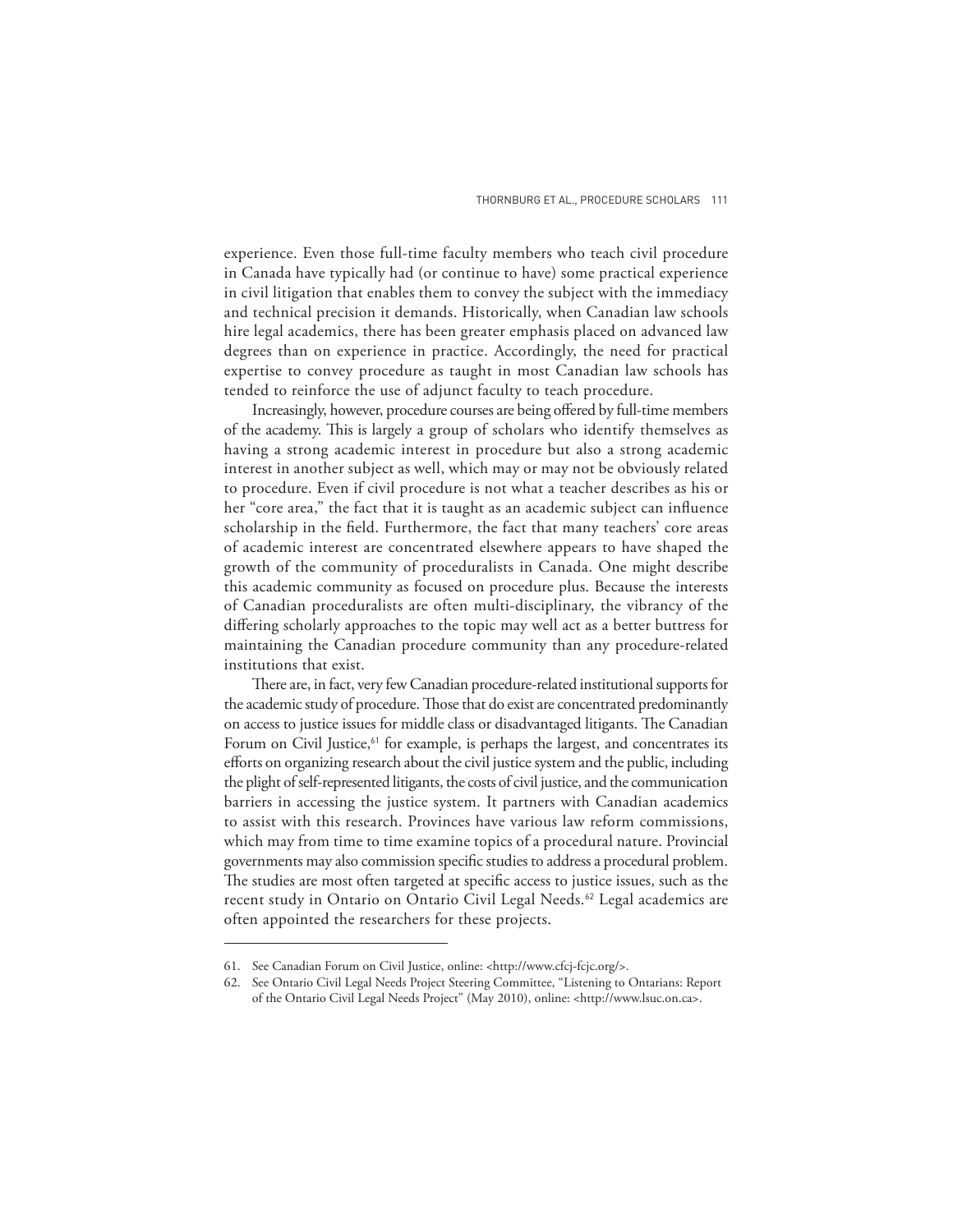experience. Even those full-time faculty members who teach civil procedure in Canada have typically had (or continue to have) some practical experience in civil litigation that enables them to convey the subject with the immediacy and technical precision it demands. Historically, when Canadian law schools hire legal academics, there has been greater emphasis placed on advanced law degrees than on experience in practice. Accordingly, the need for practical expertise to convey procedure as taught in most Canadian law schools has tended to reinforce the use of adjunct faculty to teach procedure.

Increasingly, however, procedure courses are being offered by full-time members of the academy. This is largely a group of scholars who identify themselves as having a strong academic interest in procedure but also a strong academic interest in another subject as well, which may or may not be obviously related to procedure. Even if civil procedure is not what a teacher describes as his or her "core area," the fact that it is taught as an academic subject can influence scholarship in the field. Furthermore, the fact that many teachers' core areas of academic interest are concentrated elsewhere appears to have shaped the growth of the community of proceduralists in Canada. One might describe this academic community as focused on procedure plus. Because the interests of Canadian proceduralists are often multi-disciplinary, the vibrancy of the differing scholarly approaches to the topic may well act as a better buttress for maintaining the Canadian procedure community than any procedure-related institutions that exist.

There are, in fact, very few Canadian procedure-related institutional supports for the academic study of procedure. Those that do exist are concentrated predominantly on access to justice issues for middle class or disadvantaged litigants. The Canadian Forum on Civil Justice,[61] for example, is perhaps the largest, and concentrates its efforts on organizing research about the civil justice system and the public, including the plight of self-represented litigants, the costs of civil justice, and the communication barriers in accessing the justice system. It partners with Canadian academics to assist with this research. Provinces have various law reform commissions, which may from time to time examine topics of a procedural nature. Provincial governments may also commission specific studies to address a procedural problem. The studies are most often targeted at specific access to justice issues, such as the recent study in Ontario on Ontario Civil Legal Needs.[62] Legal academics are often appointed the researchers for these projects.

---

61. See Canadian Forum on Civil Justice, online: <http://www.cfcj-fcjc.org/>.

62. See Ontario Civil Legal Needs Project Steering Committee, "Listening to Ontarians: Report of the Ontario Civil Legal Needs Project" (May 2010), online: <http://www.lsuc.on.ca>.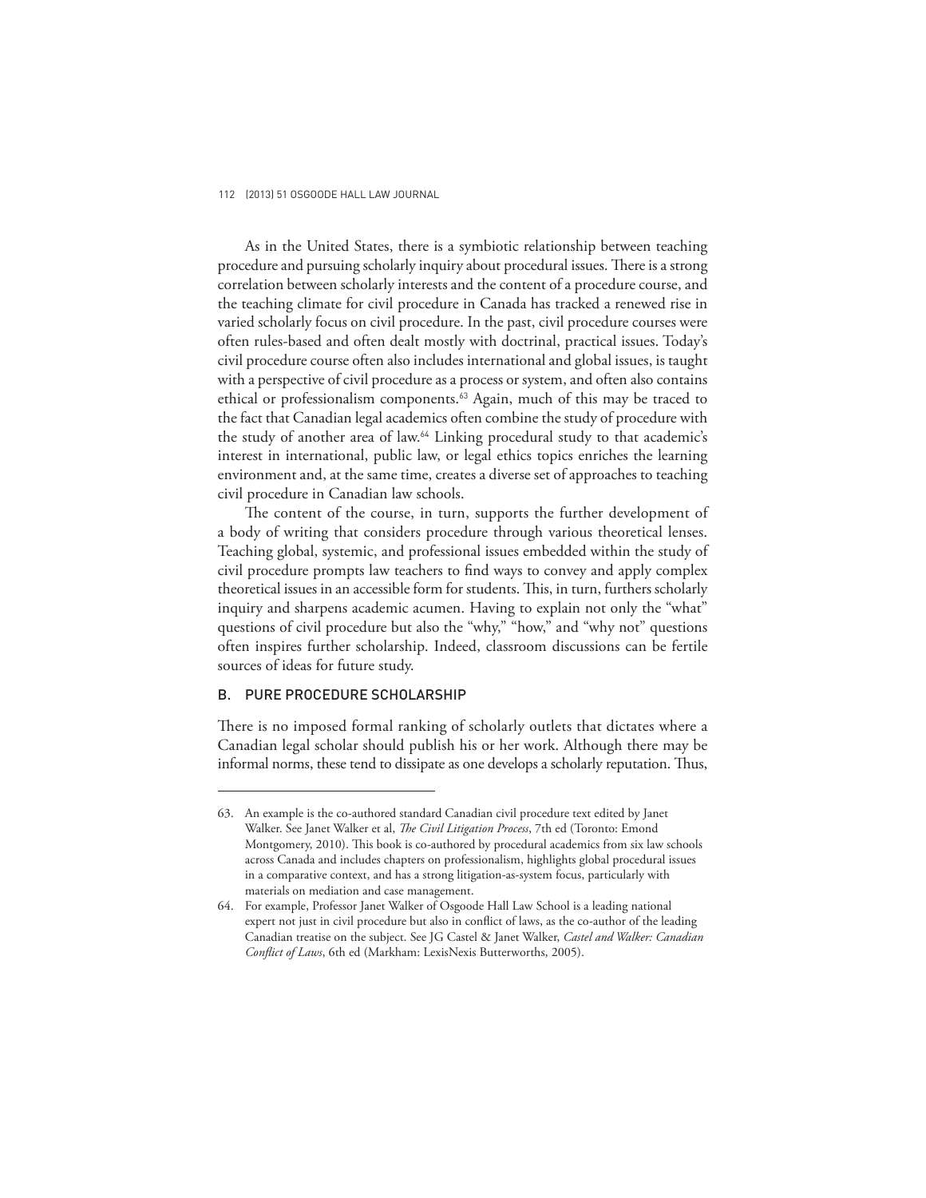As in the United States, there is a symbiotic relationship between teaching procedure and pursuing scholarly inquiry about procedural issues. There is a strong correlation between scholarly interests and the content of a procedure course, and the teaching climate for civil procedure in Canada has tracked a renewed rise in varied scholarly focus on civil procedure. In the past, civil procedure courses were often rules-based and often dealt mostly with doctrinal, practical issues. Today's civil procedure course often also includes international and global issues, is taught with a perspective of civil procedure as a process or system, and often also contains ethical or professionalism components.[63] Again, much of this may be traced to the fact that Canadian legal academics often combine the study of procedure with the study of another area of law.[64] Linking procedural study to that academic's interest in international, public law, or legal ethics topics enriches the learning environment and, at the same time, creates a diverse set of approaches to teaching civil procedure in Canadian law schools.

The content of the course, in turn, supports the further development of a body of writing that considers procedure through various theoretical lenses. Teaching global, systemic, and professional issues embedded within the study of civil procedure prompts law teachers to find ways to convey and apply complex theoretical issues in an accessible form for students. This, in turn, furthers scholarly inquiry and sharpens academic acumen. Having to explain not only the "what" questions of civil procedure but also the "why," "how," and "why not" questions often inspires further scholarship. Indeed, classroom discussions can be fertile sources of ideas for future study.

### B. PURE PROCEDURE SCHOLARSHIP

There is no imposed formal ranking of scholarly outlets that dictates where a Canadian legal scholar should publish his or her work. Although there may be informal norms, these tend to dissipate as one develops a scholarly reputation. Thus,

---

63. An example is the co-authored standard Canadian civil procedure text edited by Janet Walker. See Janet Walker et al, *The Civil Litigation Process*, 7th ed (Toronto: Emond Montgomery, 2010). This book is co-authored by procedural academics from six law schools across Canada and includes chapters on professionalism, highlights global procedural issues in a comparative context, and has a strong litigation-as-system focus, particularly with materials on mediation and case management.

64. For example, Professor Janet Walker of Osgoode Hall Law School is a leading national expert not just in civil procedure but also in conflict of laws, as the co-author of the leading Canadian treatise on the subject. See JG Castel & Janet Walker, *Castel and Walker: Canadian Conflict of Laws*, 6th ed (Markham: LexisNexis Butterworths, 2005).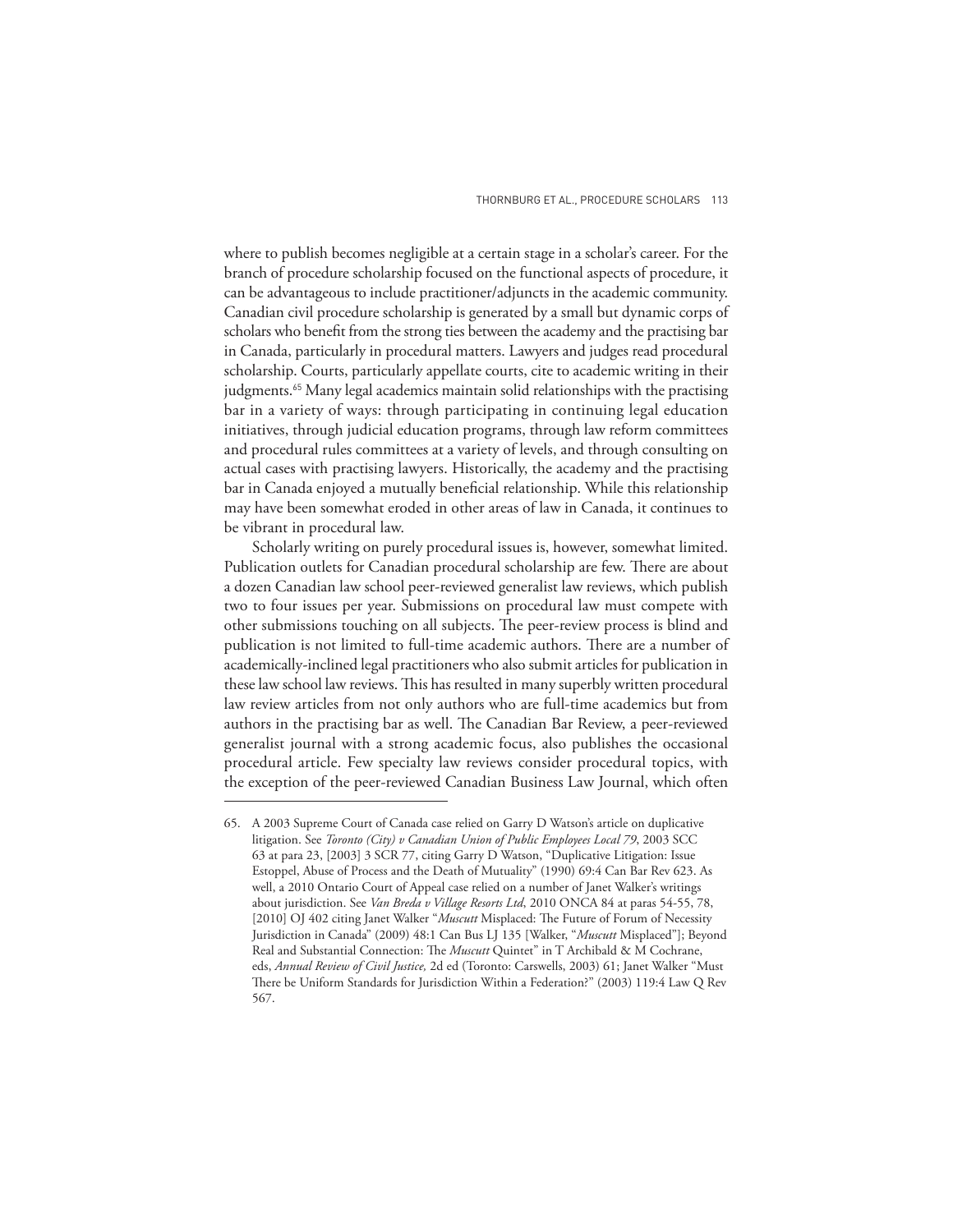where to publish becomes negligible at a certain stage in a scholar's career. For the branch of procedure scholarship focused on the functional aspects of procedure, it can be advantageous to include practitioner/adjuncts in the academic community. Canadian civil procedure scholarship is generated by a small but dynamic corps of scholars who benefit from the strong ties between the academy and the practising bar in Canada, particularly in procedural matters. Lawyers and judges read procedural scholarship. Courts, particularly appellate courts, cite to academic writing in their judgments.[65] Many legal academics maintain solid relationships with the practising bar in a variety of ways: through participating in continuing legal education initiatives, through judicial education programs, through law reform committees and procedural rules committees at a variety of levels, and through consulting on actual cases with practising lawyers. Historically, the academy and the practising bar in Canada enjoyed a mutually beneficial relationship. While this relationship may have been somewhat eroded in other areas of law in Canada, it continues to be vibrant in procedural law.

Scholarly writing on purely procedural issues is, however, somewhat limited. Publication outlets for Canadian procedural scholarship are few. There are about a dozen Canadian law school peer-reviewed generalist law reviews, which publish two to four issues per year. Submissions on procedural law must compete with other submissions touching on all subjects. The peer-review process is blind and publication is not limited to full-time academic authors. There are a number of academically-inclined legal practitioners who also submit articles for publication in these law school law reviews. This has resulted in many superbly written procedural law review articles from not only authors who are full-time academics but from authors in the practising bar as well. The Canadian Bar Review, a peer-reviewed generalist journal with a strong academic focus, also publishes the occasional procedural article. Few specialty law reviews consider procedural topics, with the exception of the peer-reviewed Canadian Business Law Journal, which often

65. A 2003 Supreme Court of Canada case relied on Garry D Watson's article on duplicative litigation. See *Toronto (City) v Canadian Union of Public Employees Local 79*, 2003 SCC 63 at para 23, [2003] 3 SCR 77, citing Garry D Watson, "Duplicative Litigation: Issue Estoppel, Abuse of Process and the Death of Mutuality" (1990) 69:4 Can Bar Rev 623. As well, a 2010 Ontario Court of Appeal case relied on a number of Janet Walker's writings about jurisdiction. See *Van Breda v Village Resorts Ltd*, 2010 ONCA 84 at paras 54-55, 78, [2010] OJ 402 citing Janet Walker "*Muscutt* Misplaced: The Future of Forum of Necessity Jurisdiction in Canada" (2009) 48:1 Can Bus LJ 135 [Walker, "*Muscutt* Misplaced"]; Beyond Real and Substantial Connection: The *Muscutt* Quintet" in T Archibald & M Cochrane, eds, *Annual Review of Civil Justice,* 2d ed (Toronto: Carswells, 2003) 61; Janet Walker "Must There be Uniform Standards for Jurisdiction Within a Federation?" (2003) 119:4 Law Q Rev 567.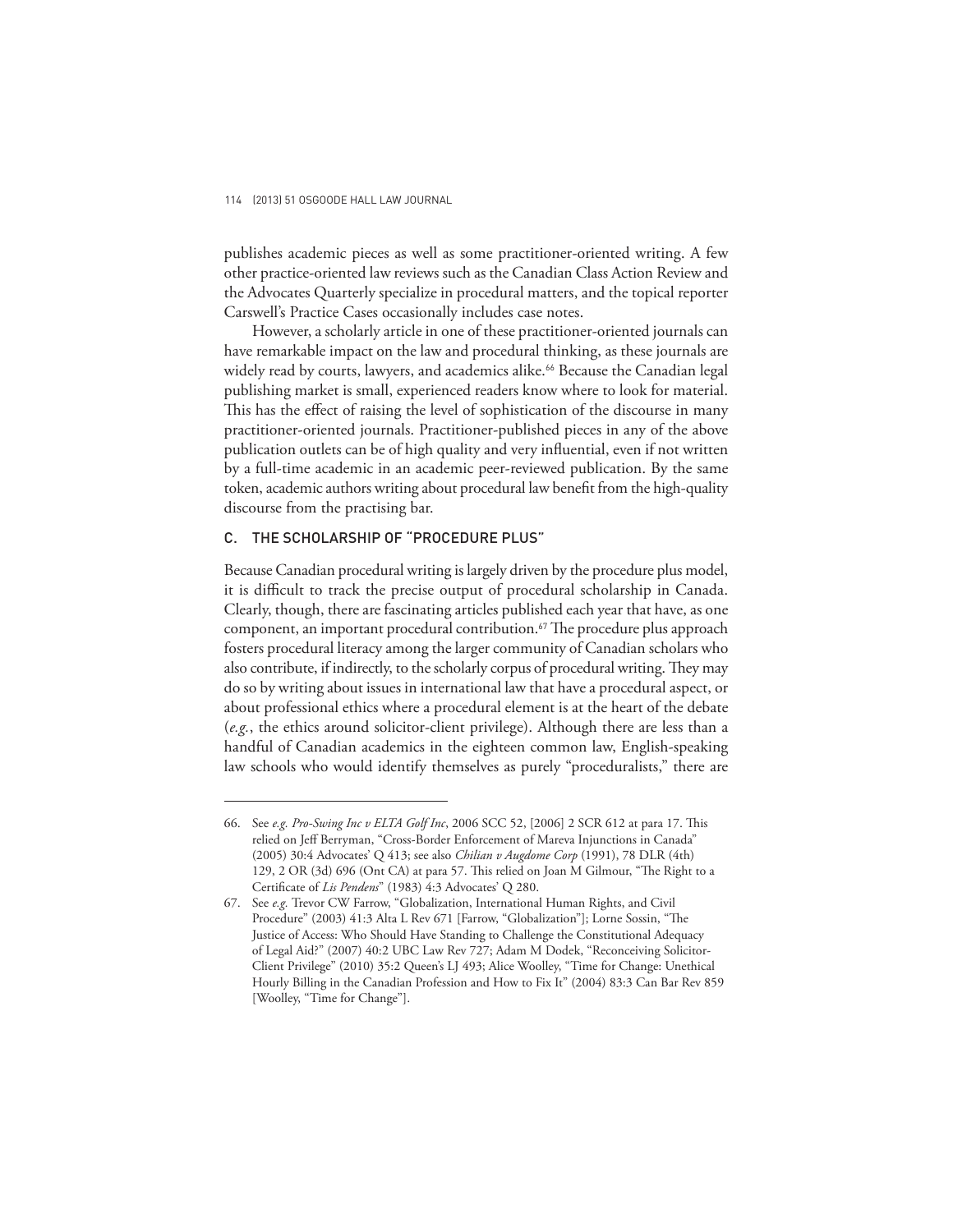publishes academic pieces as well as some practitioner-oriented writing. A few other practice-oriented law reviews such as the Canadian Class Action Review and the Advocates Quarterly specialize in procedural matters, and the topical reporter Carswell's Practice Cases occasionally includes case notes.

However, a scholarly article in one of these practitioner-oriented journals can have remarkable impact on the law and procedural thinking, as these journals are widely read by courts, lawyers, and academics alike.[66] Because the Canadian legal publishing market is small, experienced readers know where to look for material. This has the effect of raising the level of sophistication of the discourse in many practitioner-oriented journals. Practitioner-published pieces in any of the above publication outlets can be of high quality and very influential, even if not written by a full-time academic in an academic peer-reviewed publication. By the same token, academic authors writing about procedural law benefit from the high-quality discourse from the practising bar.

## C. THE SCHOLARSHIP OF "PROCEDURE PLUS"

Because Canadian procedural writing is largely driven by the procedure plus model, it is difficult to track the precise output of procedural scholarship in Canada. Clearly, though, there are fascinating articles published each year that have, as one component, an important procedural contribution.[67] The procedure plus approach fosters procedural literacy among the larger community of Canadian scholars who also contribute, if indirectly, to the scholarly corpus of procedural writing. They may do so by writing about issues in international law that have a procedural aspect, or about professional ethics where a procedural element is at the heart of the debate (*e.g.*, the ethics around solicitor-client privilege). Although there are less than a handful of Canadian academics in the eighteen common law, English-speaking law schools who would identify themselves as purely "proceduralists," there are

---

66. See *e.g. Pro-Swing Inc v ELTA Golf Inc*, 2006 SCC 52, [2006] 2 SCR 612 at para 17. This relied on Jeff Berryman, "Cross-Border Enforcement of Mareva Injunctions in Canada" (2005) 30:4 Advocates' Q 413; see also *Chilian v Augdome Corp* (1991), 78 DLR (4th) 129, 2 OR (3d) 696 (Ont CA) at para 57. This relied on Joan M Gilmour, "The Right to a Certificate of *Lis Pendens*" (1983) 4:3 Advocates' Q 280.

67. See *e.g.* Trevor CW Farrow, "Globalization, International Human Rights, and Civil Procedure" (2003) 41:3 Alta L Rev 671 [Farrow, "Globalization"]; Lorne Sossin, "The Justice of Access: Who Should Have Standing to Challenge the Constitutional Adequacy of Legal Aid?" (2007) 40:2 UBC Law Rev 727; Adam M Dodek, "Reconceiving Solicitor-Client Privilege" (2010) 35:2 Queen's LJ 493; Alice Woolley, "Time for Change: Unethical Hourly Billing in the Canadian Profession and How to Fix It" (2004) 83:3 Can Bar Rev 859 [Woolley, "Time for Change"].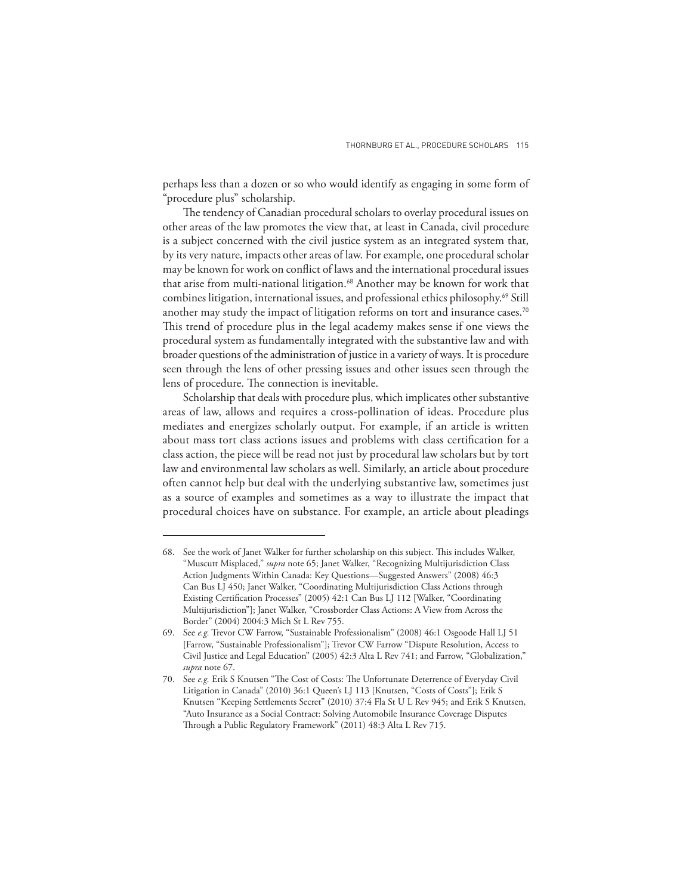perhaps less than a dozen or so who would identify as engaging in some form of "procedure plus" scholarship.

The tendency of Canadian procedural scholars to overlay procedural issues on other areas of the law promotes the view that, at least in Canada, civil procedure is a subject concerned with the civil justice system as an integrated system that, by its very nature, impacts other areas of law. For example, one procedural scholar may be known for work on conflict of laws and the international procedural issues that arise from multi-national litigation.[68] Another may be known for work that combines litigation, international issues, and professional ethics philosophy.[69] Still another may study the impact of litigation reforms on tort and insurance cases.[70] This trend of procedure plus in the legal academy makes sense if one views the procedural system as fundamentally integrated with the substantive law and with broader questions of the administration of justice in a variety of ways. It is procedure seen through the lens of other pressing issues and other issues seen through the lens of procedure. The connection is inevitable.

Scholarship that deals with procedure plus, which implicates other substantive areas of law, allows and requires a cross-pollination of ideas. Procedure plus mediates and energizes scholarly output. For example, if an article is written about mass tort class actions issues and problems with class certification for a class action, the piece will be read not just by procedural law scholars but by tort law and environmental law scholars as well. Similarly, an article about procedure often cannot help but deal with the underlying substantive law, sometimes just as a source of examples and sometimes as a way to illustrate the impact that procedural choices have on substance. For example, an article about pleadings

---

68. See the work of Janet Walker for further scholarship on this subject. This includes Walker, "Muscutt Misplaced," *supra* note 65; Janet Walker, "Recognizing Multijurisdiction Class Action Judgments Within Canada: Key Questions—Suggested Answers" (2008) 46:3 Can Bus LJ 450; Janet Walker, "Coordinating Multijurisdiction Class Actions through Existing Certification Processes" (2005) 42:1 Can Bus LJ 112 [Walker, "Coordinating Multijurisdiction"]; Janet Walker, "Crossborder Class Actions: A View from Across the Border" (2004) 2004:3 Mich St L Rev 755.

69. See *e.g.* Trevor CW Farrow, "Sustainable Professionalism" (2008) 46:1 Osgoode Hall LJ 51 [Farrow, "Sustainable Professionalism"]; Trevor CW Farrow "Dispute Resolution, Access to Civil Justice and Legal Education" (2005) 42:3 Alta L Rev 741; and Farrow, "Globalization," *supra* note 67.

70. See *e.g.* Erik S Knutsen "The Cost of Costs: The Unfortunate Deterrence of Everyday Civil Litigation in Canada" (2010) 36:1 Queen's LJ 113 [Knutsen, "Costs of Costs"]; Erik S Knutsen "Keeping Settlements Secret" (2010) 37:4 Fla St U L Rev 945; and Erik S Knutsen, "Auto Insurance as a Social Contract: Solving Automobile Insurance Coverage Disputes Through a Public Regulatory Framework" (2011) 48:3 Alta L Rev 715.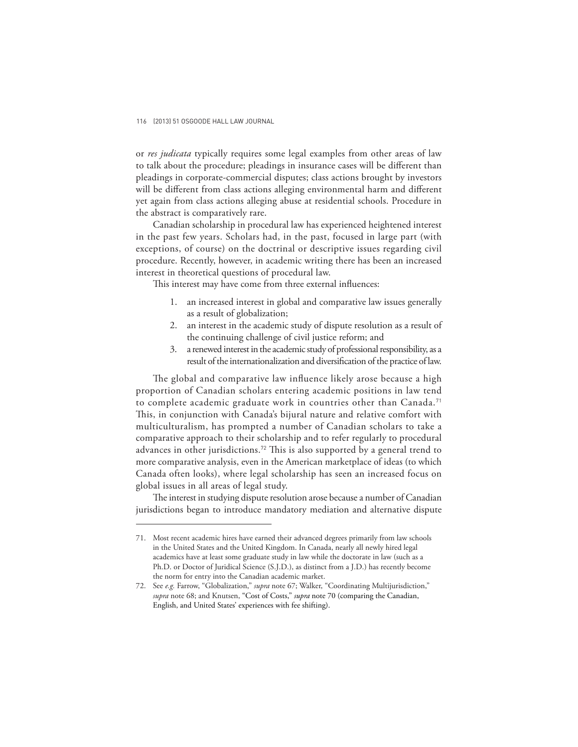or *res judicata* typically requires some legal examples from other areas of law to talk about the procedure; pleadings in insurance cases will be different than pleadings in corporate-commercial disputes; class actions brought by investors will be different from class actions alleging environmental harm and different yet again from class actions alleging abuse at residential schools. Procedure in the abstract is comparatively rare.

Canadian scholarship in procedural law has experienced heightened interest in the past few years. Scholars had, in the past, focused in large part (with exceptions, of course) on the doctrinal or descriptive issues regarding civil procedure. Recently, however, in academic writing there has been an increased interest in theoretical questions of procedural law.

This interest may have come from three external influences:

1. an increased interest in global and comparative law issues generally as a result of globalization;
2. an interest in the academic study of dispute resolution as a result of the continuing challenge of civil justice reform; and
3. a renewed interest in the academic study of professional responsibility, as a result of the internationalization and diversification of the practice of law.

The global and comparative law influence likely arose because a high proportion of Canadian scholars entering academic positions in law tend to complete academic graduate work in countries other than Canada.[71] This, in conjunction with Canada's bijural nature and relative comfort with multiculturalism, has prompted a number of Canadian scholars to take a comparative approach to their scholarship and to refer regularly to procedural advances in other jurisdictions.[72] This is also supported by a general trend to more comparative analysis, even in the American marketplace of ideas (to which Canada often looks), where legal scholarship has seen an increased focus on global issues in all areas of legal study.

The interest in studying dispute resolution arose because a number of Canadian jurisdictions began to introduce mandatory mediation and alternative dispute

---

71. Most recent academic hires have earned their advanced degrees primarily from law schools in the United States and the United Kingdom. In Canada, nearly all newly hired legal academics have at least some graduate study in law while the doctorate in law (such as a Ph.D. or Doctor of Juridical Science (S.J.D.), as distinct from a J.D.) has recently become the norm for entry into the Canadian academic market.

72. See *e.g.* Farrow, "Globalization," *supra* note 67; Walker, "Coordinating Multijurisdiction," *supra* note 68; and Knutsen, "Cost of Costs," *supra* note 70 (comparing the Canadian, English, and United States' experiences with fee shifting).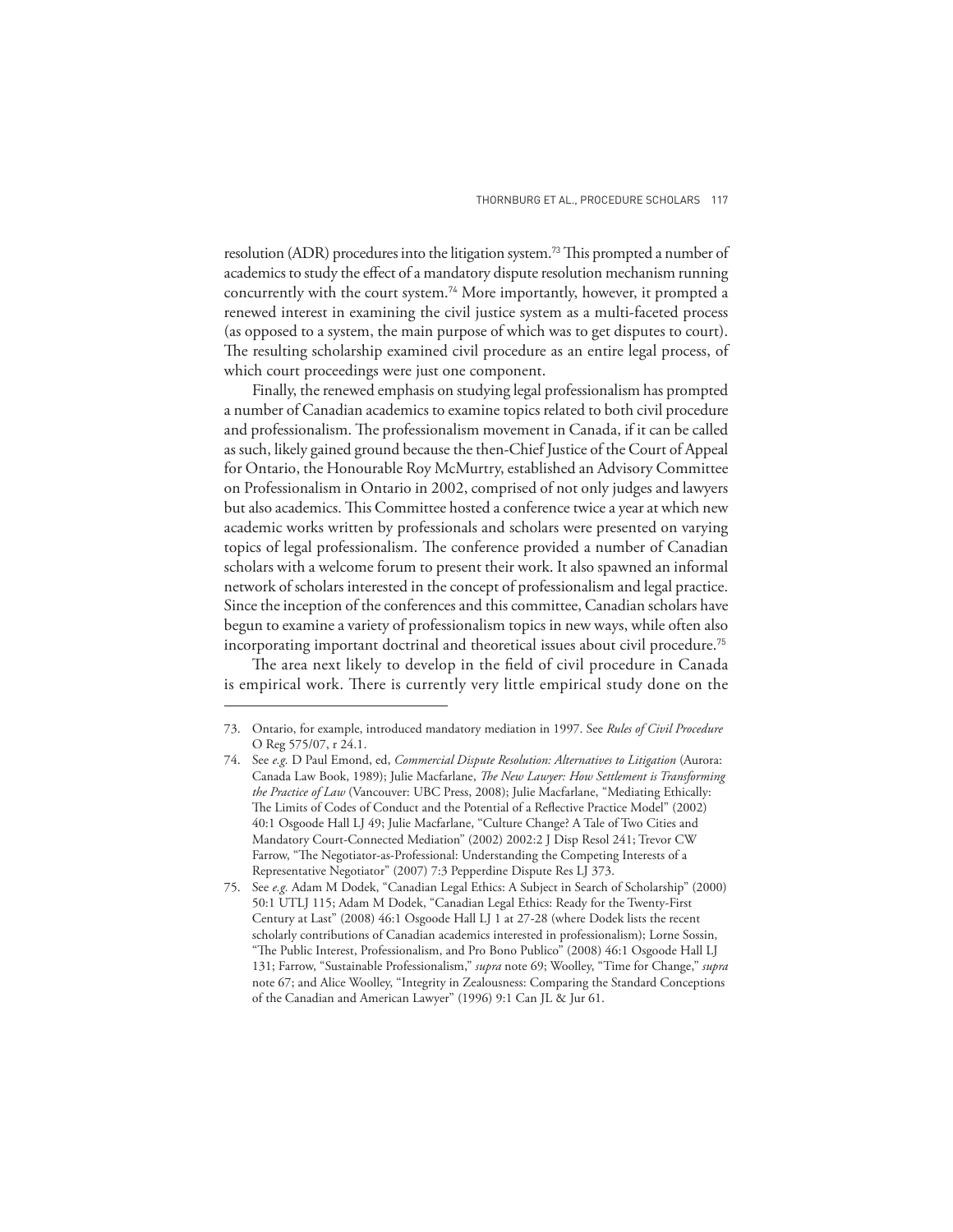resolution (ADR) procedures into the litigation system.[73] This prompted a number of academics to study the effect of a mandatory dispute resolution mechanism running concurrently with the court system.[74] More importantly, however, it prompted a renewed interest in examining the civil justice system as a multi-faceted process (as opposed to a system, the main purpose of which was to get disputes to court). The resulting scholarship examined civil procedure as an entire legal process, of which court proceedings were just one component.

Finally, the renewed emphasis on studying legal professionalism has prompted a number of Canadian academics to examine topics related to both civil procedure and professionalism. The professionalism movement in Canada, if it can be called as such, likely gained ground because the then-Chief Justice of the Court of Appeal for Ontario, the Honourable Roy McMurtry, established an Advisory Committee on Professionalism in Ontario in 2002, comprised of not only judges and lawyers but also academics. This Committee hosted a conference twice a year at which new academic works written by professionals and scholars were presented on varying topics of legal professionalism. The conference provided a number of Canadian scholars with a welcome forum to present their work. It also spawned an informal network of scholars interested in the concept of professionalism and legal practice. Since the inception of the conferences and this committee, Canadian scholars have begun to examine a variety of professionalism topics in new ways, while often also incorporating important doctrinal and theoretical issues about civil procedure.[75]

The area next likely to develop in the field of civil procedure in Canada is empirical work. There is currently very little empirical study done on the

---

73. Ontario, for example, introduced mandatory mediation in 1997. See *Rules of Civil Procedure* O Reg 575/07, r 24.1.

74. See *e.g.* D Paul Emond, ed, *Commercial Dispute Resolution: Alternatives to Litigation* (Aurora: Canada Law Book, 1989); Julie Macfarlane, *The New Lawyer: How Settlement is Transforming the Practice of Law* (Vancouver: UBC Press, 2008); Julie Macfarlane, "Mediating Ethically: The Limits of Codes of Conduct and the Potential of a Reflective Practice Model" (2002) 40:1 Osgoode Hall LJ 49; Julie Macfarlane, "Culture Change? A Tale of Two Cities and Mandatory Court-Connected Mediation" (2002) 2002:2 J Disp Resol 241; Trevor CW Farrow, "The Negotiator-as-Professional: Understanding the Competing Interests of a Representative Negotiator" (2007) 7:3 Pepperdine Dispute Res LJ 373.

75. See *e.g.* Adam M Dodek, "Canadian Legal Ethics: A Subject in Search of Scholarship" (2000) 50:1 UTLJ 115; Adam M Dodek, "Canadian Legal Ethics: Ready for the Twenty-First Century at Last" (2008) 46:1 Osgoode Hall LJ 1 at 27-28 (where Dodek lists the recent scholarly contributions of Canadian academics interested in professionalism); Lorne Sossin, "The Public Interest, Professionalism, and Pro Bono Publico" (2008) 46:1 Osgoode Hall LJ 131; Farrow, "Sustainable Professionalism," *supra* note 69; Woolley, "Time for Change," *supra* note 67; and Alice Woolley, "Integrity in Zealousness: Comparing the Standard Conceptions of the Canadian and American Lawyer" (1996) 9:1 Can JL & Jur 61.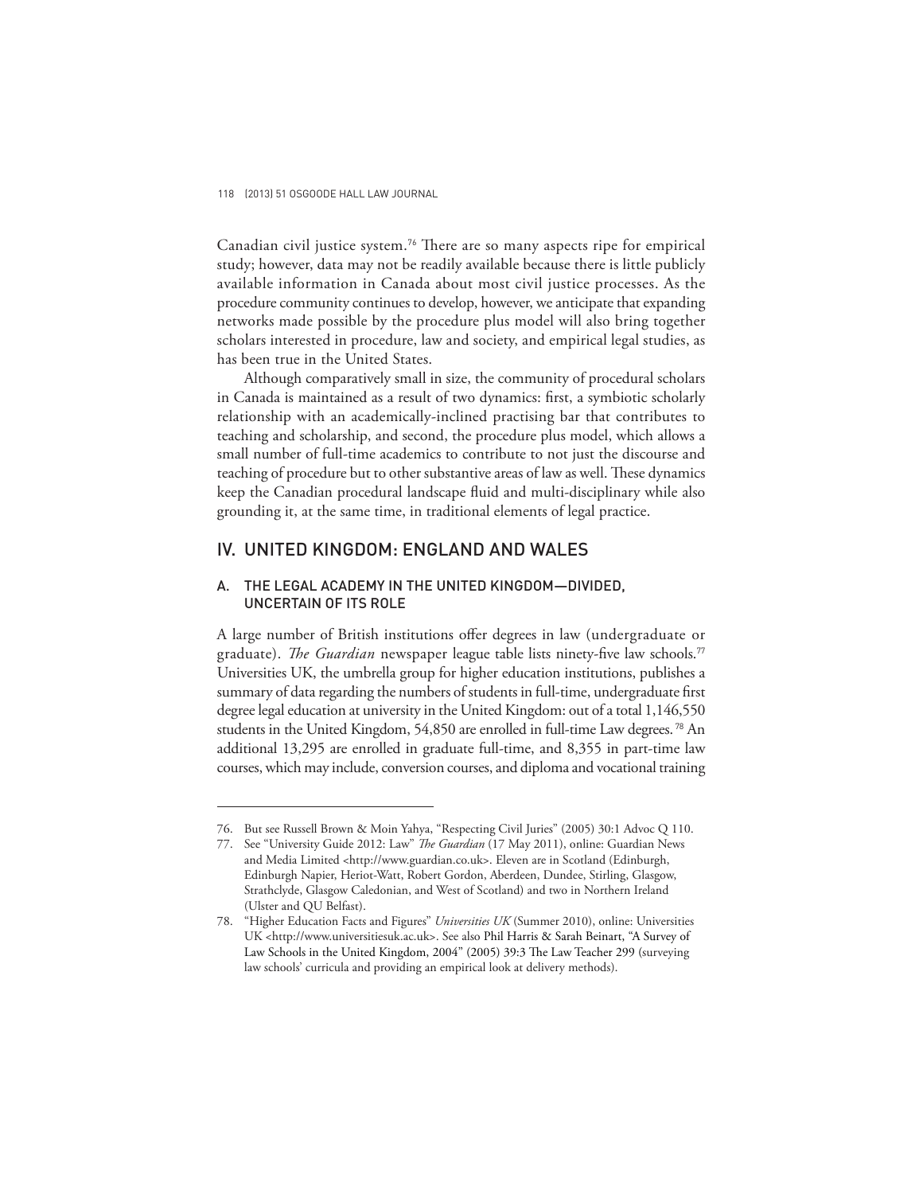Canadian civil justice system.[76] There are so many aspects ripe for empirical study; however, data may not be readily available because there is little publicly available information in Canada about most civil justice processes. As the procedure community continues to develop, however, we anticipate that expanding networks made possible by the procedure plus model will also bring together scholars interested in procedure, law and society, and empirical legal studies, as has been true in the United States.

Although comparatively small in size, the community of procedural scholars in Canada is maintained as a result of two dynamics: first, a symbiotic scholarly relationship with an academically-inclined practising bar that contributes to teaching and scholarship, and second, the procedure plus model, which allows a small number of full-time academics to contribute to not just the discourse and teaching of procedure but to other substantive areas of law as well. These dynamics keep the Canadian procedural landscape fluid and multi-disciplinary while also grounding it, at the same time, in traditional elements of legal practice.

## IV. UNITED KINGDOM: ENGLAND AND WALES

### A. THE LEGAL ACADEMY IN THE UNITED KINGDOM—DIVIDED, UNCERTAIN OF ITS ROLE

A large number of British institutions offer degrees in law (undergraduate or graduate). *The Guardian* newspaper league table lists ninety-five law schools.[77] Universities UK, the umbrella group for higher education institutions, publishes a summary of data regarding the numbers of students in full-time, undergraduate first degree legal education at university in the United Kingdom: out of a total 1,146,550 students in the United Kingdom, 54,850 are enrolled in full-time Law degrees.[78] An additional 13,295 are enrolled in graduate full-time, and 8,355 in part-time law courses, which may include, conversion courses, and diploma and vocational training

---

76. But see Russell Brown & Moin Yahya, "Respecting Civil Juries" (2005) 30:1 Advoc Q 110.

77. See "University Guide 2012: Law" *The Guardian* (17 May 2011), online: Guardian News and Media Limited <http://www.guardian.co.uk>. Eleven are in Scotland (Edinburgh, Edinburgh Napier, Heriot-Watt, Robert Gordon, Aberdeen, Dundee, Stirling, Glasgow, Strathclyde, Glasgow Caledonian, and West of Scotland) and two in Northern Ireland (Ulster and QU Belfast).

78. "Higher Education Facts and Figures" *Universities UK* (Summer 2010), online: Universities UK <http://www.universitiesuk.ac.uk>. See also Phil Harris & Sarah Beinart, "A Survey of Law Schools in the United Kingdom, 2004" (2005) 39:3 The Law Teacher 299 (surveying law schools' curricula and providing an empirical look at delivery methods).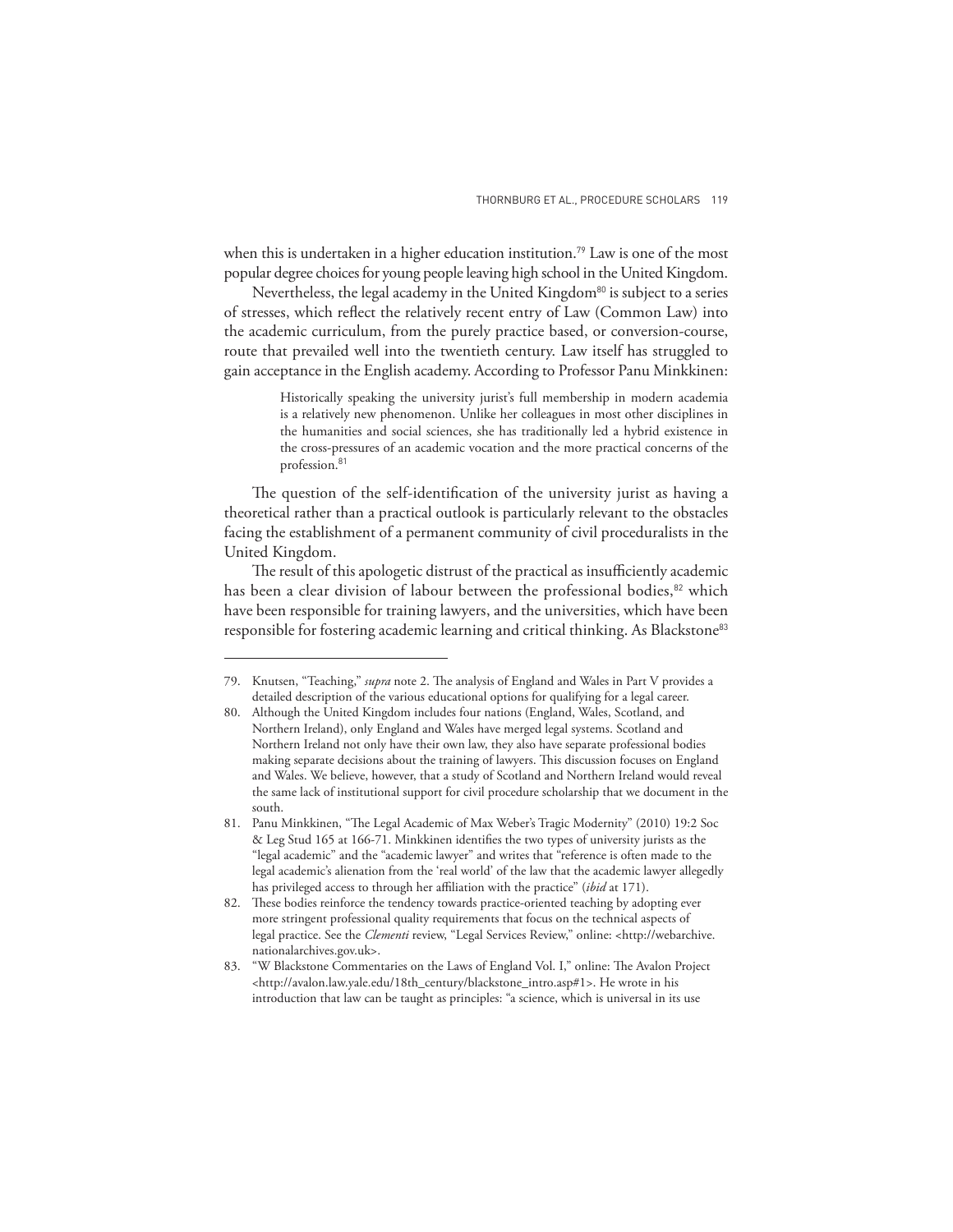when this is undertaken in a higher education institution.[79] Law is one of the most popular degree choices for young people leaving high school in the United Kingdom.

Nevertheless, the legal academy in the United Kingdom[80] is subject to a series of stresses, which reflect the relatively recent entry of Law (Common Law) into the academic curriculum, from the purely practice based, or conversion-course, route that prevailed well into the twentieth century. Law itself has struggled to gain acceptance in the English academy. According to Professor Panu Minkkinen:

> Historically speaking the university jurist's full membership in modern academia is a relatively new phenomenon. Unlike her colleagues in most other disciplines in the humanities and social sciences, she has traditionally led a hybrid existence in the cross-pressures of an academic vocation and the more practical concerns of the profession.[81]

The question of the self-identification of the university jurist as having a theoretical rather than a practical outlook is particularly relevant to the obstacles facing the establishment of a permanent community of civil proceduralists in the United Kingdom.

The result of this apologetic distrust of the practical as insufficiently academic has been a clear division of labour between the professional bodies,[82] which have been responsible for training lawyers, and the universities, which have been responsible for fostering academic learning and critical thinking. As Blackstone[83]

---

79. Knutsen, "Teaching," *supra* note 2. The analysis of England and Wales in Part V provides a detailed description of the various educational options for qualifying for a legal career.

80. Although the United Kingdom includes four nations (England, Wales, Scotland, and Northern Ireland), only England and Wales have merged legal systems. Scotland and Northern Ireland not only have their own law, they also have separate professional bodies making separate decisions about the training of lawyers. This discussion focuses on England and Wales. We believe, however, that a study of Scotland and Northern Ireland would reveal the same lack of institutional support for civil procedure scholarship that we document in the south.

81. Panu Minkkinen, "The Legal Academic of Max Weber's Tragic Modernity" (2010) 19:2 Soc & Leg Stud 165 at 166-71. Minkkinen identifies the two types of university jurists as the "legal academic" and the "academic lawyer" and writes that "reference is often made to the legal academic's alienation from the 'real world' of the law that the academic lawyer allegedly has privileged access to through her affiliation with the practice" (*ibid* at 171).

82. These bodies reinforce the tendency towards practice-oriented teaching by adopting ever more stringent professional quality requirements that focus on the technical aspects of legal practice. See the *Clementi* review, "Legal Services Review," online: <http://webarchive.nationalarchives.gov.uk>.

83. "W Blackstone Commentaries on the Laws of England Vol. I," online: The Avalon Project <http://avalon.law.yale.edu/18th_century/blackstone_intro.asp#1>. He wrote in his introduction that law can be taught as principles: "a science, which is universal in its use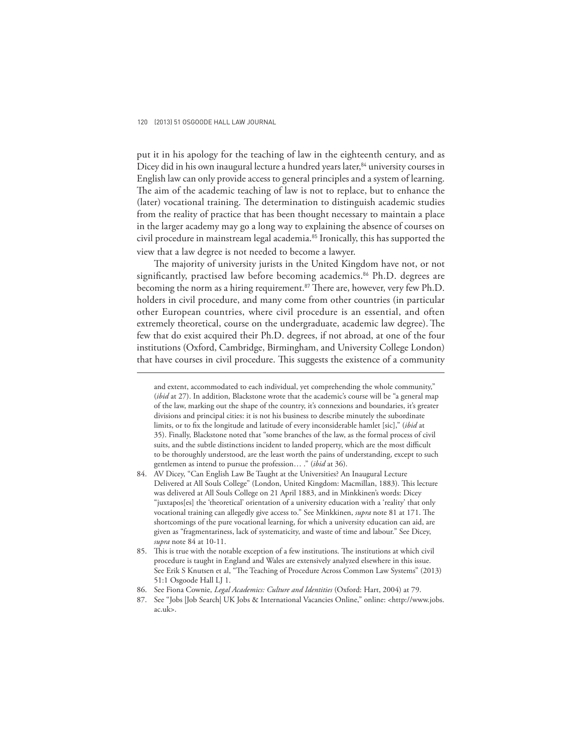put it in his apology for the teaching of law in the eighteenth century, and as Dicey did in his own inaugural lecture a hundred years later,[84] university courses in English law can only provide access to general principles and a system of learning. The aim of the academic teaching of law is not to replace, but to enhance the (later) vocational training. The determination to distinguish academic studies from the reality of practice that has been thought necessary to maintain a place in the larger academy may go a long way to explaining the absence of courses on civil procedure in mainstream legal academia.[85] Ironically, this has supported the view that a law degree is not needed to become a lawyer.

The majority of university jurists in the United Kingdom have not, or not significantly, practised law before becoming academics.[86] Ph.D. degrees are becoming the norm as a hiring requirement.[87] There are, however, very few Ph.D. holders in civil procedure, and many come from other countries (in particular other European countries, where civil procedure is an essential, and often extremely theoretical, course on the undergraduate, academic law degree). The few that do exist acquired their Ph.D. degrees, if not abroad, at one of the four institutions (Oxford, Cambridge, Birmingham, and University College London) that have courses in civil procedure. This suggests the existence of a community

---

and extent, accommodated to each individual, yet comprehending the whole community," (*ibid* at 27). In addition, Blackstone wrote that the academic's course will be "a general map of the law, marking out the shape of the country, it's connexions and boundaries, it's greater divisions and principal cities: it is not his business to describe minutely the subordinate limits, or to fix the longitude and latitude of every inconsiderable hamlet [sic]," (*ibid* at 35). Finally, Blackstone noted that "some branches of the law, as the formal process of civil suits, and the subtle distinctions incident to landed property, which are the most difficult to be thoroughly understood, are the least worth the pains of understanding, except to such gentlemen as intend to pursue the profession… ." (*ibid* at 36).

84. AV Dicey, "Can English Law Be Taught at the Universities? An Inaugural Lecture Delivered at All Souls College" (London, United Kingdom: Macmillan, 1883). This lecture was delivered at All Souls College on 21 April 1883, and in Minkkinen's words: Dicey "juxtapos[es] the 'theoretical' orientation of a university education with a 'reality' that only vocational training can allegedly give access to." See Minkkinen, *supra* note 81 at 171. The shortcomings of the pure vocational learning, for which a university education can aid, are given as "fragmentariness, lack of systematicity, and waste of time and labour." See Dicey, *supra* note 84 at 10-11.

85. This is true with the notable exception of a few institutions. The institutions at which civil procedure is taught in England and Wales are extensively analyzed elsewhere in this issue. See Erik S Knutsen et al, "The Teaching of Procedure Across Common Law Systems" (2013) 51:1 Osgoode Hall LJ 1.

86. See Fiona Cownie, *Legal Academics: Culture and Identities* (Oxford: Hart, 2004) at 79.

87. See "Jobs |Job Search| UK Jobs & International Vacancies Online," online: <http://www.jobs.ac.uk>.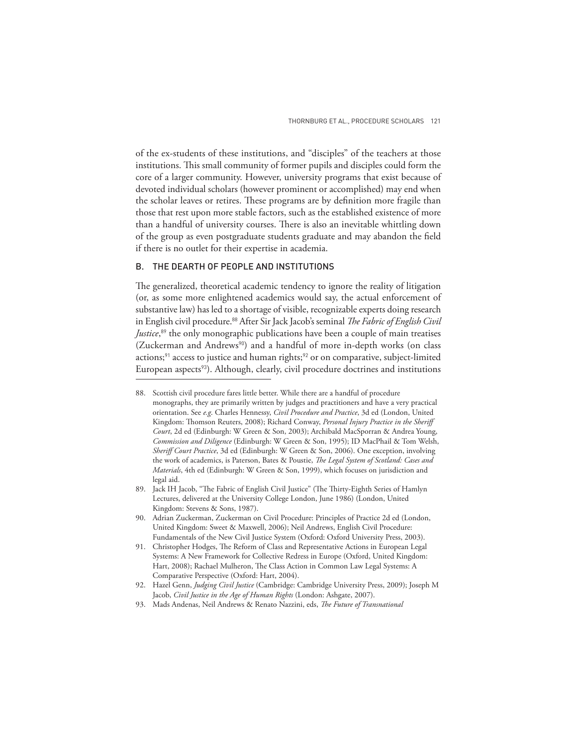of the ex-students of these institutions, and "disciples" of the teachers at those institutions. This small community of former pupils and disciples could form the core of a larger community. However, university programs that exist because of devoted individual scholars (however prominent or accomplished) may end when the scholar leaves or retires. These programs are by definition more fragile than those that rest upon more stable factors, such as the established existence of more than a handful of university courses. There is also an inevitable whittling down of the group as even postgraduate students graduate and may abandon the field if there is no outlet for their expertise in academia.

### B. THE DEARTH OF PEOPLE AND INSTITUTIONS

The generalized, theoretical academic tendency to ignore the reality of litigation (or, as some more enlightened academics would say, the actual enforcement of substantive law) has led to a shortage of visible, recognizable experts doing research in English civil procedure.[88] After Sir Jack Jacob's seminal *The Fabric of English Civil Justice*,[89] the only monographic publications have been a couple of main treatises (Zuckerman and Andrews[90]) and a handful of more in-depth works (on class actions;[91] access to justice and human rights;[92] or on comparative, subject-limited European aspects[93]). Although, clearly, civil procedure doctrines and institutions

---

88. Scottish civil procedure fares little better. While there are a handful of procedure monographs, they are primarily written by judges and practitioners and have a very practical orientation. See *e.g.* Charles Hennessy, *Civil Procedure and Practice*, 3d ed (London, United Kingdom: Thomson Reuters, 2008); Richard Conway, *Personal Injury Practice in the Sheriff Court*, 2d ed (Edinburgh: W Green & Son, 2003); Archibald MacSporran & Andrea Young, *Commission and Diligence* (Edinburgh: W Green & Son, 1995); ID MacPhail & Tom Welsh, *Sheriff Court Practice*, 3d ed (Edinburgh: W Green & Son, 2006). One exception, involving the work of academics, is Paterson, Bates & Poustie, *The Legal System of Scotland: Cases and Materials*, 4th ed (Edinburgh: W Green & Son, 1999), which focuses on jurisdiction and legal aid.
89. Jack IH Jacob, "The Fabric of English Civil Justice" (The Thirty-Eighth Series of Hamlyn Lectures, delivered at the University College London, June 1986) (London, United Kingdom: Stevens & Sons, 1987).
90. Adrian Zuckerman, Zuckerman on Civil Procedure: Principles of Practice 2d ed (London, United Kingdom: Sweet & Maxwell, 2006); Neil Andrews, English Civil Procedure: Fundamentals of the New Civil Justice System (Oxford: Oxford University Press, 2003).
91. Christopher Hodges, The Reform of Class and Representative Actions in European Legal Systems: A New Framework for Collective Redress in Europe (Oxford, United Kingdom: Hart, 2008); Rachael Mulheron, The Class Action in Common Law Legal Systems: A Comparative Perspective (Oxford: Hart, 2004).
92. Hazel Genn, *Judging Civil Justice* (Cambridge: Cambridge University Press, 2009); Joseph M Jacob, *Civil Justice in the Age of Human Rights* (London: Ashgate, 2007).
93. Mads Andenas, Neil Andrews & Renato Nazzini, eds, *The Future of Transnational*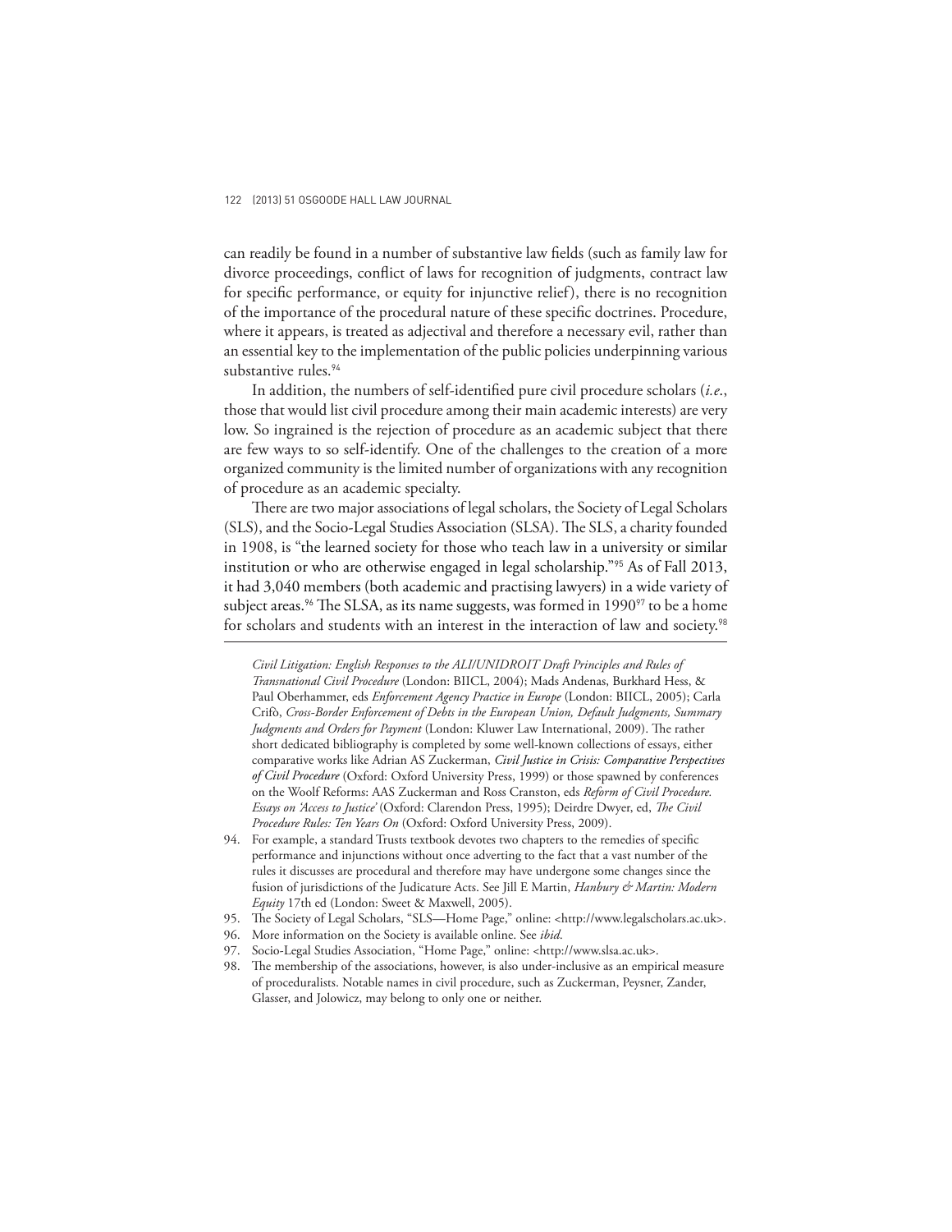can readily be found in a number of substantive law fields (such as family law for divorce proceedings, conflict of laws for recognition of judgments, contract law for specific performance, or equity for injunctive relief), there is no recognition of the importance of the procedural nature of these specific doctrines. Procedure, where it appears, is treated as adjectival and therefore a necessary evil, rather than an essential key to the implementation of the public policies underpinning various substantive rules.[94]

In addition, the numbers of self-identified pure civil procedure scholars (*i.e.*, those that would list civil procedure among their main academic interests) are very low. So ingrained is the rejection of procedure as an academic subject that there are few ways to so self-identify. One of the challenges to the creation of a more organized community is the limited number of organizations with any recognition of procedure as an academic specialty.

There are two major associations of legal scholars, the Society of Legal Scholars (SLS), and the Socio-Legal Studies Association (SLSA). The SLS, a charity founded in 1908, is "the learned society for those who teach law in a university or similar institution or who are otherwise engaged in legal scholarship."[95] As of Fall 2013, it had 3,040 members (both academic and practising lawyers) in a wide variety of subject areas.[96] The SLSA, as its name suggests, was formed in 1990[97] to be a home for scholars and students with an interest in the interaction of law and society.[98]

---

*Civil Litigation: English Responses to the ALI/UNIDROIT Draft Principles and Rules of Transnational Civil Procedure* (London: BIICL, 2004); Mads Andenas, Burkhard Hess, & Paul Oberhammer, eds *Enforcement Agency Practice in Europe* (London: BIICL, 2005); Carla Crifò, *Cross-Border Enforcement of Debts in the European Union, Default Judgments, Summary Judgments and Orders for Payment* (London: Kluwer Law International, 2009). The rather short dedicated bibliography is completed by some well-known collections of essays, either comparative works like Adrian AS Zuckerman, *Civil Justice in Crisis: Comparative Perspectives of Civil Procedure* (Oxford: Oxford University Press, 1999) or those spawned by conferences on the Woolf Reforms: AAS Zuckerman and Ross Cranston, eds *Reform of Civil Procedure. Essays on 'Access to Justice'* (Oxford: Clarendon Press, 1995); Deirdre Dwyer, ed, *The Civil Procedure Rules: Ten Years On* (Oxford: Oxford University Press, 2009).

94. For example, a standard Trusts textbook devotes two chapters to the remedies of specific performance and injunctions without once adverting to the fact that a vast number of the rules it discusses are procedural and therefore may have undergone some changes since the fusion of jurisdictions of the Judicature Acts. See Jill E Martin, *Hanbury & Martin: Modern Equity* 17th ed (London: Sweet & Maxwell, 2005).
95. The Society of Legal Scholars, "SLS—Home Page," online: <http://www.legalscholars.ac.uk>.
96. More information on the Society is available online. See *ibid*.
97. Socio-Legal Studies Association, "Home Page," online: <http://www.slsa.ac.uk>.
98. The membership of the associations, however, is also under-inclusive as an empirical measure of proceduralists. Notable names in civil procedure, such as Zuckerman, Peysner, Zander, Glasser, and Jolowicz, may belong to only one or neither.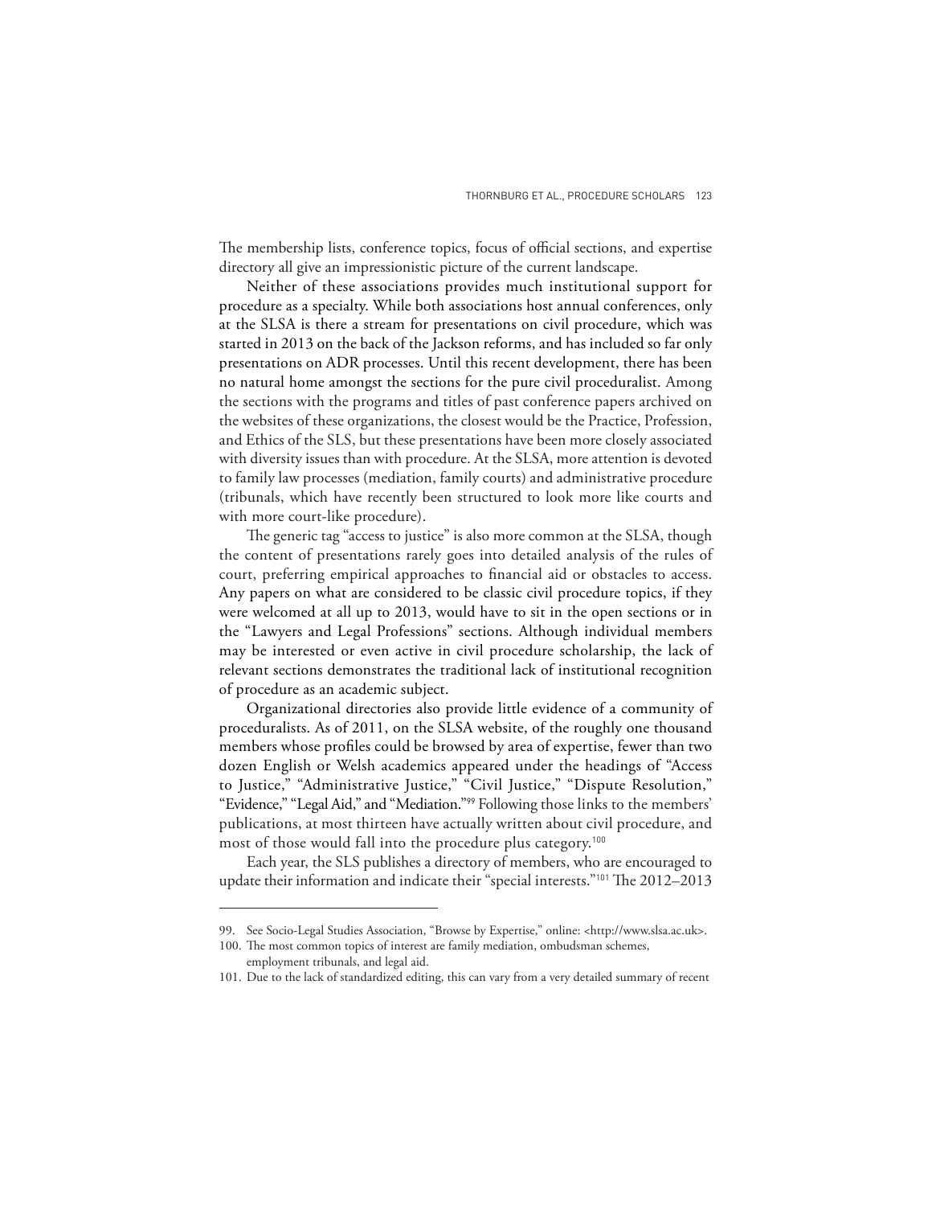The membership lists, conference topics, focus of official sections, and expertise directory all give an impressionistic picture of the current landscape.

Neither of these associations provides much institutional support for procedure as a specialty. While both associations host annual conferences, only at the SLSA is there a stream for presentations on civil procedure, which was started in 2013 on the back of the Jackson reforms, and has included so far only presentations on ADR processes. Until this recent development, there has been no natural home amongst the sections for the pure civil proceduralist. Among the sections with the programs and titles of past conference papers archived on the websites of these organizations, the closest would be the Practice, Profession, and Ethics of the SLS, but these presentations have been more closely associated with diversity issues than with procedure. At the SLSA, more attention is devoted to family law processes (mediation, family courts) and administrative procedure (tribunals, which have recently been structured to look more like courts and with more court-like procedure).

The generic tag "access to justice" is also more common at the SLSA, though the content of presentations rarely goes into detailed analysis of the rules of court, preferring empirical approaches to financial aid or obstacles to access. Any papers on what are considered to be classic civil procedure topics, if they were welcomed at all up to 2013, would have to sit in the open sections or in the "Lawyers and Legal Professions" sections. Although individual members may be interested or even active in civil procedure scholarship, the lack of relevant sections demonstrates the traditional lack of institutional recognition of procedure as an academic subject.

Organizational directories also provide little evidence of a community of proceduralists. As of 2011, on the SLSA website, of the roughly one thousand members whose profiles could be browsed by area of expertise, fewer than two dozen English or Welsh academics appeared under the headings of "Access to Justice," "Administrative Justice," "Civil Justice," "Dispute Resolution," "Evidence," "Legal Aid," and "Mediation."[99] Following those links to the members' publications, at most thirteen have actually written about civil procedure, and most of those would fall into the procedure plus category.[100]

Each year, the SLS publishes a directory of members, who are encouraged to update their information and indicate their "special interests."[101] The 2012–2013

---

99. See Socio-Legal Studies Association, "Browse by Expertise," online: <http://www.slsa.ac.uk>.

100. The most common topics of interest are family mediation, ombudsman schemes, employment tribunals, and legal aid.

101. Due to the lack of standardized editing, this can vary from a very detailed summary of recent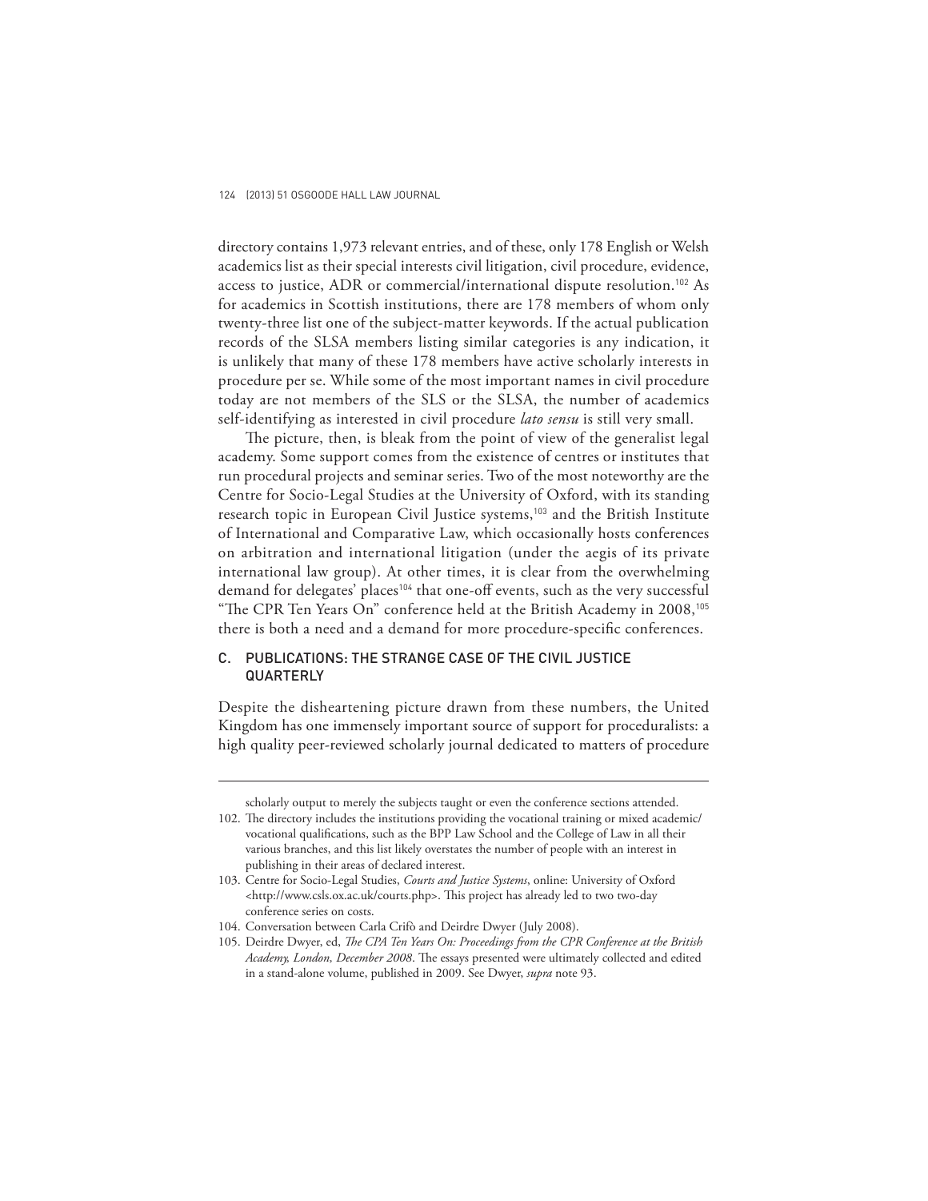directory contains 1,973 relevant entries, and of these, only 178 English or Welsh academics list as their special interests civil litigation, civil procedure, evidence, access to justice, ADR or commercial/international dispute resolution.[102] As for academics in Scottish institutions, there are 178 members of whom only twenty-three list one of the subject-matter keywords. If the actual publication records of the SLSA members listing similar categories is any indication, it is unlikely that many of these 178 members have active scholarly interests in procedure per se. While some of the most important names in civil procedure today are not members of the SLS or the SLSA, the number of academics self-identifying as interested in civil procedure *lato sensu* is still very small.

The picture, then, is bleak from the point of view of the generalist legal academy. Some support comes from the existence of centres or institutes that run procedural projects and seminar series. Two of the most noteworthy are the Centre for Socio-Legal Studies at the University of Oxford, with its standing research topic in European Civil Justice systems,[103] and the British Institute of International and Comparative Law, which occasionally hosts conferences on arbitration and international litigation (under the aegis of its private international law group). At other times, it is clear from the overwhelming demand for delegates' places[104] that one-off events, such as the very successful "The CPR Ten Years On" conference held at the British Academy in 2008,[105] there is both a need and a demand for more procedure-specific conferences.

## C. PUBLICATIONS: THE STRANGE CASE OF THE CIVIL JUSTICE QUARTERLY

Despite the disheartening picture drawn from these numbers, the United Kingdom has one immensely important source of support for proceduralists: a high quality peer-reviewed scholarly journal dedicated to matters of procedure

---

scholarly output to merely the subjects taught or even the conference sections attended.

102. The directory includes the institutions providing the vocational training or mixed academic/vocational qualifications, such as the BPP Law School and the College of Law in all their various branches, and this list likely overstates the number of people with an interest in publishing in their areas of declared interest.

103. Centre for Socio-Legal Studies, *Courts and Justice Systems*, online: University of Oxford <http://www.csls.ox.ac.uk/courts.php>. This project has already led to two two-day conference series on costs.

104. Conversation between Carla Crifò and Deirdre Dwyer (July 2008).

105. Deirdre Dwyer, ed, *The CPA Ten Years On: Proceedings from the CPR Conference at the British Academy, London, December 2008*. The essays presented were ultimately collected and edited in a stand-alone volume, published in 2009. See Dwyer, *supra* note 93.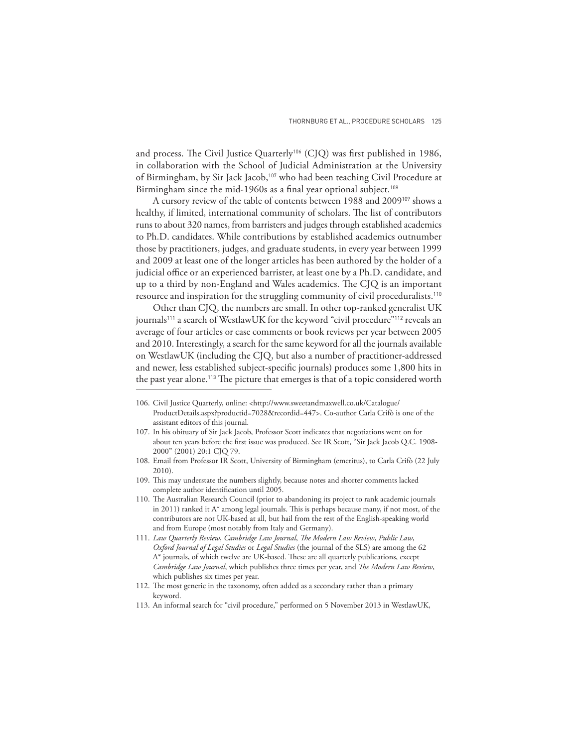and process. The Civil Justice Quarterly[106] (CJQ) was first published in 1986, in collaboration with the School of Judicial Administration at the University of Birmingham, by Sir Jack Jacob,[107] who had been teaching Civil Procedure at Birmingham since the mid-1960s as a final year optional subject.[108]

A cursory review of the table of contents between 1988 and 2009[109] shows a healthy, if limited, international community of scholars. The list of contributors runs to about 320 names, from barristers and judges through established academics to Ph.D. candidates. While contributions by established academics outnumber those by practitioners, judges, and graduate students, in every year between 1999 and 2009 at least one of the longer articles has been authored by the holder of a judicial office or an experienced barrister, at least one by a Ph.D. candidate, and up to a third by non-England and Wales academics. The CJQ is an important resource and inspiration for the struggling community of civil proceduralists.[110]

Other than CJQ, the numbers are small. In other top-ranked generalist UK journals[111] a search of WestlawUK for the keyword "civil procedure"[112] reveals an average of four articles or case comments or book reviews per year between 2005 and 2010. Interestingly, a search for the same keyword for all the journals available on WestlawUK (including the CJQ, but also a number of practitioner-addressed and newer, less established subject-specific journals) produces some 1,800 hits in the past year alone.[113] The picture that emerges is that of a topic considered worth

---

106. Civil Justice Quarterly, online: <http://www.sweetandmaxwell.co.uk/Catalogue/ProductDetails.aspx?productid=7028&recordid=447>. Co-author Carla Crifò is one of the assistant editors of this journal.

107. In his obituary of Sir Jack Jacob, Professor Scott indicates that negotiations went on for about ten years before the first issue was produced. See IR Scott, "Sir Jack Jacob Q.C. 1908-2000" (2001) 20:1 CJQ 79.

108. Email from Professor IR Scott, University of Birmingham (emeritus), to Carla Crifò (22 July 2010).

109. This may understate the numbers slightly, because notes and shorter comments lacked complete author identification until 2005.

110. The Australian Research Council (prior to abandoning its project to rank academic journals in 2011) ranked it A* among legal journals. This is perhaps because many, if not most, of the contributors are not UK-based at all, but hail from the rest of the English-speaking world and from Europe (most notably from Italy and Germany).

111. *Law Quarterly Review*, *Cambridge Law Journal*, *The Modern Law Review*, *Public Law*, *Oxford Journal of Legal Studies* or *Legal Studies* (the journal of the SLS) are among the 62 A* journals, of which twelve are UK-based. These are all quarterly publications, except *Cambridge Law Journal*, which publishes three times per year, and *The Modern Law Review*, which publishes six times per year.

112. The most generic in the taxonomy, often added as a secondary rather than a primary keyword.

113. An informal search for "civil procedure," performed on 5 November 2013 in WestlawUK,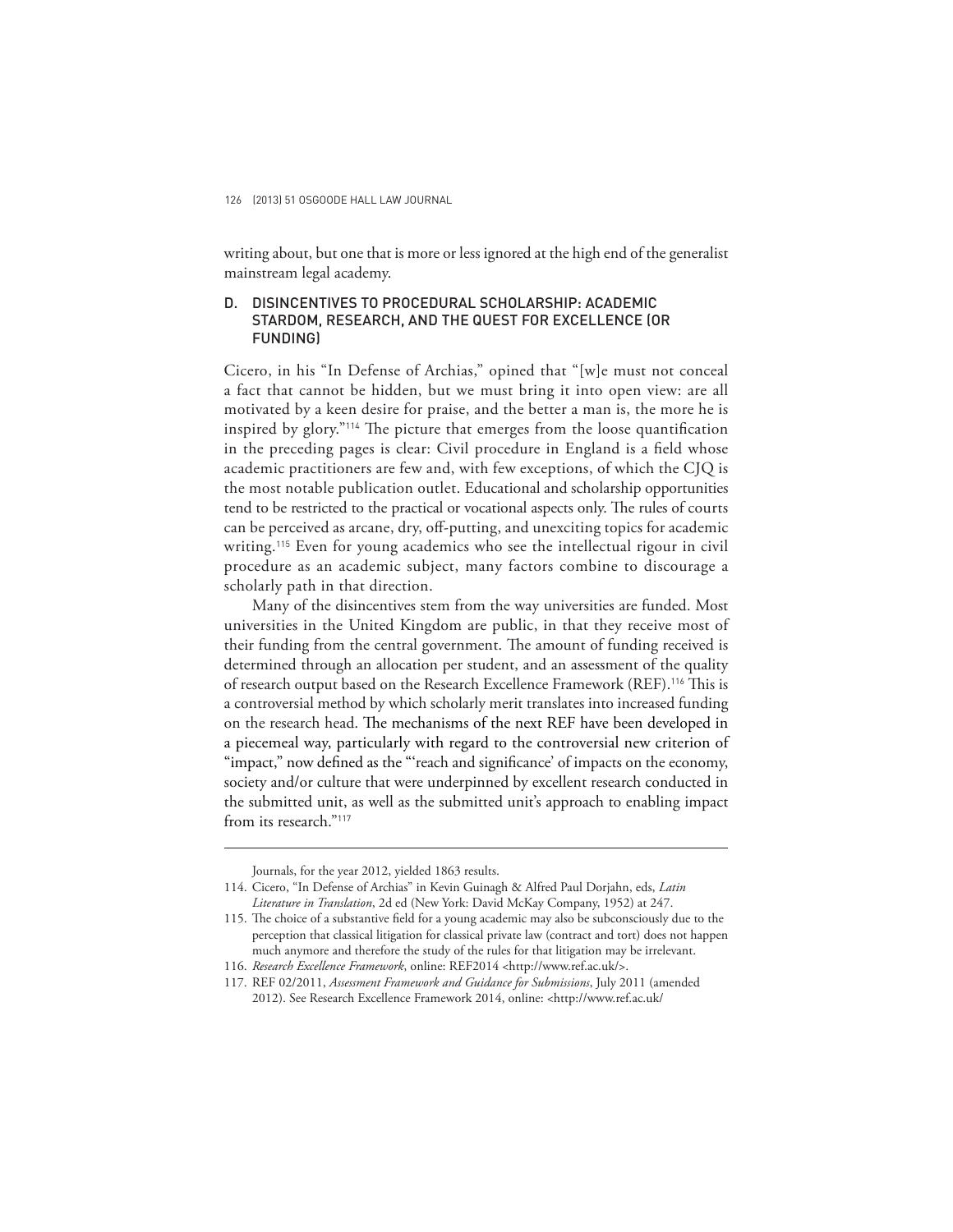writing about, but one that is more or less ignored at the high end of the generalist mainstream legal academy.

### D. DISINCENTIVES TO PROCEDURAL SCHOLARSHIP: ACADEMIC STARDOM, RESEARCH, AND THE QUEST FOR EXCELLENCE (OR FUNDING)

Cicero, in his "In Defense of Archias," opined that "[w]e must not conceal a fact that cannot be hidden, but we must bring it into open view: are all motivated by a keen desire for praise, and the better a man is, the more he is inspired by glory."[114] The picture that emerges from the loose quantification in the preceding pages is clear: Civil procedure in England is a field whose academic practitioners are few and, with few exceptions, of which the CJQ is the most notable publication outlet. Educational and scholarship opportunities tend to be restricted to the practical or vocational aspects only. The rules of courts can be perceived as arcane, dry, off-putting, and unexciting topics for academic writing.[115] Even for young academics who see the intellectual rigour in civil procedure as an academic subject, many factors combine to discourage a scholarly path in that direction.

Many of the disincentives stem from the way universities are funded. Most universities in the United Kingdom are public, in that they receive most of their funding from the central government. The amount of funding received is determined through an allocation per student, and an assessment of the quality of research output based on the Research Excellence Framework (REF).[116] This is a controversial method by which scholarly merit translates into increased funding on the research head. The mechanisms of the next REF have been developed in a piecemeal way, particularly with regard to the controversial new criterion of "impact," now defined as the "'reach and significance' of impacts on the economy, society and/or culture that were underpinned by excellent research conducted in the submitted unit, as well as the submitted unit's approach to enabling impact from its research."[117]

---

Journals, for the year 2012, yielded 1863 results.

114. Cicero, "In Defense of Archias" in Kevin Guinagh & Alfred Paul Dorjahn, eds, *Latin Literature in Translation*, 2d ed (New York: David McKay Company, 1952) at 247.

115. The choice of a substantive field for a young academic may also be subconsciously due to the perception that classical litigation for classical private law (contract and tort) does not happen much anymore and therefore the study of the rules for that litigation may be irrelevant.

116. *Research Excellence Framework*, online: REF2014 <http://www.ref.ac.uk/>.

117. REF 02/2011, *Assessment Framework and Guidance for Submissions*, July 2011 (amended 2012). See Research Excellence Framework 2014, online: <http://www.ref.ac.uk/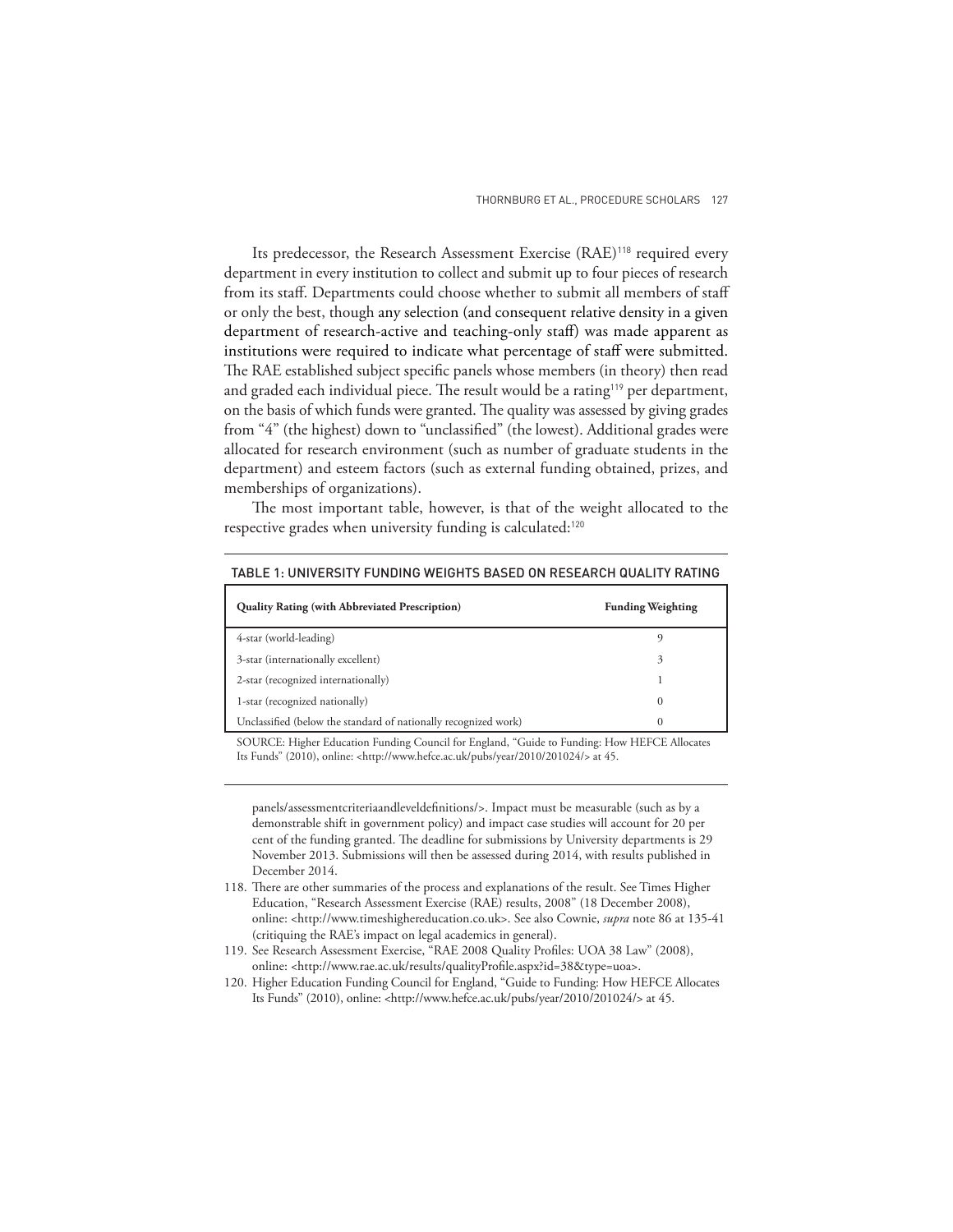Its predecessor, the Research Assessment Exercise (RAE)[118] required every department in every institution to collect and submit up to four pieces of research from its staff. Departments could choose whether to submit all members of staff or only the best, though any selection (and consequent relative density in a given department of research-active and teaching-only staff) was made apparent as institutions were required to indicate what percentage of staff were submitted. The RAE established subject specific panels whose members (in theory) then read and graded each individual piece. The result would be a rating[119] per department, on the basis of which funds were granted. The quality was assessed by giving grades from "4" (the highest) down to "unclassified" (the lowest). Additional grades were allocated for research environment (such as number of graduate students in the department) and esteem factors (such as external funding obtained, prizes, and memberships of organizations).

The most important table, however, is that of the weight allocated to the respective grades when university funding is calculated:[120]

TABLE 1: UNIVERSITY FUNDING WEIGHTS BASED ON RESEARCH QUALITY RATING

| Quality Rating (with Abbreviated Prescription) | Funding Weighting |
|---|---|
| 4-star (world-leading) | 9 |
| 3-star (internationally excellent) | 3 |
| 2-star (recognized internationally) | 1 |
| 1-star (recognized nationally) | 0 |
| Unclassified (below the standard of nationally recognized work) | 0 |

SOURCE: Higher Education Funding Council for England, "Guide to Funding: How HEFCE Allocates Its Funds" (2010), online: <http://www.hefce.ac.uk/pubs/year/2010/201024/> at 45.

panels/assessmentcriteriaandleveldefinitions/>. Impact must be measurable (such as by a demonstrable shift in government policy) and impact case studies will account for 20 per cent of the funding granted. The deadline for submissions by University departments is 29 November 2013. Submissions will then be assessed during 2014, with results published in December 2014.

118. There are other summaries of the process and explanations of the result. See Times Higher Education, "Research Assessment Exercise (RAE) results, 2008" (18 December 2008), online: <http://www.timeshighereducation.co.uk>. See also Cownie, *supra* note 86 at 135-41 (critiquing the RAE's impact on legal academics in general).

119. See Research Assessment Exercise, "RAE 2008 Quality Profiles: UOA 38 Law" (2008), online: <http://www.rae.ac.uk/results/qualityProfile.aspx?id=38&type=uoa>.

120. Higher Education Funding Council for England, "Guide to Funding: How HEFCE Allocates Its Funds" (2010), online: <http://www.hefce.ac.uk/pubs/year/2010/201024/> at 45.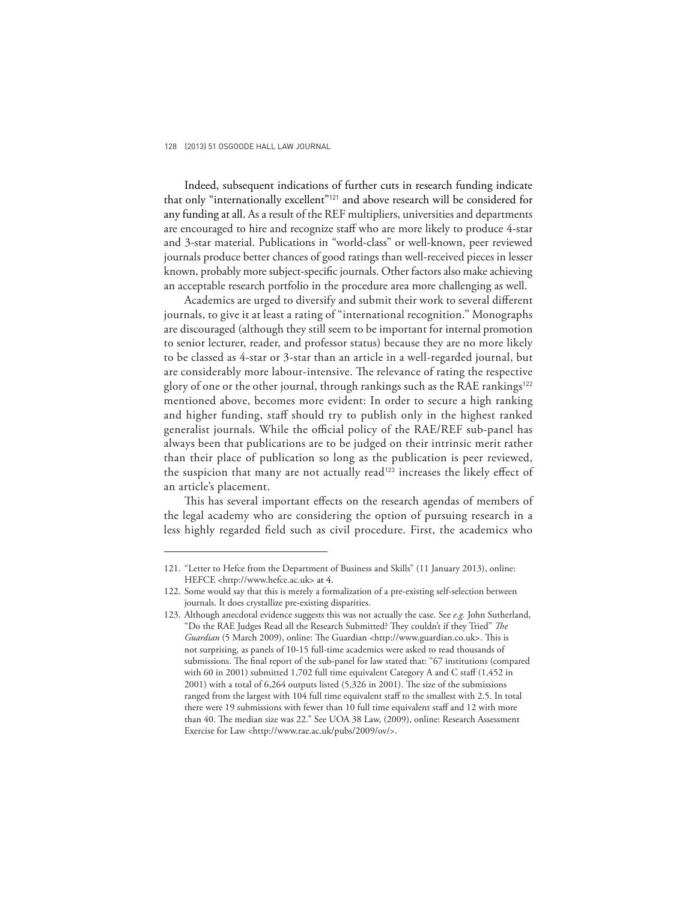Indeed, subsequent indications of further cuts in research funding indicate that only "internationally excellent"[121] and above research will be considered for any funding at all. As a result of the REF multipliers, universities and departments are encouraged to hire and recognize staff who are more likely to produce 4-star and 3-star material. Publications in "world-class" or well-known, peer reviewed journals produce better chances of good ratings than well-received pieces in lesser known, probably more subject-specific journals. Other factors also make achieving an acceptable research portfolio in the procedure area more challenging as well.

Academics are urged to diversify and submit their work to several different journals, to give it at least a rating of "international recognition." Monographs are discouraged (although they still seem to be important for internal promotion to senior lecturer, reader, and professor status) because they are no more likely to be classed as 4-star or 3-star than an article in a well-regarded journal, but are considerably more labour-intensive. The relevance of rating the respective glory of one or the other journal, through rankings such as the RAE rankings[122] mentioned above, becomes more evident: In order to secure a high ranking and higher funding, staff should try to publish only in the highest ranked generalist journals. While the official policy of the RAE/REF sub-panel has always been that publications are to be judged on their intrinsic merit rather than their place of publication so long as the publication is peer reviewed, the suspicion that many are not actually read[123] increases the likely effect of an article's placement.

This has several important effects on the research agendas of members of the legal academy who are considering the option of pursuing research in a less highly regarded field such as civil procedure. First, the academics who

---

121. "Letter to Hefce from the Department of Business and Skills" (11 January 2013), online: HEFCE <http://www.hefce.ac.uk> at 4.

122. Some would say that this is merely a formalization of a pre-existing self-selection between journals. It does crystallize pre-existing disparities.

123. Although anecdotal evidence suggests this was not actually the case. See *e.g.* John Sutherland, "Do the RAE Judges Read all the Research Submitted? They couldn't if they Tried" *The Guardian* (5 March 2009), online: The Guardian <http://www.guardian.co.uk>. This is not surprising, as panels of 10-15 full-time academics were asked to read thousands of submissions. The final report of the sub-panel for law stated that: "67 institutions (compared with 60 in 2001) submitted 1,702 full time equivalent Category A and C staff (1,452 in 2001) with a total of 6,264 outputs listed (5,326 in 2001). The size of the submissions ranged from the largest with 104 full time equivalent staff to the smallest with 2.5. In total there were 19 submissions with fewer than 10 full time equivalent staff and 12 with more than 40. The median size was 22." See UOA 38 Law, (2009), online: Research Assessment Exercise for Law <http://www.rae.ac.uk/pubs/2009/ov/>.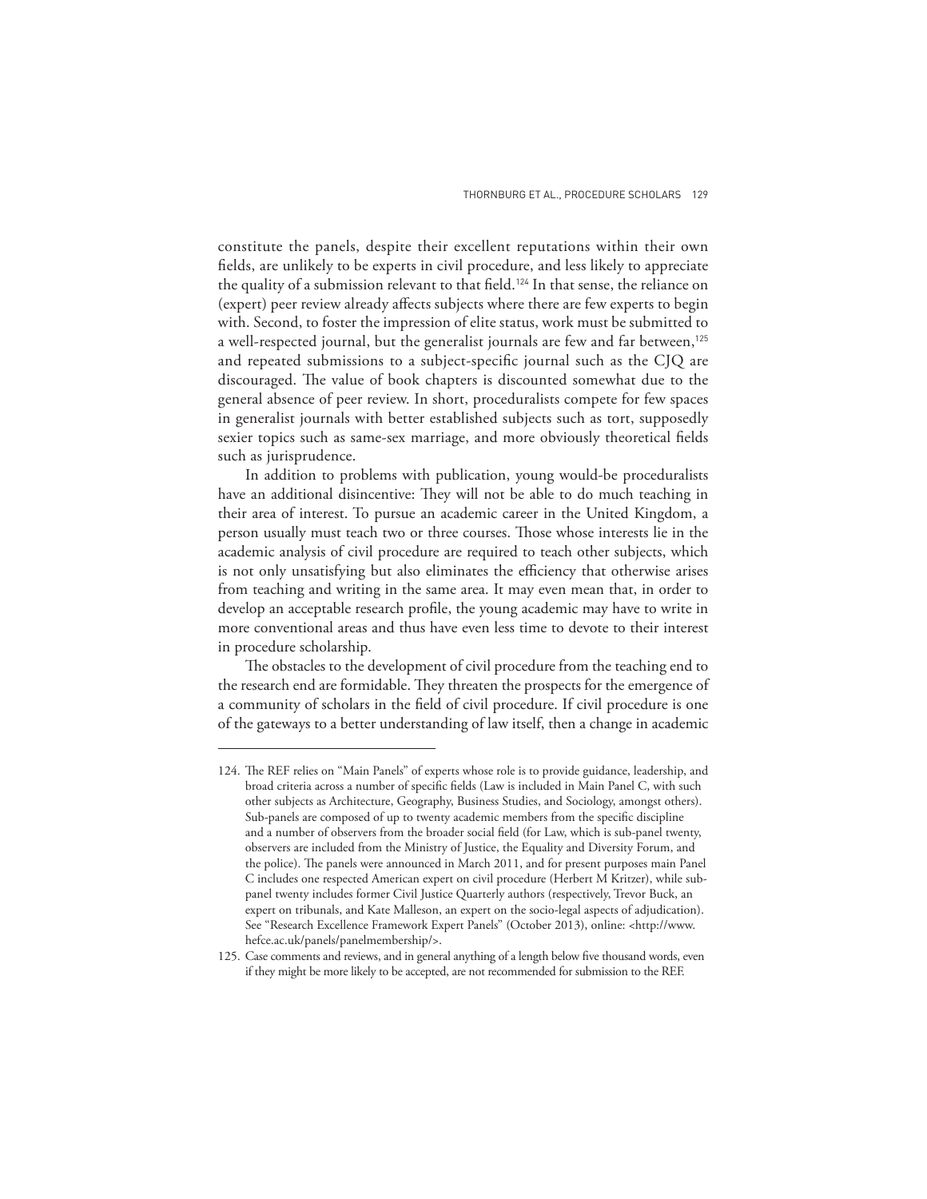constitute the panels, despite their excellent reputations within their own fields, are unlikely to be experts in civil procedure, and less likely to appreciate the quality of a submission relevant to that field.[124] In that sense, the reliance on (expert) peer review already affects subjects where there are few experts to begin with. Second, to foster the impression of elite status, work must be submitted to a well-respected journal, but the generalist journals are few and far between,[125] and repeated submissions to a subject-specific journal such as the CJQ are discouraged. The value of book chapters is discounted somewhat due to the general absence of peer review. In short, proceduralists compete for few spaces in generalist journals with better established subjects such as tort, supposedly sexier topics such as same-sex marriage, and more obviously theoretical fields such as jurisprudence.

In addition to problems with publication, young would-be proceduralists have an additional disincentive: They will not be able to do much teaching in their area of interest. To pursue an academic career in the United Kingdom, a person usually must teach two or three courses. Those whose interests lie in the academic analysis of civil procedure are required to teach other subjects, which is not only unsatisfying but also eliminates the efficiency that otherwise arises from teaching and writing in the same area. It may even mean that, in order to develop an acceptable research profile, the young academic may have to write in more conventional areas and thus have even less time to devote to their interest in procedure scholarship.

The obstacles to the development of civil procedure from the teaching end to the research end are formidable. They threaten the prospects for the emergence of a community of scholars in the field of civil procedure. If civil procedure is one of the gateways to a better understanding of law itself, then a change in academic

---

124. The REF relies on "Main Panels" of experts whose role is to provide guidance, leadership, and broad criteria across a number of specific fields (Law is included in Main Panel C, with such other subjects as Architecture, Geography, Business Studies, and Sociology, amongst others). Sub-panels are composed of up to twenty academic members from the specific discipline and a number of observers from the broader social field (for Law, which is sub-panel twenty, observers are included from the Ministry of Justice, the Equality and Diversity Forum, and the police). The panels were announced in March 2011, and for present purposes main Panel C includes one respected American expert on civil procedure (Herbert M Kritzer), while sub-panel twenty includes former Civil Justice Quarterly authors (respectively, Trevor Buck, an expert on tribunals, and Kate Malleson, an expert on the socio-legal aspects of adjudication). See "Research Excellence Framework Expert Panels" (October 2013), online: <http://www.hefce.ac.uk/panels/panelmembership/>.

125. Case comments and reviews, and in general anything of a length below five thousand words, even if they might be more likely to be accepted, are not recommended for submission to the REF.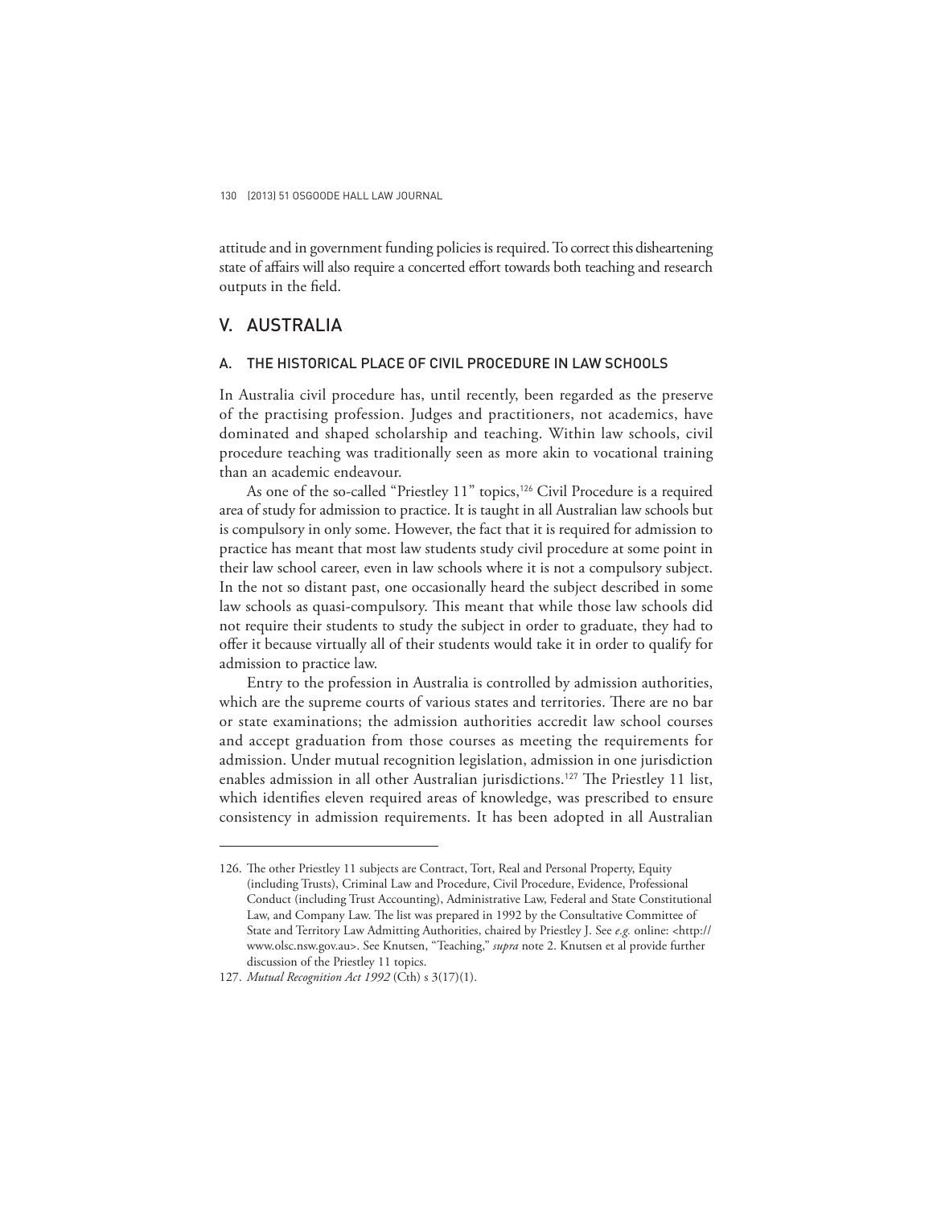attitude and in government funding policies is required. To correct this disheartening state of affairs will also require a concerted effort towards both teaching and research outputs in the field.

## V. AUSTRALIA

### A. THE HISTORICAL PLACE OF CIVIL PROCEDURE IN LAW SCHOOLS

In Australia civil procedure has, until recently, been regarded as the preserve of the practising profession. Judges and practitioners, not academics, have dominated and shaped scholarship and teaching. Within law schools, civil procedure teaching was traditionally seen as more akin to vocational training than an academic endeavour.

As one of the so-called "Priestley 11" topics,[126] Civil Procedure is a required area of study for admission to practice. It is taught in all Australian law schools but is compulsory in only some. However, the fact that it is required for admission to practice has meant that most law students study civil procedure at some point in their law school career, even in law schools where it is not a compulsory subject. In the not so distant past, one occasionally heard the subject described in some law schools as quasi-compulsory. This meant that while those law schools did not require their students to study the subject in order to graduate, they had to offer it because virtually all of their students would take it in order to qualify for admission to practice law.

Entry to the profession in Australia is controlled by admission authorities, which are the supreme courts of various states and territories. There are no bar or state examinations; the admission authorities accredit law school courses and accept graduation from those courses as meeting the requirements for admission. Under mutual recognition legislation, admission in one jurisdiction enables admission in all other Australian jurisdictions.[127] The Priestley 11 list, which identifies eleven required areas of knowledge, was prescribed to ensure consistency in admission requirements. It has been adopted in all Australian

---

126. The other Priestley 11 subjects are Contract, Tort, Real and Personal Property, Equity (including Trusts), Criminal Law and Procedure, Civil Procedure, Evidence, Professional Conduct (including Trust Accounting), Administrative Law, Federal and State Constitutional Law, and Company Law. The list was prepared in 1992 by the Consultative Committee of State and Territory Law Admitting Authorities, chaired by Priestley J. See *e.g.* online: <http://www.olsc.nsw.gov.au>. See Knutsen, "Teaching," *supra* note 2. Knutsen et al provide further discussion of the Priestley 11 topics.

127. *Mutual Recognition Act 1992* (Cth) s 3(17)(1).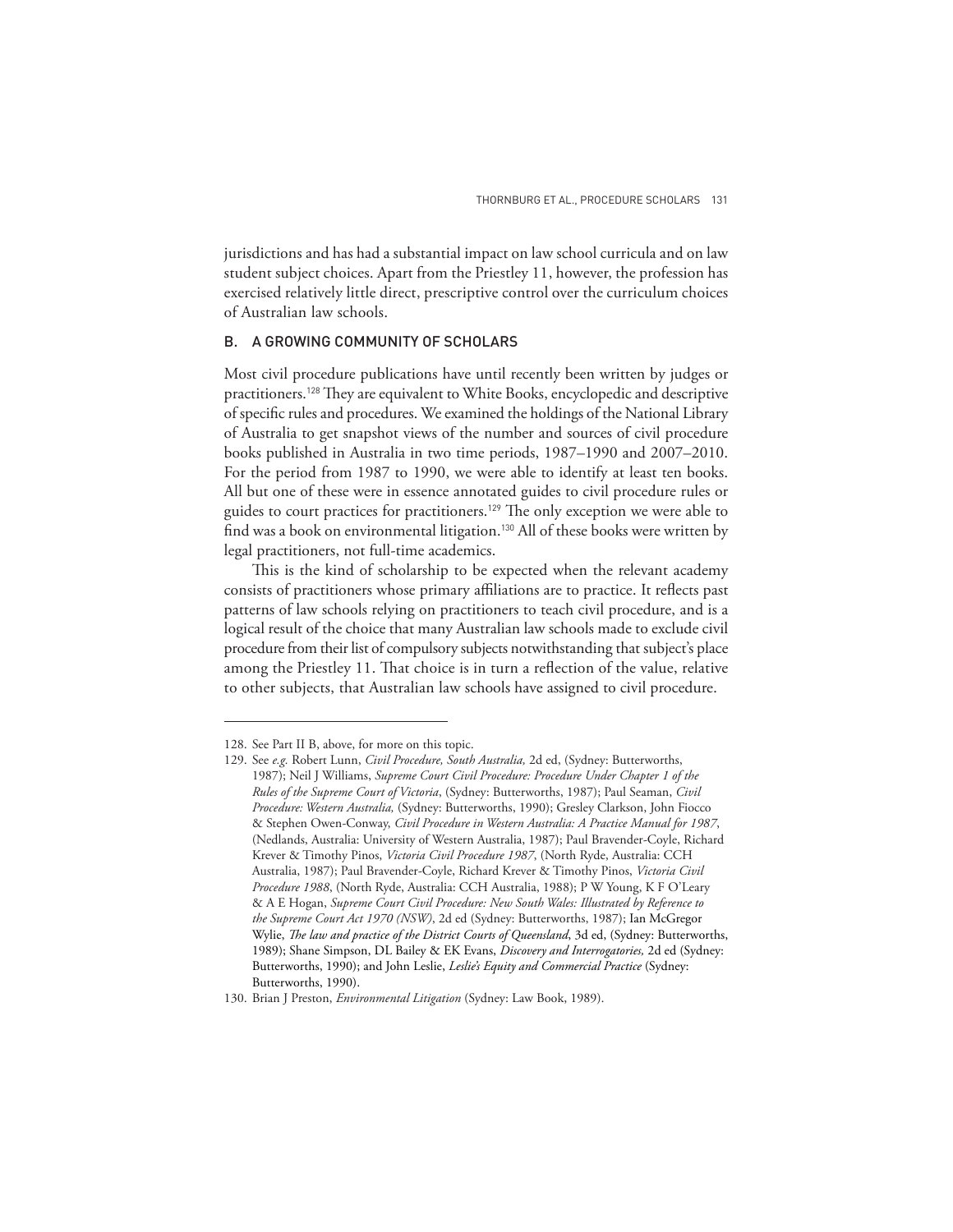jurisdictions and has had a substantial impact on law school curricula and on law student subject choices. Apart from the Priestley 11, however, the profession has exercised relatively little direct, prescriptive control over the curriculum choices of Australian law schools.

### B. A GROWING COMMUNITY OF SCHOLARS

Most civil procedure publications have until recently been written by judges or practitioners.[128] They are equivalent to White Books, encyclopedic and descriptive of specific rules and procedures. We examined the holdings of the National Library of Australia to get snapshot views of the number and sources of civil procedure books published in Australia in two time periods, 1987–1990 and 2007–2010. For the period from 1987 to 1990, we were able to identify at least ten books. All but one of these were in essence annotated guides to civil procedure rules or guides to court practices for practitioners.[129] The only exception we were able to find was a book on environmental litigation.[130] All of these books were written by legal practitioners, not full-time academics.

This is the kind of scholarship to be expected when the relevant academy consists of practitioners whose primary affiliations are to practice. It reflects past patterns of law schools relying on practitioners to teach civil procedure, and is a logical result of the choice that many Australian law schools made to exclude civil procedure from their list of compulsory subjects notwithstanding that subject's place among the Priestley 11. That choice is in turn a reflection of the value, relative to other subjects, that Australian law schools have assigned to civil procedure.

---

128. See Part II B, above, for more on this topic.

129. See *e.g.* Robert Lunn, *Civil Procedure, South Australia,* 2d ed, (Sydney: Butterworths, 1987); Neil J Williams, *Supreme Court Civil Procedure: Procedure Under Chapter 1 of the Rules of the Supreme Court of Victoria*, (Sydney: Butterworths, 1987); Paul Seaman, *Civil Procedure: Western Australia,* (Sydney: Butterworths, 1990); Gresley Clarkson, John Fiocco & Stephen Owen-Conway, *Civil Procedure in Western Australia: A Practice Manual for 1987*, (Nedlands, Australia: University of Western Australia, 1987); Paul Bravender-Coyle, Richard Krever & Timothy Pinos, *Victoria Civil Procedure 1987*, (North Ryde, Australia: CCH Australia, 1987); Paul Bravender-Coyle, Richard Krever & Timothy Pinos, *Victoria Civil Procedure 1988*, (North Ryde, Australia: CCH Australia, 1988); P W Young, K F O'Leary & A E Hogan, *Supreme Court Civil Procedure: New South Wales: Illustrated by Reference to the Supreme Court Act 1970 (NSW)*, 2d ed (Sydney: Butterworths, 1987); Ian McGregor Wylie, *The law and practice of the District Courts of Queensland*, 3d ed, (Sydney: Butterworths, 1989); Shane Simpson, DL Bailey & EK Evans, *Discovery and Interrogatories,* 2d ed (Sydney: Butterworths, 1990); and John Leslie, *Leslie's Equity and Commercial Practice* (Sydney: Butterworths, 1990).

130. Brian J Preston, *Environmental Litigation* (Sydney: Law Book, 1989).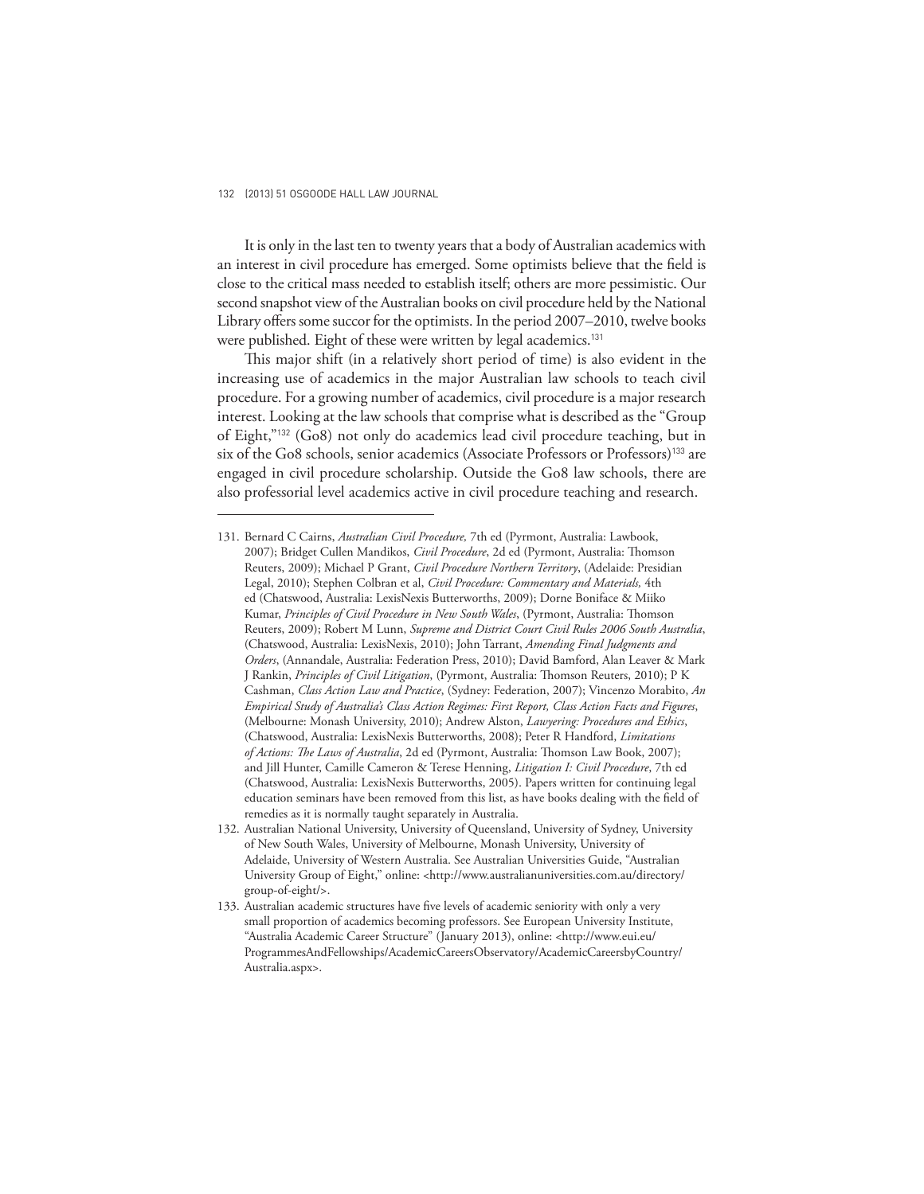It is only in the last ten to twenty years that a body of Australian academics with an interest in civil procedure has emerged. Some optimists believe that the field is close to the critical mass needed to establish itself; others are more pessimistic. Our second snapshot view of the Australian books on civil procedure held by the National Library offers some succor for the optimists. In the period 2007–2010, twelve books were published. Eight of these were written by legal academics.[131]

This major shift (in a relatively short period of time) is also evident in the increasing use of academics in the major Australian law schools to teach civil procedure. For a growing number of academics, civil procedure is a major research interest. Looking at the law schools that comprise what is described as the "Group of Eight,"[132] (Go8) not only do academics lead civil procedure teaching, but in six of the Go8 schools, senior academics (Associate Professors or Professors)[133] are engaged in civil procedure scholarship. Outside the Go8 law schools, there are also professorial level academics active in civil procedure teaching and research.

---

131. Bernard C Cairns, *Australian Civil Procedure,* 7th ed (Pyrmont, Australia: Lawbook, 2007); Bridget Cullen Mandikos, *Civil Procedure*, 2d ed (Pyrmont, Australia: Thomson Reuters, 2009); Michael P Grant, *Civil Procedure Northern Territory*, (Adelaide: Presidian Legal, 2010); Stephen Colbran et al, *Civil Procedure: Commentary and Materials,* 4th ed (Chatswood, Australia: LexisNexis Butterworths, 2009); Dorne Boniface & Miiko Kumar, *Principles of Civil Procedure in New South Wales*, (Pyrmont, Australia: Thomson Reuters, 2009); Robert M Lunn, *Supreme and District Court Civil Rules 2006 South Australia*, (Chatswood, Australia: LexisNexis, 2010); John Tarrant, *Amending Final Judgments and Orders*, (Annandale, Australia: Federation Press, 2010); David Bamford, Alan Leaver & Mark J Rankin, *Principles of Civil Litigation*, (Pyrmont, Australia: Thomson Reuters, 2010); P K Cashman, *Class Action Law and Practice*, (Sydney: Federation, 2007); Vincenzo Morabito, *An Empirical Study of Australia's Class Action Regimes: First Report, Class Action Facts and Figures*, (Melbourne: Monash University, 2010); Andrew Alston, *Lawyering: Procedures and Ethics*, (Chatswood, Australia: LexisNexis Butterworths, 2008); Peter R Handford, *Limitations of Actions: The Laws of Australia*, 2d ed (Pyrmont, Australia: Thomson Law Book, 2007); and Jill Hunter, Camille Cameron & Terese Henning, *Litigation I: Civil Procedure*, 7th ed (Chatswood, Australia: LexisNexis Butterworths, 2005). Papers written for continuing legal education seminars have been removed from this list, as have books dealing with the field of remedies as it is normally taught separately in Australia.

132. Australian National University, University of Queensland, University of Sydney, University of New South Wales, University of Melbourne, Monash University, University of Adelaide, University of Western Australia. See Australian Universities Guide, "Australian University Group of Eight," online: <http://www.australianuniversities.com.au/directory/group-of-eight/>.

133. Australian academic structures have five levels of academic seniority with only a very small proportion of academics becoming professors. See European University Institute, "Australia Academic Career Structure" (January 2013), online: <http://www.eui.eu/ProgrammesAndFellowships/AcademicCareersObservatory/AcademicCareersbyCountry/Australia.aspx>.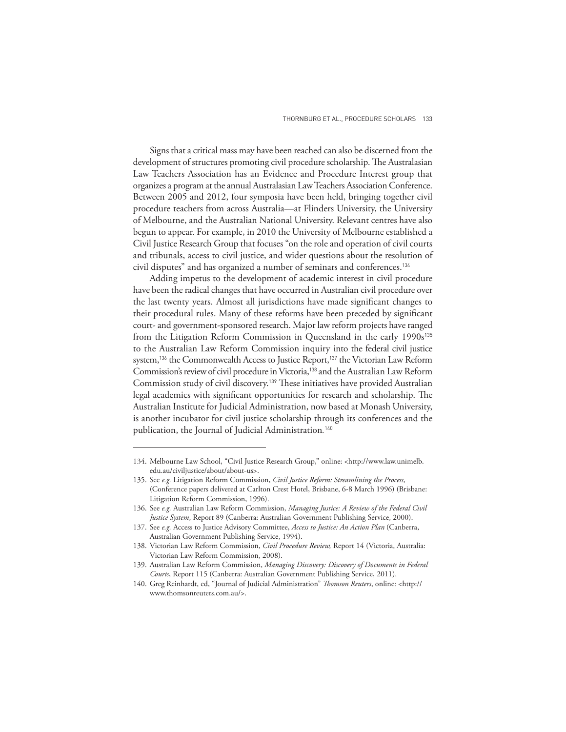Signs that a critical mass may have been reached can also be discerned from the development of structures promoting civil procedure scholarship. The Australasian Law Teachers Association has an Evidence and Procedure Interest group that organizes a program at the annual Australasian Law Teachers Association Conference. Between 2005 and 2012, four symposia have been held, bringing together civil procedure teachers from across Australia—at Flinders University, the University of Melbourne, and the Australian National University. Relevant centres have also begun to appear. For example, in 2010 the University of Melbourne established a Civil Justice Research Group that focuses "on the role and operation of civil courts and tribunals, access to civil justice, and wider questions about the resolution of civil disputes" and has organized a number of seminars and conferences.[134]

Adding impetus to the development of academic interest in civil procedure have been the radical changes that have occurred in Australian civil procedure over the last twenty years. Almost all jurisdictions have made significant changes to their procedural rules. Many of these reforms have been preceded by significant court- and government-sponsored research. Major law reform projects have ranged from the Litigation Reform Commission in Queensland in the early 1990s[135] to the Australian Law Reform Commission inquiry into the federal civil justice system,[136] the Commonwealth Access to Justice Report,[137] the Victorian Law Reform Commission's review of civil procedure in Victoria,[138] and the Australian Law Reform Commission study of civil discovery.[139] These initiatives have provided Australian legal academics with significant opportunities for research and scholarship. The Australian Institute for Judicial Administration, now based at Monash University, is another incubator for civil justice scholarship through its conferences and the publication, the Journal of Judicial Administration.[140]

---

134. Melbourne Law School, "Civil Justice Research Group," online: <http://www.law.unimelb.edu.au/civiljustice/about/about-us>.
135. See *e.g.* Litigation Reform Commission, *Civil Justice Reform: Streamlining the Process,* (Conference papers delivered at Carlton Crest Hotel, Brisbane, 6-8 March 1996) (Brisbane: Litigation Reform Commission, 1996).
136. See *e.g.* Australian Law Reform Commission, *Managing Justice: A Review of the Federal Civil Justice System*, Report 89 (Canberra: Australian Government Publishing Service, 2000).
137. See *e.g.* Access to Justice Advisory Committee, *Access to Justice: An Action Plan* (Canberra, Australian Government Publishing Service, 1994).
138. Victorian Law Reform Commission, *Civil Procedure Review,* Report 14 (Victoria, Australia: Victorian Law Reform Commission, 2008).
139. Australian Law Reform Commission, *Managing Discovery: Discovery of Documents in Federal Courts*, Report 115 (Canberra: Australian Government Publishing Service, 2011).
140. Greg Reinhardt, ed, "Journal of Judicial Administration" *Thomson Reuters*, online: <http://www.thomsonreuters.com.au/>.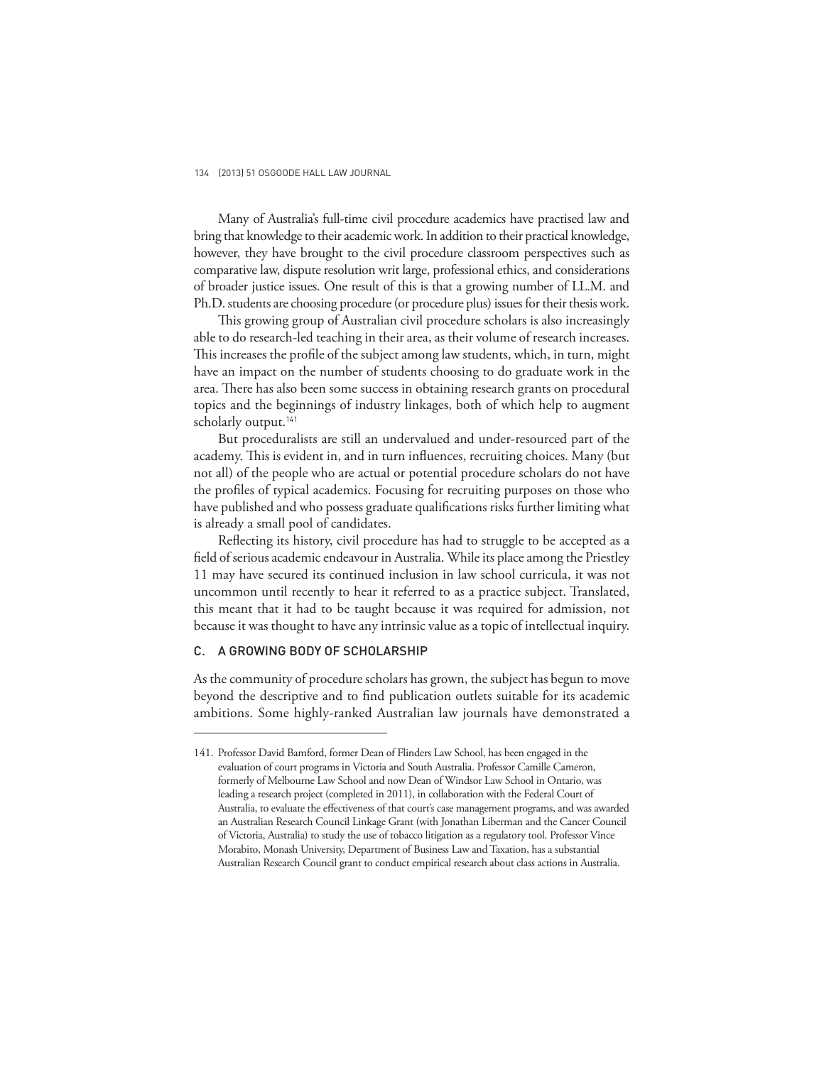Many of Australia's full-time civil procedure academics have practised law and bring that knowledge to their academic work. In addition to their practical knowledge, however, they have brought to the civil procedure classroom perspectives such as comparative law, dispute resolution writ large, professional ethics, and considerations of broader justice issues. One result of this is that a growing number of LL.M. and Ph.D. students are choosing procedure (or procedure plus) issues for their thesis work.

This growing group of Australian civil procedure scholars is also increasingly able to do research-led teaching in their area, as their volume of research increases. This increases the profile of the subject among law students, which, in turn, might have an impact on the number of students choosing to do graduate work in the area. There has also been some success in obtaining research grants on procedural topics and the beginnings of industry linkages, both of which help to augment scholarly output.[141]

But proceduralists are still an undervalued and under-resourced part of the academy. This is evident in, and in turn influences, recruiting choices. Many (but not all) of the people who are actual or potential procedure scholars do not have the profiles of typical academics. Focusing for recruiting purposes on those who have published and who possess graduate qualifications risks further limiting what is already a small pool of candidates.

Reflecting its history, civil procedure has had to struggle to be accepted as a field of serious academic endeavour in Australia. While its place among the Priestley 11 may have secured its continued inclusion in law school curricula, it was not uncommon until recently to hear it referred to as a practice subject. Translated, this meant that it had to be taught because it was required for admission, not because it was thought to have any intrinsic value as a topic of intellectual inquiry.

### C. A GROWING BODY OF SCHOLARSHIP

As the community of procedure scholars has grown, the subject has begun to move beyond the descriptive and to find publication outlets suitable for its academic ambitions. Some highly-ranked Australian law journals have demonstrated a

---

141. Professor David Bamford, former Dean of Flinders Law School, has been engaged in the evaluation of court programs in Victoria and South Australia. Professor Camille Cameron, formerly of Melbourne Law School and now Dean of Windsor Law School in Ontario, was leading a research project (completed in 2011), in collaboration with the Federal Court of Australia, to evaluate the effectiveness of that court's case management programs, and was awarded an Australian Research Council Linkage Grant (with Jonathan Liberman and the Cancer Council of Victoria, Australia) to study the use of tobacco litigation as a regulatory tool. Professor Vince Morabito, Monash University, Department of Business Law and Taxation, has a substantial Australian Research Council grant to conduct empirical research about class actions in Australia.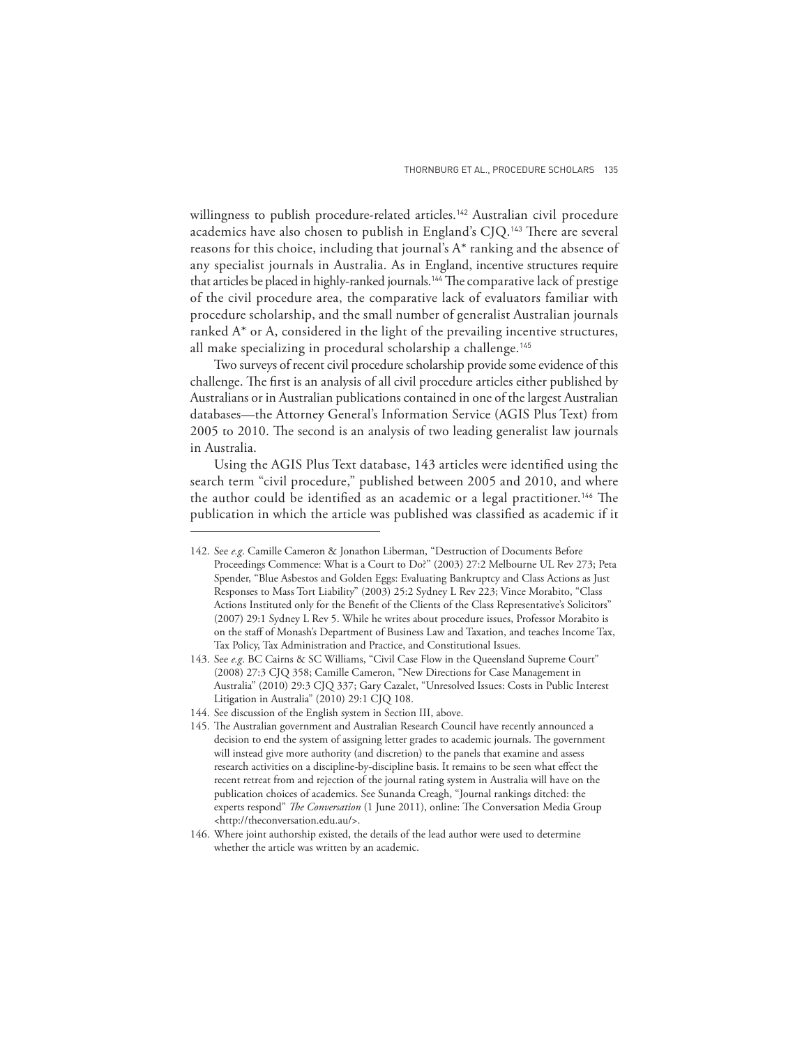willingness to publish procedure-related articles.[142] Australian civil procedure academics have also chosen to publish in England's CJQ.[143] There are several reasons for this choice, including that journal's A* ranking and the absence of any specialist journals in Australia. As in England, incentive structures require that articles be placed in highly-ranked journals.[144] The comparative lack of prestige of the civil procedure area, the comparative lack of evaluators familiar with procedure scholarship, and the small number of generalist Australian journals ranked A* or A, considered in the light of the prevailing incentive structures, all make specializing in procedural scholarship a challenge.[145]

Two surveys of recent civil procedure scholarship provide some evidence of this challenge. The first is an analysis of all civil procedure articles either published by Australians or in Australian publications contained in one of the largest Australian databases—the Attorney General's Information Service (AGIS Plus Text) from 2005 to 2010. The second is an analysis of two leading generalist law journals in Australia.

Using the AGIS Plus Text database, 143 articles were identified using the search term "civil procedure," published between 2005 and 2010, and where the author could be identified as an academic or a legal practitioner.[146] The publication in which the article was published was classified as academic if it

---

142. See *e.g.* Camille Cameron & Jonathon Liberman, "Destruction of Documents Before Proceedings Commence: What is a Court to Do?" (2003) 27:2 Melbourne UL Rev 273; Peta Spender, "Blue Asbestos and Golden Eggs: Evaluating Bankruptcy and Class Actions as Just Responses to Mass Tort Liability" (2003) 25:2 Sydney L Rev 223; Vince Morabito, "Class Actions Instituted only for the Benefit of the Clients of the Class Representative's Solicitors" (2007) 29:1 Sydney L Rev 5. While he writes about procedure issues, Professor Morabito is on the staff of Monash's Department of Business Law and Taxation, and teaches Income Tax, Tax Policy, Tax Administration and Practice, and Constitutional Issues.

143. See *e.g.* BC Cairns & SC Williams, "Civil Case Flow in the Queensland Supreme Court" (2008) 27:3 CJQ 358; Camille Cameron, "New Directions for Case Management in Australia" (2010) 29:3 CJQ 337; Gary Cazalet, "Unresolved Issues: Costs in Public Interest Litigation in Australia" (2010) 29:1 CJQ 108.

144. See discussion of the English system in Section III, above.

145. The Australian government and Australian Research Council have recently announced a decision to end the system of assigning letter grades to academic journals. The government will instead give more authority (and discretion) to the panels that examine and assess research activities on a discipline-by-discipline basis. It remains to be seen what effect the recent retreat from and rejection of the journal rating system in Australia will have on the publication choices of academics. See Sunanda Creagh, "Journal rankings ditched: the experts respond" *The Conversation* (1 June 2011), online: The Conversation Media Group <http://theconversation.edu.au/>.

146. Where joint authorship existed, the details of the lead author were used to determine whether the article was written by an academic.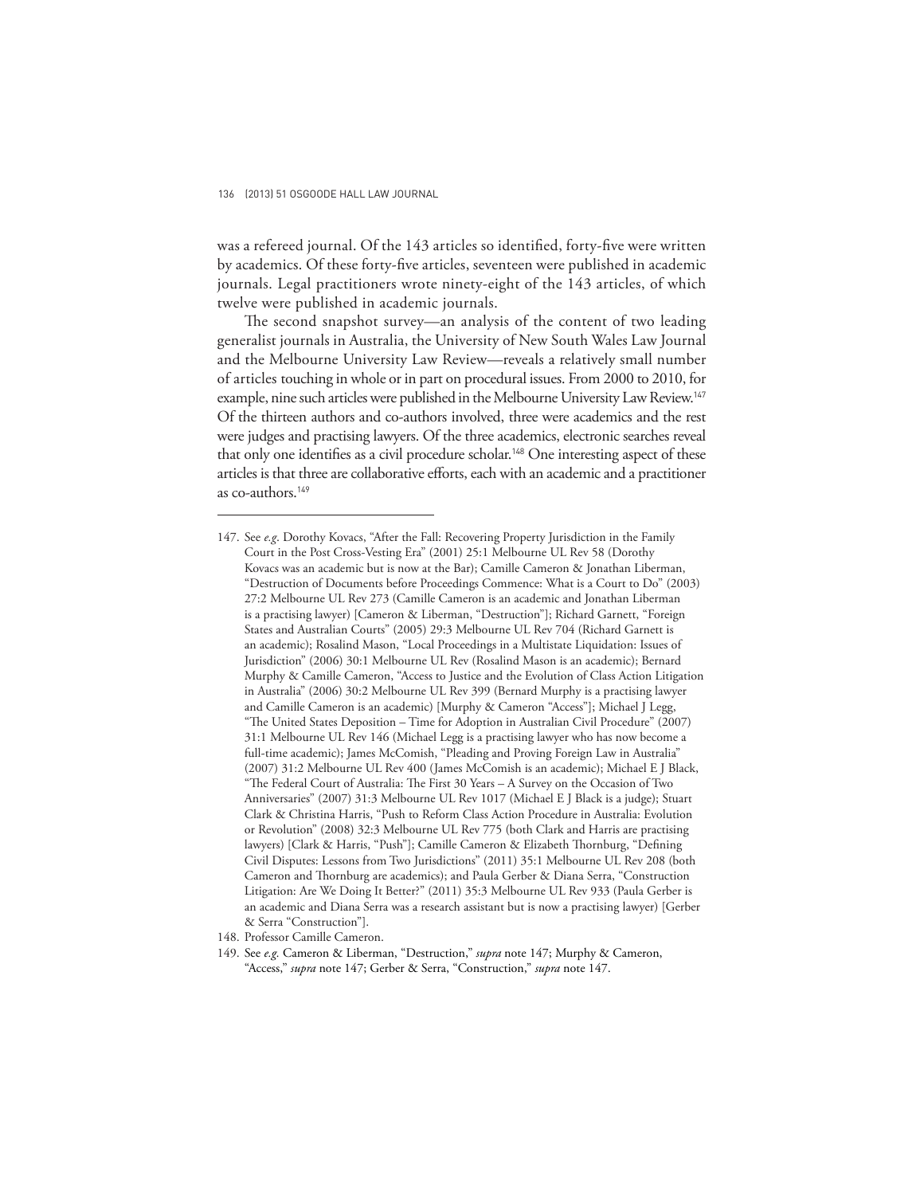was a refereed journal. Of the 143 articles so identified, forty-five were written by academics. Of these forty-five articles, seventeen were published in academic journals. Legal practitioners wrote ninety-eight of the 143 articles, of which twelve were published in academic journals.

The second snapshot survey—an analysis of the content of two leading generalist journals in Australia, the University of New South Wales Law Journal and the Melbourne University Law Review—reveals a relatively small number of articles touching in whole or in part on procedural issues. From 2000 to 2010, for example, nine such articles were published in the Melbourne University Law Review.[147] Of the thirteen authors and co-authors involved, three were academics and the rest were judges and practising lawyers. Of the three academics, electronic searches reveal that only one identifies as a civil procedure scholar.[148] One interesting aspect of these articles is that three are collaborative efforts, each with an academic and a practitioner as co-authors.[149]

---

147. See *e.g.* Dorothy Kovacs, "After the Fall: Recovering Property Jurisdiction in the Family Court in the Post Cross-Vesting Era" (2001) 25:1 Melbourne UL Rev 58 (Dorothy Kovacs was an academic but is now at the Bar); Camille Cameron & Jonathan Liberman, "Destruction of Documents before Proceedings Commence: What is a Court to Do" (2003) 27:2 Melbourne UL Rev 273 (Camille Cameron is an academic and Jonathan Liberman is a practising lawyer) [Cameron & Liberman, "Destruction"]; Richard Garnett, "Foreign States and Australian Courts" (2005) 29:3 Melbourne UL Rev 704 (Richard Garnett is an academic); Rosalind Mason, "Local Proceedings in a Multistate Liquidation: Issues of Jurisdiction" (2006) 30:1 Melbourne UL Rev (Rosalind Mason is an academic); Bernard Murphy & Camille Cameron, "Access to Justice and the Evolution of Class Action Litigation in Australia" (2006) 30:2 Melbourne UL Rev 399 (Bernard Murphy is a practising lawyer and Camille Cameron is an academic) [Murphy & Cameron "Access"]; Michael J Legg, "The United States Deposition – Time for Adoption in Australian Civil Procedure" (2007) 31:1 Melbourne UL Rev 146 (Michael Legg is a practising lawyer who has now become a full-time academic); James McComish, "Pleading and Proving Foreign Law in Australia" (2007) 31:2 Melbourne UL Rev 400 (James McComish is an academic); Michael E J Black, "The Federal Court of Australia: The First 30 Years – A Survey on the Occasion of Two Anniversaries" (2007) 31:3 Melbourne UL Rev 1017 (Michael E J Black is a judge); Stuart Clark & Christina Harris, "Push to Reform Class Action Procedure in Australia: Evolution or Revolution" (2008) 32:3 Melbourne UL Rev 775 (both Clark and Harris are practising lawyers) [Clark & Harris, "Push"]; Camille Cameron & Elizabeth Thornburg, "Defining Civil Disputes: Lessons from Two Jurisdictions" (2011) 35:1 Melbourne UL Rev 208 (both Cameron and Thornburg are academics); and Paula Gerber & Diana Serra, "Construction Litigation: Are We Doing It Better?" (2011) 35:3 Melbourne UL Rev 933 (Paula Gerber is an academic and Diana Serra was a research assistant but is now a practising lawyer) [Gerber & Serra "Construction"].

148. Professor Camille Cameron.

149. See *e.g.* Cameron & Liberman, "Destruction," *supra* note 147; Murphy & Cameron, "Access," *supra* note 147; Gerber & Serra, "Construction," *supra* note 147.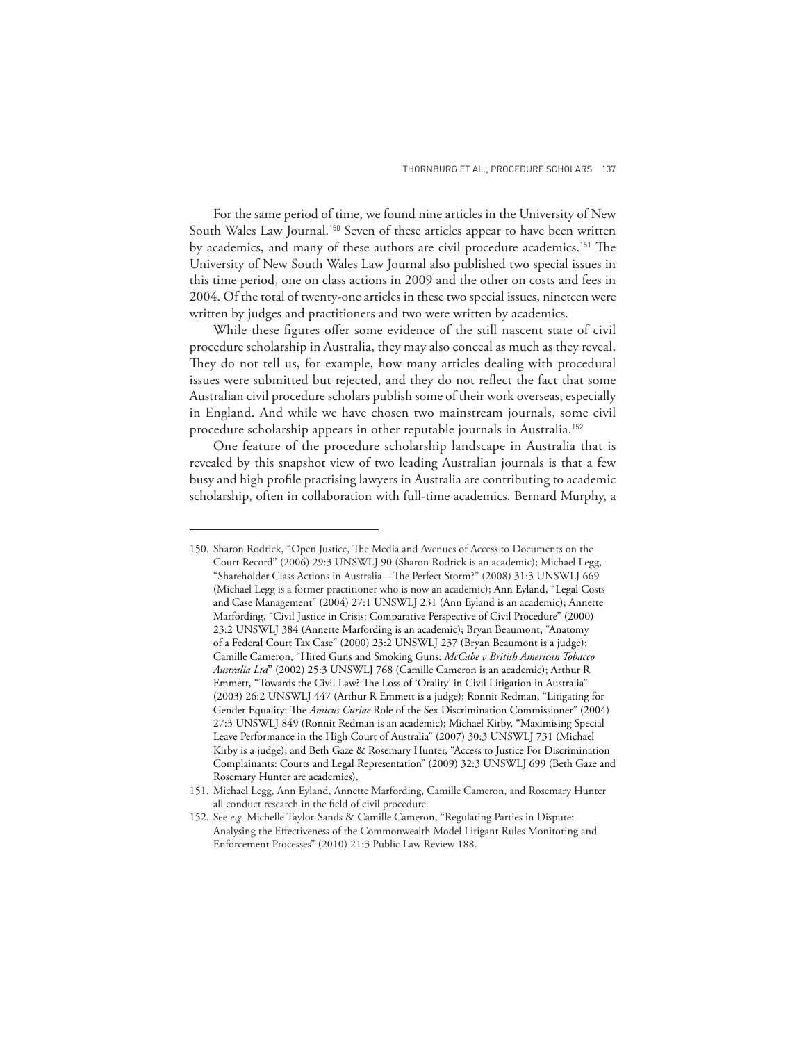For the same period of time, we found nine articles in the University of New South Wales Law Journal.[150] Seven of these articles appear to have been written by academics, and many of these authors are civil procedure academics.[151] The University of New South Wales Law Journal also published two special issues in this time period, one on class actions in 2009 and the other on costs and fees in 2004. Of the total of twenty-one articles in these two special issues, nineteen were written by judges and practitioners and two were written by academics.

While these figures offer some evidence of the still nascent state of civil procedure scholarship in Australia, they may also conceal as much as they reveal. They do not tell us, for example, how many articles dealing with procedural issues were submitted but rejected, and they do not reflect the fact that some Australian civil procedure scholars publish some of their work overseas, especially in England. And while we have chosen two mainstream journals, some civil procedure scholarship appears in other reputable journals in Australia.[152]

One feature of the procedure scholarship landscape in Australia that is revealed by this snapshot view of two leading Australian journals is that a few busy and high profile practising lawyers in Australia are contributing to academic scholarship, often in collaboration with full-time academics. Bernard Murphy, a

---

150. Sharon Rodrick, "Open Justice, The Media and Avenues of Access to Documents on the Court Record" (2006) 29:3 UNSWLJ 90 (Sharon Rodrick is an academic); Michael Legg, "Shareholder Class Actions in Australia—The Perfect Storm?" (2008) 31:3 UNSWLJ 669 (Michael Legg is a former practitioner who is now an academic); Ann Eyland, "Legal Costs and Case Management" (2004) 27:1 UNSWLJ 231 (Ann Eyland is an academic); Annette Marfording, "Civil Justice in Crisis: Comparative Perspective of Civil Procedure" (2000) 23:2 UNSWLJ 384 (Annette Marfording is an academic); Bryan Beaumont, "Anatomy of a Federal Court Tax Case" (2000) 23:2 UNSWLJ 237 (Bryan Beaumont is a judge); Camille Cameron, "Hired Guns and Smoking Guns: *McCabe v British American Tobacco Australia Ltd*" (2002) 25:3 UNSWLJ 768 (Camille Cameron is an academic); Arthur R Emmett, "Towards the Civil Law? The Loss of 'Orality' in Civil Litigation in Australia" (2003) 26:2 UNSWLJ 447 (Arthur R Emmett is a judge); Ronnit Redman, "Litigating for Gender Equality: The *Amicus Curiae* Role of the Sex Discrimination Commissioner" (2004) 27:3 UNSWLJ 849 (Ronnit Redman is an academic); Michael Kirby, "Maximising Special Leave Performance in the High Court of Australia" (2007) 30:3 UNSWLJ 731 (Michael Kirby is a judge); and Beth Gaze & Rosemary Hunter, "Access to Justice For Discrimination Complainants: Courts and Legal Representation" (2009) 32:3 UNSWLJ 699 (Beth Gaze and Rosemary Hunter are academics).

151. Michael Legg, Ann Eyland, Annette Marfording, Camille Cameron, and Rosemary Hunter all conduct research in the field of civil procedure.

152. See *e.g.* Michelle Taylor-Sands & Camille Cameron, "Regulating Parties in Dispute: Analysing the Effectiveness of the Commonwealth Model Litigant Rules Monitoring and Enforcement Processes" (2010) 21:3 Public Law Review 188.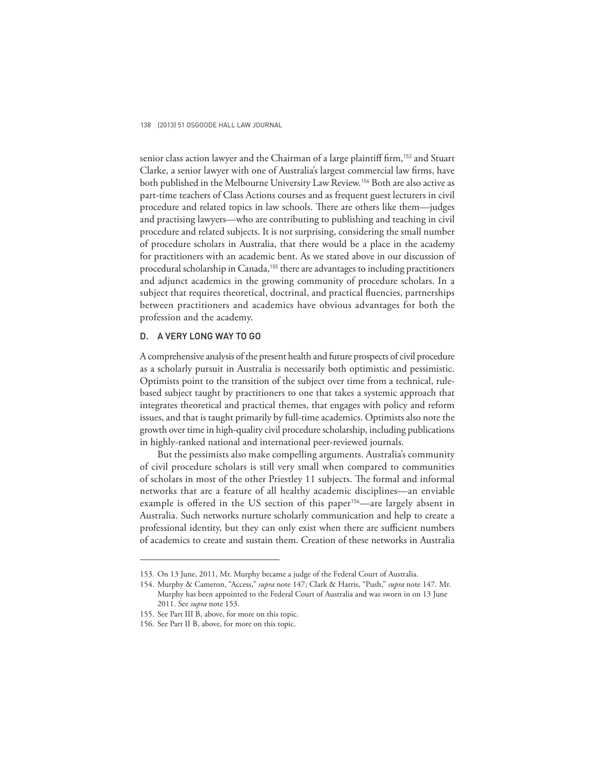senior class action lawyer and the Chairman of a large plaintiff firm,[153] and Stuart Clarke, a senior lawyer with one of Australia's largest commercial law firms, have both published in the Melbourne University Law Review.[154] Both are also active as part-time teachers of Class Actions courses and as frequent guest lecturers in civil procedure and related topics in law schools. There are others like them—judges and practising lawyers—who are contributing to publishing and teaching in civil procedure and related subjects. It is not surprising, considering the small number of procedure scholars in Australia, that there would be a place in the academy for practitioners with an academic bent. As we stated above in our discussion of procedural scholarship in Canada,[155] there are advantages to including practitioners and adjunct academics in the growing community of procedure scholars. In a subject that requires theoretical, doctrinal, and practical fluencies, partnerships between practitioners and academics have obvious advantages for both the profession and the academy.

### D. A VERY LONG WAY TO GO

A comprehensive analysis of the present health and future prospects of civil procedure as a scholarly pursuit in Australia is necessarily both optimistic and pessimistic. Optimists point to the transition of the subject over time from a technical, rule-based subject taught by practitioners to one that takes a systemic approach that integrates theoretical and practical themes, that engages with policy and reform issues, and that is taught primarily by full-time academics. Optimists also note the growth over time in high-quality civil procedure scholarship, including publications in highly-ranked national and international peer-reviewed journals.

But the pessimists also make compelling arguments. Australia's community of civil procedure scholars is still very small when compared to communities of scholars in most of the other Priestley 11 subjects. The formal and informal networks that are a feature of all healthy academic disciplines—an enviable example is offered in the US section of this paper[156]—are largely absent in Australia. Such networks nurture scholarly communication and help to create a professional identity, but they can only exist when there are sufficient numbers of academics to create and sustain them. Creation of these networks in Australia

---

153. On 13 June, 2011, Mr. Murphy became a judge of the Federal Court of Australia.

154. Murphy & Cameron, "Access," *supra* note 147; Clark & Harris, "Push," *supra* note 147. Mr. Murphy has been appointed to the Federal Court of Australia and was sworn in on 13 June 2011. See *supra* note 153.

155. See Part III B, above, for more on this topic.

156. See Part II B, above, for more on this topic.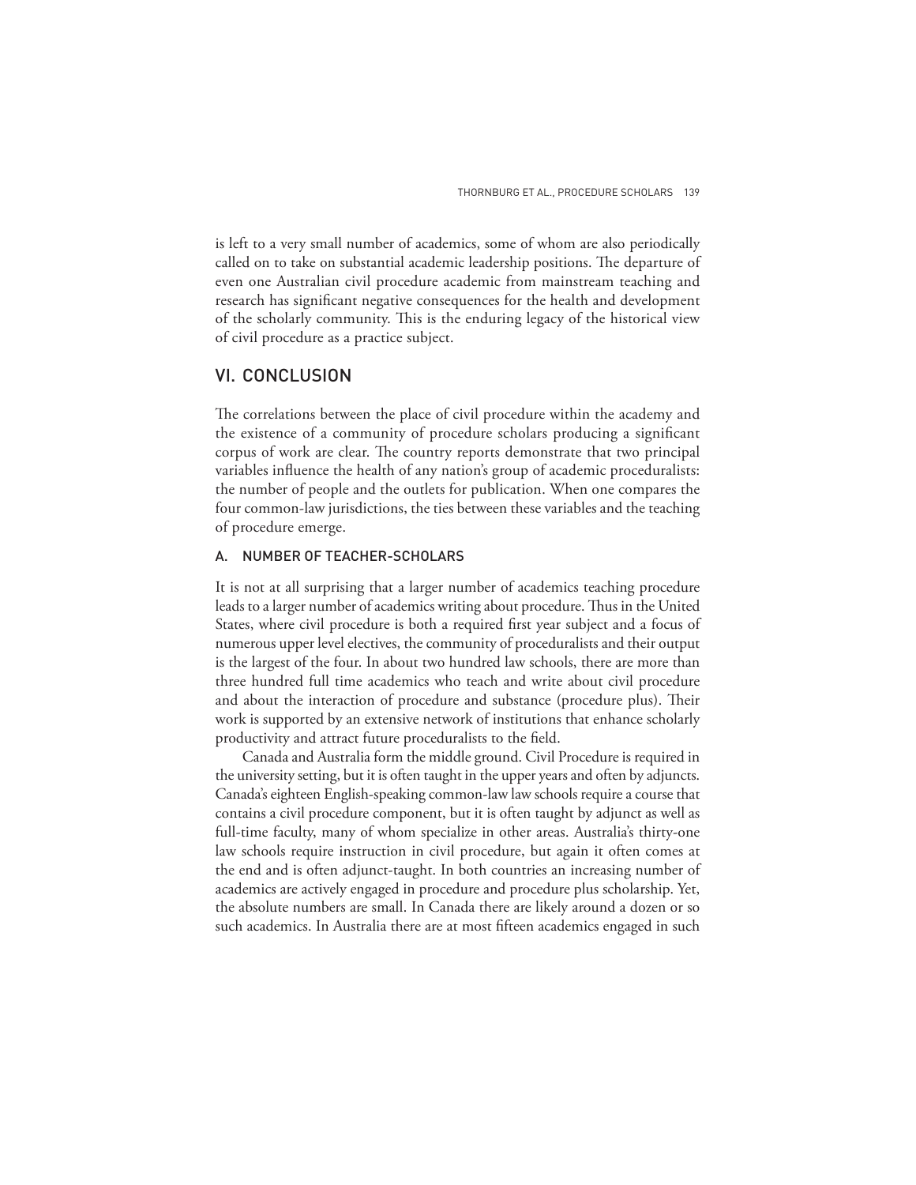is left to a very small number of academics, some of whom are also periodically called on to take on substantial academic leadership positions. The departure of even one Australian civil procedure academic from mainstream teaching and research has significant negative consequences for the health and development of the scholarly community. This is the enduring legacy of the historical view of civil procedure as a practice subject.

## VI. CONCLUSION

The correlations between the place of civil procedure within the academy and the existence of a community of procedure scholars producing a significant corpus of work are clear. The country reports demonstrate that two principal variables influence the health of any nation's group of academic proceduralists: the number of people and the outlets for publication. When one compares the four common-law jurisdictions, the ties between these variables and the teaching of procedure emerge.

### A. NUMBER OF TEACHER-SCHOLARS

It is not at all surprising that a larger number of academics teaching procedure leads to a larger number of academics writing about procedure. Thus in the United States, where civil procedure is both a required first year subject and a focus of numerous upper level electives, the community of proceduralists and their output is the largest of the four. In about two hundred law schools, there are more than three hundred full time academics who teach and write about civil procedure and about the interaction of procedure and substance (procedure plus). Their work is supported by an extensive network of institutions that enhance scholarly productivity and attract future proceduralists to the field.

Canada and Australia form the middle ground. Civil Procedure is required in the university setting, but it is often taught in the upper years and often by adjuncts. Canada's eighteen English-speaking common-law law schools require a course that contains a civil procedure component, but it is often taught by adjunct as well as full-time faculty, many of whom specialize in other areas. Australia's thirty-one law schools require instruction in civil procedure, but again it often comes at the end and is often adjunct-taught. In both countries an increasing number of academics are actively engaged in procedure and procedure plus scholarship. Yet, the absolute numbers are small. In Canada there are likely around a dozen or so such academics. In Australia there are at most fifteen academics engaged in such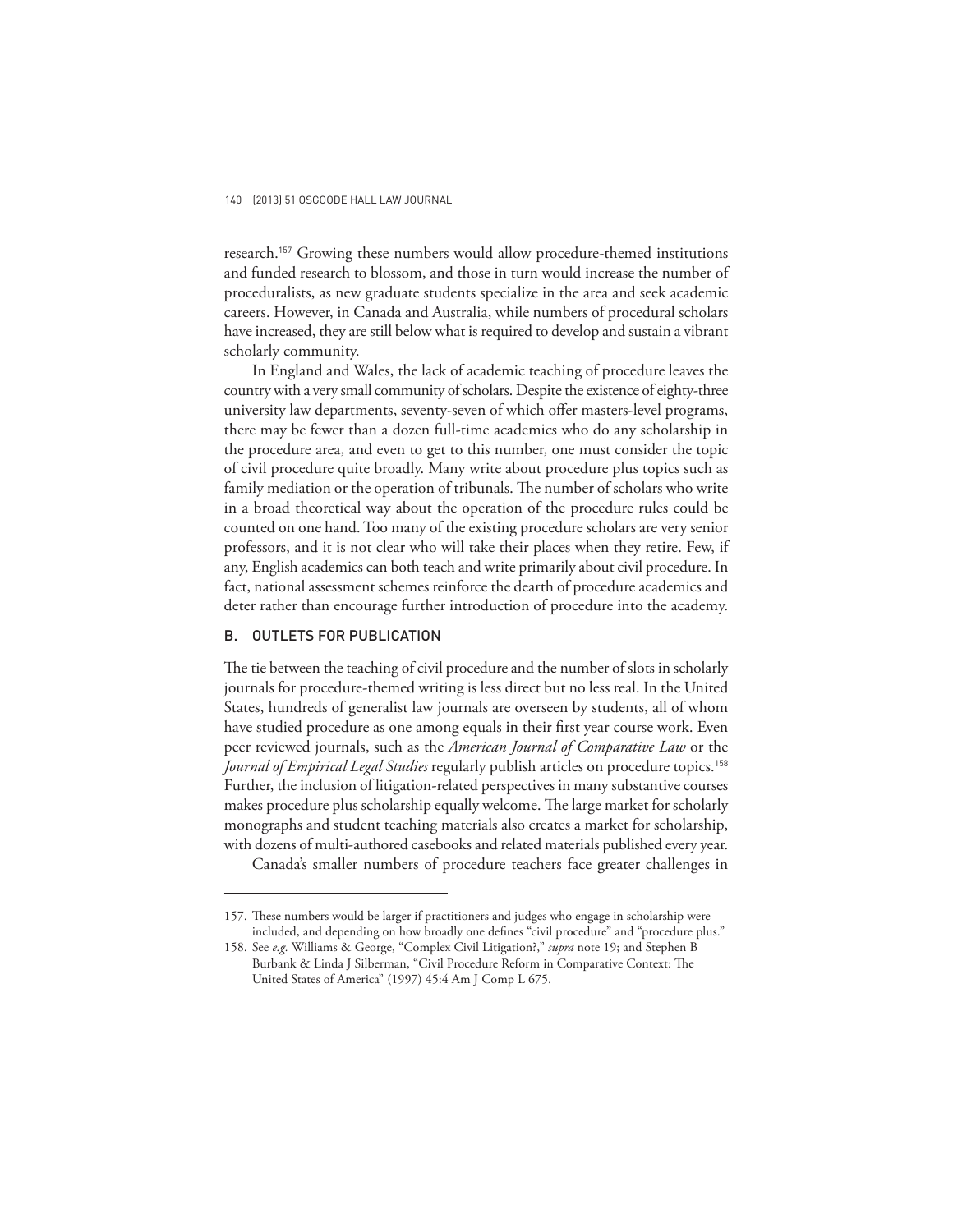research.[157] Growing these numbers would allow procedure-themed institutions and funded research to blossom, and those in turn would increase the number of proceduralists, as new graduate students specialize in the area and seek academic careers. However, in Canada and Australia, while numbers of procedural scholars have increased, they are still below what is required to develop and sustain a vibrant scholarly community.

In England and Wales, the lack of academic teaching of procedure leaves the country with a very small community of scholars. Despite the existence of eighty-three university law departments, seventy-seven of which offer masters-level programs, there may be fewer than a dozen full-time academics who do any scholarship in the procedure area, and even to get to this number, one must consider the topic of civil procedure quite broadly. Many write about procedure plus topics such as family mediation or the operation of tribunals. The number of scholars who write in a broad theoretical way about the operation of the procedure rules could be counted on one hand. Too many of the existing procedure scholars are very senior professors, and it is not clear who will take their places when they retire. Few, if any, English academics can both teach and write primarily about civil procedure. In fact, national assessment schemes reinforce the dearth of procedure academics and deter rather than encourage further introduction of procedure into the academy.

## B. OUTLETS FOR PUBLICATION

The tie between the teaching of civil procedure and the number of slots in scholarly journals for procedure-themed writing is less direct but no less real. In the United States, hundreds of generalist law journals are overseen by students, all of whom have studied procedure as one among equals in their first year course work. Even peer reviewed journals, such as the *American Journal of Comparative Law* or the *Journal of Empirical Legal Studies* regularly publish articles on procedure topics.[158] Further, the inclusion of litigation-related perspectives in many substantive courses makes procedure plus scholarship equally welcome. The large market for scholarly monographs and student teaching materials also creates a market for scholarship, with dozens of multi-authored casebooks and related materials published every year.

Canada's smaller numbers of procedure teachers face greater challenges in

---

157. These numbers would be larger if practitioners and judges who engage in scholarship were included, and depending on how broadly one defines "civil procedure" and "procedure plus."

158. See *e.g.* Williams & George, "Complex Civil Litigation?," *supra* note 19; and Stephen B Burbank & Linda J Silberman, "Civil Procedure Reform in Comparative Context: The United States of America" (1997) 45:4 Am J Comp L 675.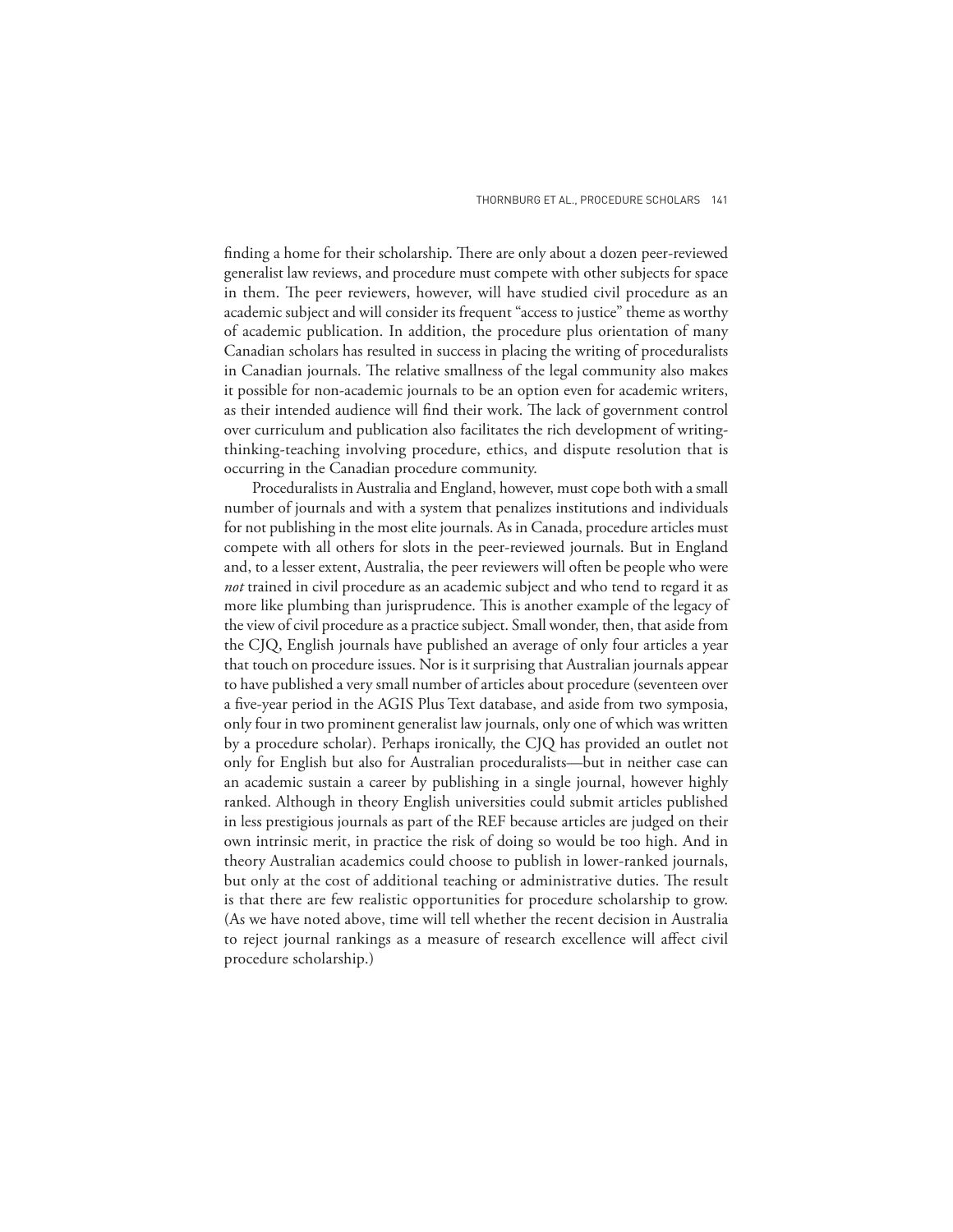finding a home for their scholarship. There are only about a dozen peer-reviewed generalist law reviews, and procedure must compete with other subjects for space in them. The peer reviewers, however, will have studied civil procedure as an academic subject and will consider its frequent "access to justice" theme as worthy of academic publication. In addition, the procedure plus orientation of many Canadian scholars has resulted in success in placing the writing of proceduralists in Canadian journals. The relative smallness of the legal community also makes it possible for non-academic journals to be an option even for academic writers, as their intended audience will find their work. The lack of government control over curriculum and publication also facilitates the rich development of writing-thinking-teaching involving procedure, ethics, and dispute resolution that is occurring in the Canadian procedure community.

Proceduralists in Australia and England, however, must cope both with a small number of journals and with a system that penalizes institutions and individuals for not publishing in the most elite journals. As in Canada, procedure articles must compete with all others for slots in the peer-reviewed journals. But in England and, to a lesser extent, Australia, the peer reviewers will often be people who were *not* trained in civil procedure as an academic subject and who tend to regard it as more like plumbing than jurisprudence. This is another example of the legacy of the view of civil procedure as a practice subject. Small wonder, then, that aside from the CJQ, English journals have published an average of only four articles a year that touch on procedure issues. Nor is it surprising that Australian journals appear to have published a very small number of articles about procedure (seventeen over a five-year period in the AGIS Plus Text database, and aside from two symposia, only four in two prominent generalist law journals, only one of which was written by a procedure scholar). Perhaps ironically, the CJQ has provided an outlet not only for English but also for Australian proceduralists—but in neither case can an academic sustain a career by publishing in a single journal, however highly ranked. Although in theory English universities could submit articles published in less prestigious journals as part of the REF because articles are judged on their own intrinsic merit, in practice the risk of doing so would be too high. And in theory Australian academics could choose to publish in lower-ranked journals, but only at the cost of additional teaching or administrative duties. The result is that there are few realistic opportunities for procedure scholarship to grow. (As we have noted above, time will tell whether the recent decision in Australia to reject journal rankings as a measure of research excellence will affect civil procedure scholarship.)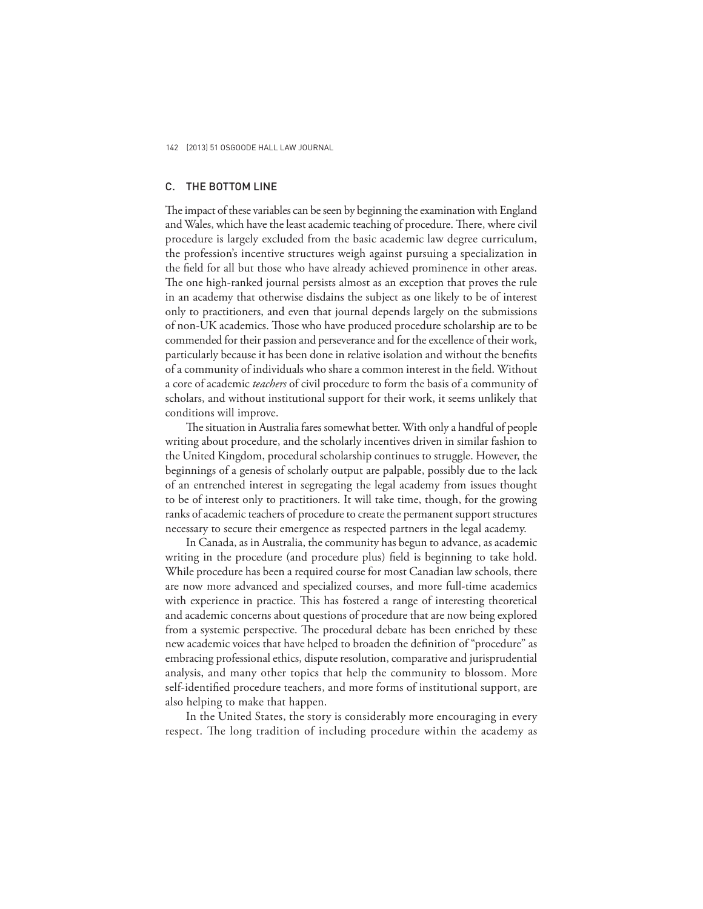### C. THE BOTTOM LINE

The impact of these variables can be seen by beginning the examination with England and Wales, which have the least academic teaching of procedure. There, where civil procedure is largely excluded from the basic academic law degree curriculum, the profession's incentive structures weigh against pursuing a specialization in the field for all but those who have already achieved prominence in other areas. The one high-ranked journal persists almost as an exception that proves the rule in an academy that otherwise disdains the subject as one likely to be of interest only to practitioners, and even that journal depends largely on the submissions of non-UK academics. Those who have produced procedure scholarship are to be commended for their passion and perseverance and for the excellence of their work, particularly because it has been done in relative isolation and without the benefits of a community of individuals who share a common interest in the field. Without a core of academic *teachers* of civil procedure to form the basis of a community of scholars, and without institutional support for their work, it seems unlikely that conditions will improve.

The situation in Australia fares somewhat better. With only a handful of people writing about procedure, and the scholarly incentives driven in similar fashion to the United Kingdom, procedural scholarship continues to struggle. However, the beginnings of a genesis of scholarly output are palpable, possibly due to the lack of an entrenched interest in segregating the legal academy from issues thought to be of interest only to practitioners. It will take time, though, for the growing ranks of academic teachers of procedure to create the permanent support structures necessary to secure their emergence as respected partners in the legal academy.

In Canada, as in Australia, the community has begun to advance, as academic writing in the procedure (and procedure plus) field is beginning to take hold. While procedure has been a required course for most Canadian law schools, there are now more advanced and specialized courses, and more full-time academics with experience in practice. This has fostered a range of interesting theoretical and academic concerns about questions of procedure that are now being explored from a systemic perspective. The procedural debate has been enriched by these new academic voices that have helped to broaden the definition of "procedure" as embracing professional ethics, dispute resolution, comparative and jurisprudential analysis, and many other topics that help the community to blossom. More self-identified procedure teachers, and more forms of institutional support, are also helping to make that happen.

In the United States, the story is considerably more encouraging in every respect. The long tradition of including procedure within the academy as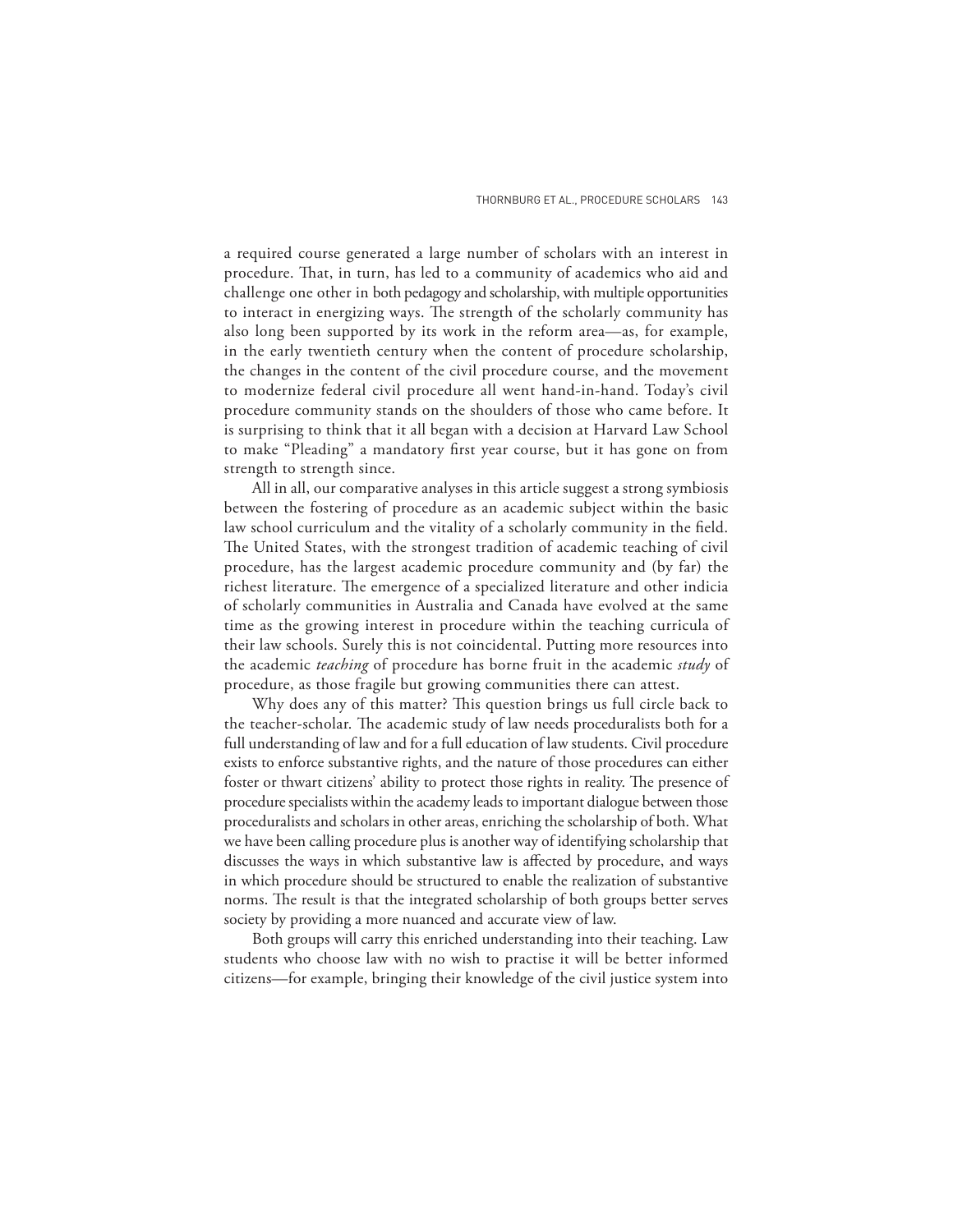a required course generated a large number of scholars with an interest in procedure. That, in turn, has led to a community of academics who aid and challenge one other in both pedagogy and scholarship, with multiple opportunities to interact in energizing ways. The strength of the scholarly community has also long been supported by its work in the reform area—as, for example, in the early twentieth century when the content of procedure scholarship, the changes in the content of the civil procedure course, and the movement to modernize federal civil procedure all went hand-in-hand. Today's civil procedure community stands on the shoulders of those who came before. It is surprising to think that it all began with a decision at Harvard Law School to make "Pleading" a mandatory first year course, but it has gone on from strength to strength since.

All in all, our comparative analyses in this article suggest a strong symbiosis between the fostering of procedure as an academic subject within the basic law school curriculum and the vitality of a scholarly community in the field. The United States, with the strongest tradition of academic teaching of civil procedure, has the largest academic procedure community and (by far) the richest literature. The emergence of a specialized literature and other indicia of scholarly communities in Australia and Canada have evolved at the same time as the growing interest in procedure within the teaching curricula of their law schools. Surely this is not coincidental. Putting more resources into the academic *teaching* of procedure has borne fruit in the academic *study* of procedure, as those fragile but growing communities there can attest.

Why does any of this matter? This question brings us full circle back to the teacher-scholar. The academic study of law needs proceduralists both for a full understanding of law and for a full education of law students. Civil procedure exists to enforce substantive rights, and the nature of those procedures can either foster or thwart citizens' ability to protect those rights in reality. The presence of procedure specialists within the academy leads to important dialogue between those proceduralists and scholars in other areas, enriching the scholarship of both. What we have been calling procedure plus is another way of identifying scholarship that discusses the ways in which substantive law is affected by procedure, and ways in which procedure should be structured to enable the realization of substantive norms. The result is that the integrated scholarship of both groups better serves society by providing a more nuanced and accurate view of law.

Both groups will carry this enriched understanding into their teaching. Law students who choose law with no wish to practise it will be better informed citizens—for example, bringing their knowledge of the civil justice system into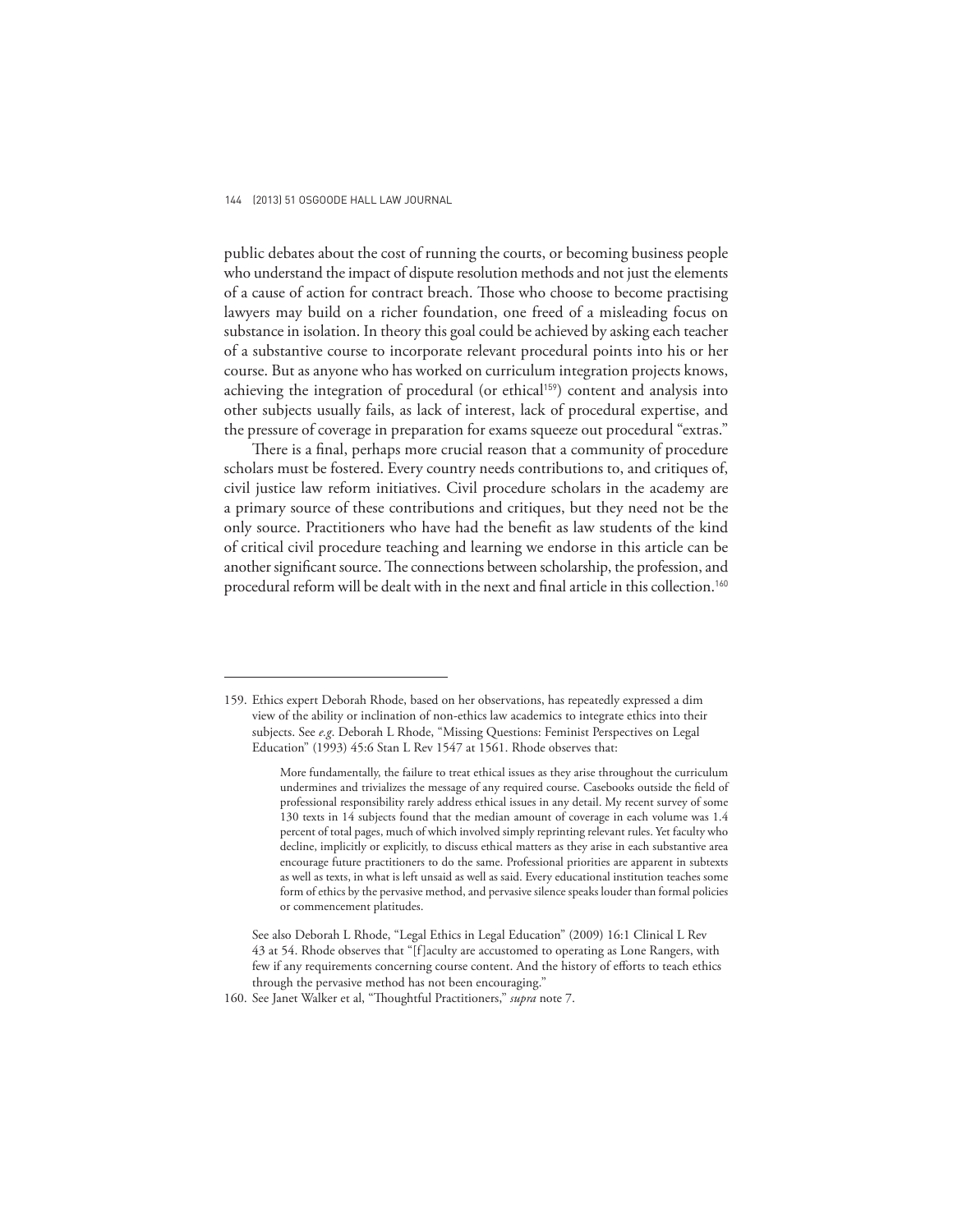public debates about the cost of running the courts, or becoming business people who understand the impact of dispute resolution methods and not just the elements of a cause of action for contract breach. Those who choose to become practising lawyers may build on a richer foundation, one freed of a misleading focus on substance in isolation. In theory this goal could be achieved by asking each teacher of a substantive course to incorporate relevant procedural points into his or her course. But as anyone who has worked on curriculum integration projects knows, achieving the integration of procedural (or ethical[159]) content and analysis into other subjects usually fails, as lack of interest, lack of procedural expertise, and the pressure of coverage in preparation for exams squeeze out procedural "extras."

There is a final, perhaps more crucial reason that a community of procedure scholars must be fostered. Every country needs contributions to, and critiques of, civil justice law reform initiatives. Civil procedure scholars in the academy are a primary source of these contributions and critiques, but they need not be the only source. Practitioners who have had the benefit as law students of the kind of critical civil procedure teaching and learning we endorse in this article can be another significant source. The connections between scholarship, the profession, and procedural reform will be dealt with in the next and final article in this collection.[160]

---

159. Ethics expert Deborah Rhode, based on her observations, has repeatedly expressed a dim view of the ability or inclination of non-ethics law academics to integrate ethics into their subjects. See *e.g.* Deborah L Rhode, "Missing Questions: Feminist Perspectives on Legal Education" (1993) 45:6 Stan L Rev 1547 at 1561. Rhode observes that:

> More fundamentally, the failure to treat ethical issues as they arise throughout the curriculum undermines and trivializes the message of any required course. Casebooks outside the field of professional responsibility rarely address ethical issues in any detail. My recent survey of some 130 texts in 14 subjects found that the median amount of coverage in each volume was 1.4 percent of total pages, much of which involved simply reprinting relevant rules. Yet faculty who decline, implicitly or explicitly, to discuss ethical matters as they arise in each substantive area encourage future practitioners to do the same. Professional priorities are apparent in subtexts as well as texts, in what is left unsaid as well as said. Every educational institution teaches some form of ethics by the pervasive method, and pervasive silence speaks louder than formal policies or commencement platitudes.

See also Deborah L Rhode, "Legal Ethics in Legal Education" (2009) 16:1 Clinical L Rev 43 at 54. Rhode observes that "[f]aculty are accustomed to operating as Lone Rangers, with few if any requirements concerning course content. And the history of efforts to teach ethics through the pervasive method has not been encouraging."

160. See Janet Walker et al, "Thoughtful Practitioners," *supra* note 7.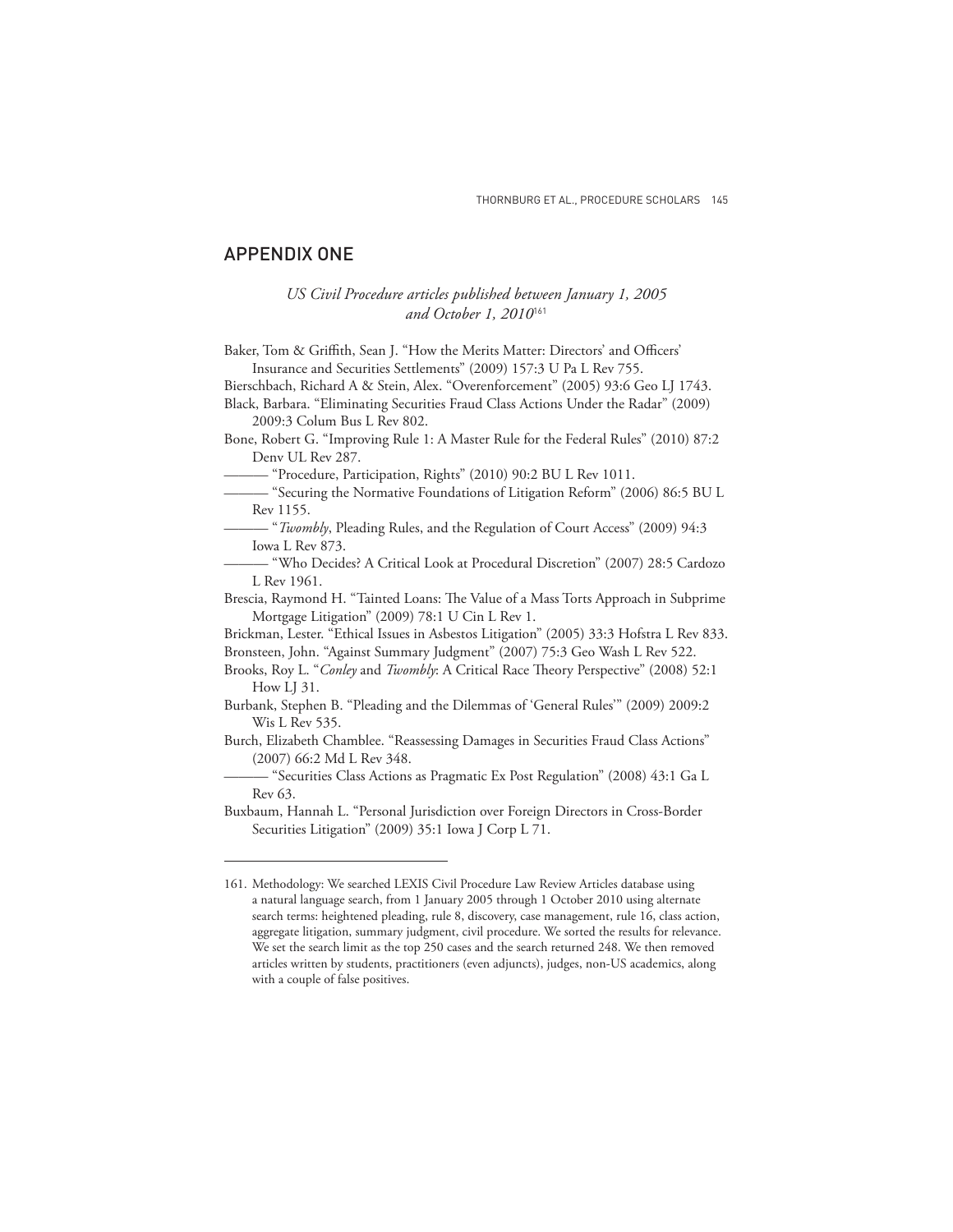## APPENDIX ONE

*US Civil Procedure articles published between January 1, 2005 and October 1, 2010*[161]

Baker, Tom & Griffith, Sean J. "How the Merits Matter: Directors' and Officers' Insurance and Securities Settlements" (2009) 157:3 U Pa L Rev 755.

Bierschbach, Richard A & Stein, Alex. "Overenforcement" (2005) 93:6 Geo LJ 1743.

Black, Barbara. "Eliminating Securities Fraud Class Actions Under the Radar" (2009) 2009:3 Colum Bus L Rev 802.

Bone, Robert G. "Improving Rule 1: A Master Rule for the Federal Rules" (2010) 87:2 Denv UL Rev 287.

——— "Procedure, Participation, Rights" (2010) 90:2 BU L Rev 1011.

——— "Securing the Normative Foundations of Litigation Reform" (2006) 86:5 BU L Rev 1155.

——— "*Twombly*, Pleading Rules, and the Regulation of Court Access" (2009) 94:3 Iowa L Rev 873.

——— "Who Decides? A Critical Look at Procedural Discretion" (2007) 28:5 Cardozo L Rev 1961.

Brescia, Raymond H. "Tainted Loans: The Value of a Mass Torts Approach in Subprime Mortgage Litigation" (2009) 78:1 U Cin L Rev 1.

Brickman, Lester. "Ethical Issues in Asbestos Litigation" (2005) 33:3 Hofstra L Rev 833.

Bronsteen, John. "Against Summary Judgment" (2007) 75:3 Geo Wash L Rev 522.

Brooks, Roy L. "*Conley* and *Twombly*: A Critical Race Theory Perspective" (2008) 52:1 How LJ 31.

Burbank, Stephen B. "Pleading and the Dilemmas of 'General Rules'" (2009) 2009:2 Wis L Rev 535.

Burch, Elizabeth Chamblee. "Reassessing Damages in Securities Fraud Class Actions" (2007) 66:2 Md L Rev 348.

——— "Securities Class Actions as Pragmatic Ex Post Regulation" (2008) 43:1 Ga L Rev 63.

Buxbaum, Hannah L. "Personal Jurisdiction over Foreign Directors in Cross-Border Securities Litigation" (2009) 35:1 Iowa J Corp L 71.

---

161. Methodology: We searched LEXIS Civil Procedure Law Review Articles database using a natural language search, from 1 January 2005 through 1 October 2010 using alternate search terms: heightened pleading, rule 8, discovery, case management, rule 16, class action, aggregate litigation, summary judgment, civil procedure. We sorted the results for relevance. We set the search limit as the top 250 cases and the search returned 248. We then removed articles written by students, practitioners (even adjuncts), judges, non-US academics, along with a couple of false positives.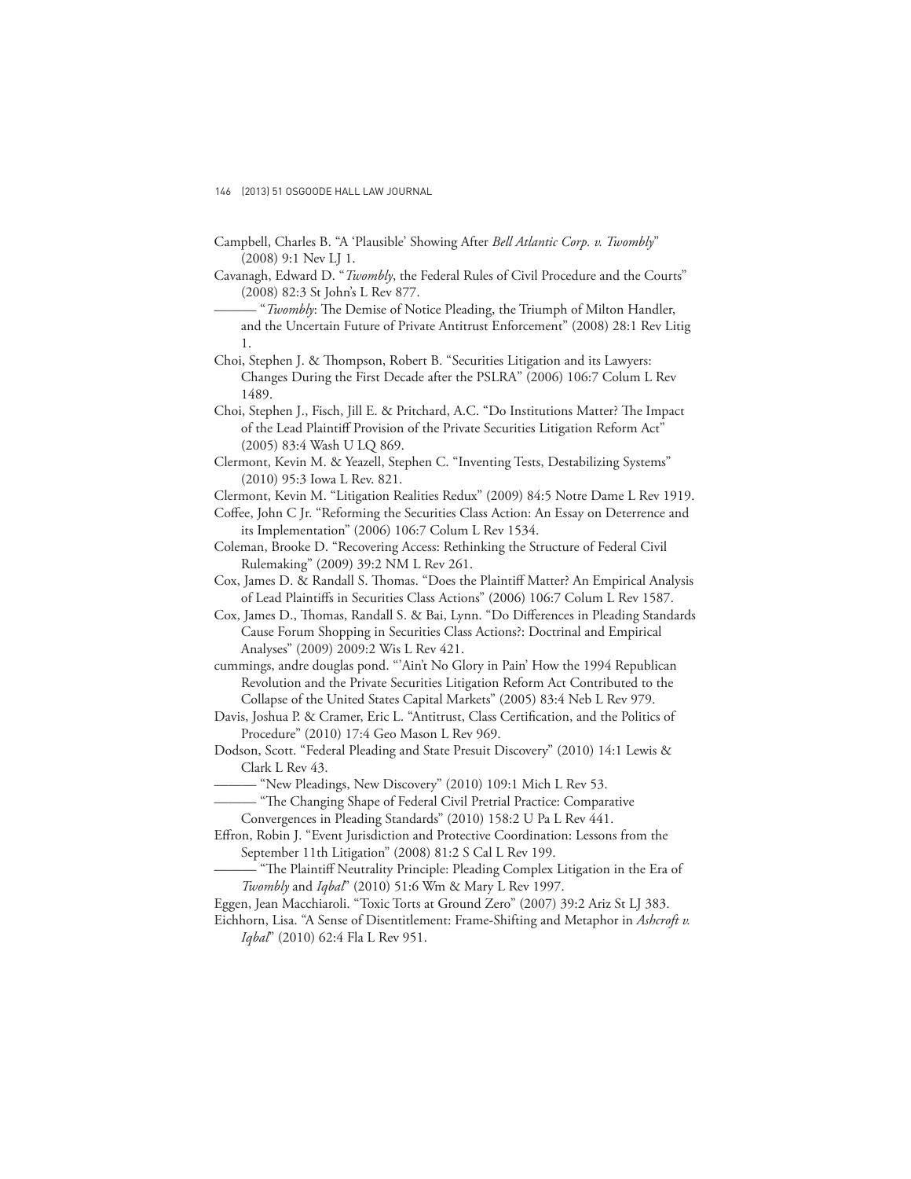Campbell, Charles B. "A 'Plausible' Showing After *Bell Atlantic Corp. v. Twombly*" (2008) 9:1 Nev LJ 1.

Cavanagh, Edward D. "*Twombly*, the Federal Rules of Civil Procedure and the Courts" (2008) 82:3 St John's L Rev 877.

——— "*Twombly*: The Demise of Notice Pleading, the Triumph of Milton Handler, and the Uncertain Future of Private Antitrust Enforcement" (2008) 28:1 Rev Litig 1.

Choi, Stephen J. & Thompson, Robert B. "Securities Litigation and its Lawyers: Changes During the First Decade after the PSLRA" (2006) 106:7 Colum L Rev 1489.

Choi, Stephen J., Fisch, Jill E. & Pritchard, A.C. "Do Institutions Matter? The Impact of the Lead Plaintiff Provision of the Private Securities Litigation Reform Act" (2005) 83:4 Wash U LQ 869.

Clermont, Kevin M. & Yeazell, Stephen C. "Inventing Tests, Destabilizing Systems" (2010) 95:3 Iowa L Rev. 821.

Clermont, Kevin M. "Litigation Realities Redux" (2009) 84:5 Notre Dame L Rev 1919.

Coffee, John C Jr. "Reforming the Securities Class Action: An Essay on Deterrence and its Implementation" (2006) 106:7 Colum L Rev 1534.

Coleman, Brooke D. "Recovering Access: Rethinking the Structure of Federal Civil Rulemaking" (2009) 39:2 NM L Rev 261.

Cox, James D. & Randall S. Thomas. "Does the Plaintiff Matter? An Empirical Analysis of Lead Plaintiffs in Securities Class Actions" (2006) 106:7 Colum L Rev 1587.

Cox, James D., Thomas, Randall S. & Bai, Lynn. "Do Differences in Pleading Standards Cause Forum Shopping in Securities Class Actions?: Doctrinal and Empirical Analyses" (2009) 2009:2 Wis L Rev 421.

cummings, andre douglas pond. "'Ain't No Glory in Pain' How the 1994 Republican Revolution and the Private Securities Litigation Reform Act Contributed to the Collapse of the United States Capital Markets" (2005) 83:4 Neb L Rev 979.

Davis, Joshua P. & Cramer, Eric L. "Antitrust, Class Certification, and the Politics of Procedure" (2010) 17:4 Geo Mason L Rev 969.

Dodson, Scott. "Federal Pleading and State Presuit Discovery" (2010) 14:1 Lewis & Clark L Rev 43.

——— "New Pleadings, New Discovery" (2010) 109:1 Mich L Rev 53.

——— "The Changing Shape of Federal Civil Pretrial Practice: Comparative Convergences in Pleading Standards" (2010) 158:2 U Pa L Rev 441.

Effron, Robin J. "Event Jurisdiction and Protective Coordination: Lessons from the September 11th Litigation" (2008) 81:2 S Cal L Rev 199.

——— "The Plaintiff Neutrality Principle: Pleading Complex Litigation in the Era of *Twombly* and *Iqbal*" (2010) 51:6 Wm & Mary L Rev 1997.

Eggen, Jean Macchiaroli. "Toxic Torts at Ground Zero" (2007) 39:2 Ariz St LJ 383.

Eichhorn, Lisa. "A Sense of Disentitlement: Frame-Shifting and Metaphor in *Ashcroft v. Iqbal*" (2010) 62:4 Fla L Rev 951.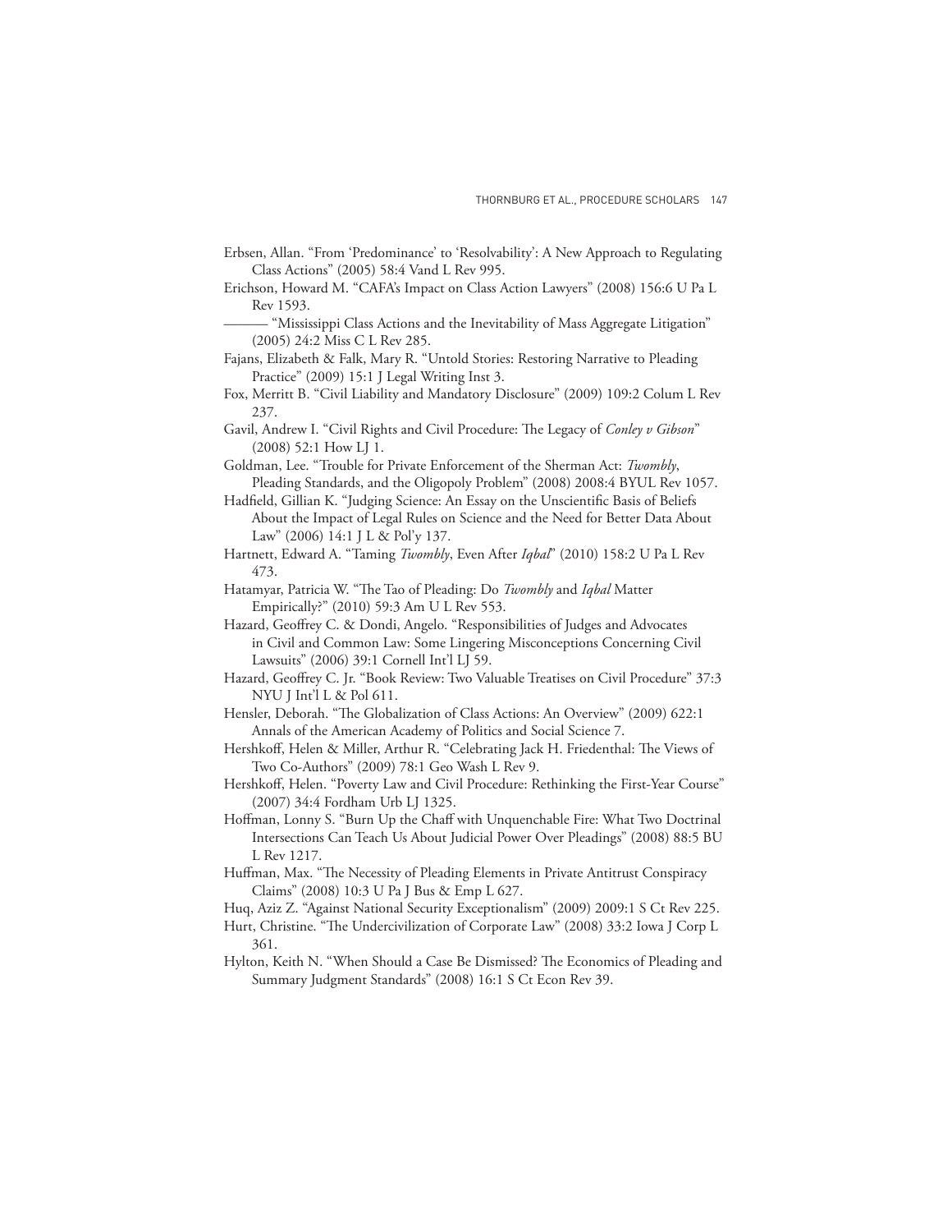Erbsen, Allan. "From 'Predominance' to 'Resolvability': A New Approach to Regulating Class Actions" (2005) 58:4 Vand L Rev 995.

Erichson, Howard M. "CAFA's Impact on Class Action Lawyers" (2008) 156:6 U Pa L Rev 1593.

——— "Mississippi Class Actions and the Inevitability of Mass Aggregate Litigation" (2005) 24:2 Miss C L Rev 285.

Fajans, Elizabeth & Falk, Mary R. "Untold Stories: Restoring Narrative to Pleading Practice" (2009) 15:1 J Legal Writing Inst 3.

Fox, Merritt B. "Civil Liability and Mandatory Disclosure" (2009) 109:2 Colum L Rev 237.

Gavil, Andrew I. "Civil Rights and Civil Procedure: The Legacy of *Conley v Gibson*" (2008) 52:1 How LJ 1.

Goldman, Lee. "Trouble for Private Enforcement of the Sherman Act: *Twombly*, Pleading Standards, and the Oligopoly Problem" (2008) 2008:4 BYUL Rev 1057.

Hadfield, Gillian K. "Judging Science: An Essay on the Unscientific Basis of Beliefs About the Impact of Legal Rules on Science and the Need for Better Data About Law" (2006) 14:1 J L & Pol'y 137.

Hartnett, Edward A. "Taming *Twombly*, Even After *Iqbal*" (2010) 158:2 U Pa L Rev 473.

Hatamyar, Patricia W. "The Tao of Pleading: Do *Twombly* and *Iqbal* Matter Empirically?" (2010) 59:3 Am U L Rev 553.

Hazard, Geoffrey C. & Dondi, Angelo. "Responsibilities of Judges and Advocates in Civil and Common Law: Some Lingering Misconceptions Concerning Civil Lawsuits" (2006) 39:1 Cornell Int'l LJ 59.

Hazard, Geoffrey C. Jr. "Book Review: Two Valuable Treatises on Civil Procedure" 37:3 NYU J Int'l L & Pol 611.

Hensler, Deborah. "The Globalization of Class Actions: An Overview" (2009) 622:1 Annals of the American Academy of Politics and Social Science 7.

Hershkoff, Helen & Miller, Arthur R. "Celebrating Jack H. Friedenthal: The Views of Two Co-Authors" (2009) 78:1 Geo Wash L Rev 9.

Hershkoff, Helen. "Poverty Law and Civil Procedure: Rethinking the First-Year Course" (2007) 34:4 Fordham Urb LJ 1325.

Hoffman, Lonny S. "Burn Up the Chaff with Unquenchable Fire: What Two Doctrinal Intersections Can Teach Us About Judicial Power Over Pleadings" (2008) 88:5 BU L Rev 1217.

Huffman, Max. "The Necessity of Pleading Elements in Private Antitrust Conspiracy Claims" (2008) 10:3 U Pa J Bus & Emp L 627.

Huq, Aziz Z. "Against National Security Exceptionalism" (2009) 2009:1 S Ct Rev 225.

Hurt, Christine. "The Undercivilization of Corporate Law" (2008) 33:2 Iowa J Corp L 361.

Hylton, Keith N. "When Should a Case Be Dismissed? The Economics of Pleading and Summary Judgment Standards" (2008) 16:1 S Ct Econ Rev 39.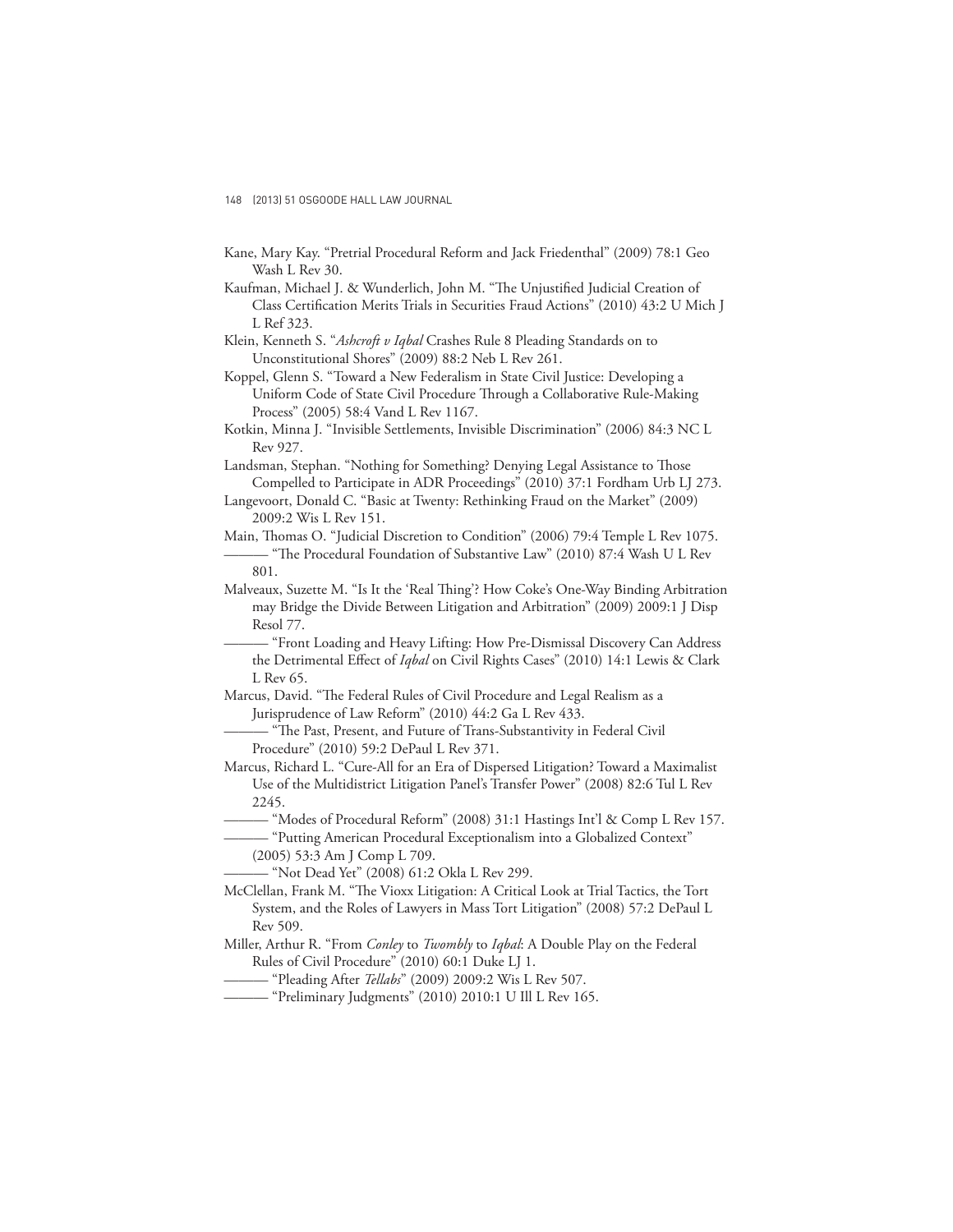Kane, Mary Kay. "Pretrial Procedural Reform and Jack Friedenthal" (2009) 78:1 Geo Wash L Rev 30.

Kaufman, Michael J. & Wunderlich, John M. "The Unjustified Judicial Creation of Class Certification Merits Trials in Securities Fraud Actions" (2010) 43:2 U Mich J L Ref 323.

Klein, Kenneth S. "*Ashcroft v Iqbal* Crashes Rule 8 Pleading Standards on to Unconstitutional Shores" (2009) 88:2 Neb L Rev 261.

Koppel, Glenn S. "Toward a New Federalism in State Civil Justice: Developing a Uniform Code of State Civil Procedure Through a Collaborative Rule-Making Process" (2005) 58:4 Vand L Rev 1167.

Kotkin, Minna J. "Invisible Settlements, Invisible Discrimination" (2006) 84:3 NC L Rev 927.

Landsman, Stephan. "Nothing for Something? Denying Legal Assistance to Those Compelled to Participate in ADR Proceedings" (2010) 37:1 Fordham Urb LJ 273.

Langevoort, Donald C. "Basic at Twenty: Rethinking Fraud on the Market" (2009) 2009:2 Wis L Rev 151.

Main, Thomas O. "Judicial Discretion to Condition" (2006) 79:4 Temple L Rev 1075.

——— "The Procedural Foundation of Substantive Law" (2010) 87:4 Wash U L Rev 801.

Malveaux, Suzette M. "Is It the 'Real Thing'? How Coke's One-Way Binding Arbitration may Bridge the Divide Between Litigation and Arbitration" (2009) 2009:1 J Disp Resol 77.

——— "Front Loading and Heavy Lifting: How Pre-Dismissal Discovery Can Address the Detrimental Effect of *Iqbal* on Civil Rights Cases" (2010) 14:1 Lewis & Clark L Rev 65.

Marcus, David. "The Federal Rules of Civil Procedure and Legal Realism as a Jurisprudence of Law Reform" (2010) 44:2 Ga L Rev 433.

——— "The Past, Present, and Future of Trans-Substantivity in Federal Civil Procedure" (2010) 59:2 DePaul L Rev 371.

Marcus, Richard L. "Cure-All for an Era of Dispersed Litigation? Toward a Maximalist Use of the Multidistrict Litigation Panel's Transfer Power" (2008) 82:6 Tul L Rev 2245.

——— "Modes of Procedural Reform" (2008) 31:1 Hastings Int'l & Comp L Rev 157.

——— "Putting American Procedural Exceptionalism into a Globalized Context" (2005) 53:3 Am J Comp L 709.

——— "Not Dead Yet" (2008) 61:2 Okla L Rev 299.

McClellan, Frank M. "The Vioxx Litigation: A Critical Look at Trial Tactics, the Tort System, and the Roles of Lawyers in Mass Tort Litigation" (2008) 57:2 DePaul L Rev 509.

Miller, Arthur R. "From *Conley* to *Twombly* to *Iqbal*: A Double Play on the Federal Rules of Civil Procedure" (2010) 60:1 Duke LJ 1.

——— "Pleading After *Tellabs*" (2009) 2009:2 Wis L Rev 507.

——— "Preliminary Judgments" (2010) 2010:1 U Ill L Rev 165.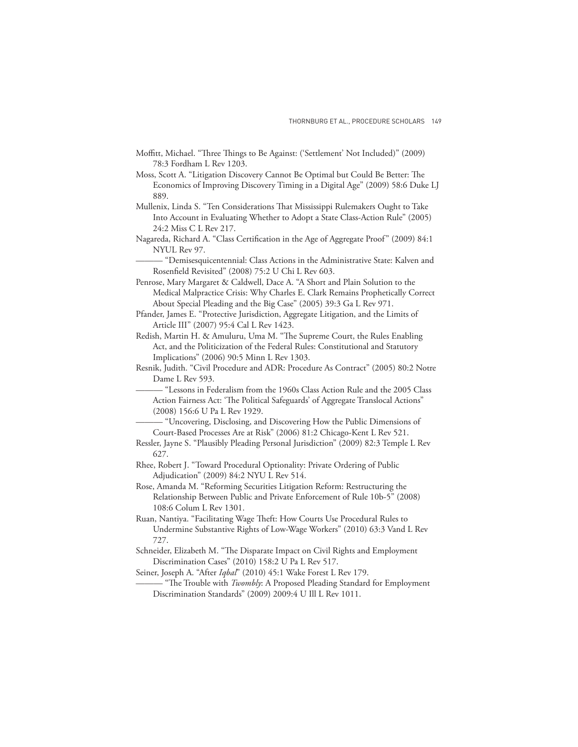Moffitt, Michael. "Three Things to Be Against: ('Settlement' Not Included)" (2009) 78:3 Fordham L Rev 1203.

Moss, Scott A. "Litigation Discovery Cannot Be Optimal but Could Be Better: The Economics of Improving Discovery Timing in a Digital Age" (2009) 58:6 Duke LJ 889.

Mullenix, Linda S. "Ten Considerations That Mississippi Rulemakers Ought to Take Into Account in Evaluating Whether to Adopt a State Class-Action Rule" (2005) 24:2 Miss C L Rev 217.

Nagareda, Richard A. "Class Certification in the Age of Aggregate Proof" (2009) 84:1 NYUL Rev 97.

——— "Demisesquicentennial: Class Actions in the Administrative State: Kalven and Rosenfield Revisited" (2008) 75:2 U Chi L Rev 603.

Penrose, Mary Margaret & Caldwell, Dace A. "A Short and Plain Solution to the Medical Malpractice Crisis: Why Charles E. Clark Remains Prophetically Correct About Special Pleading and the Big Case" (2005) 39:3 Ga L Rev 971.

Pfander, James E. "Protective Jurisdiction, Aggregate Litigation, and the Limits of Article III" (2007) 95:4 Cal L Rev 1423.

Redish, Martin H. & Amuluru, Uma M. "The Supreme Court, the Rules Enabling Act, and the Politicization of the Federal Rules: Constitutional and Statutory Implications" (2006) 90:5 Minn L Rev 1303.

Resnik, Judith. "Civil Procedure and ADR: Procedure As Contract" (2005) 80:2 Notre Dame L Rev 593.

——— "Lessons in Federalism from the 1960s Class Action Rule and the 2005 Class Action Fairness Act: 'The Political Safeguards' of Aggregate Translocal Actions" (2008) 156:6 U Pa L Rev 1929.

——— "Uncovering, Disclosing, and Discovering How the Public Dimensions of Court-Based Processes Are at Risk" (2006) 81:2 Chicago-Kent L Rev 521.

Ressler, Jayne S. "Plausibly Pleading Personal Jurisdiction" (2009) 82:3 Temple L Rev 627.

Rhee, Robert J. "Toward Procedural Optionality: Private Ordering of Public Adjudication" (2009) 84:2 NYU L Rev 514.

Rose, Amanda M. "Reforming Securities Litigation Reform: Restructuring the Relationship Between Public and Private Enforcement of Rule 10b-5" (2008) 108:6 Colum L Rev 1301.

Ruan, Nantiya. "Facilitating Wage Theft: How Courts Use Procedural Rules to Undermine Substantive Rights of Low-Wage Workers" (2010) 63:3 Vand L Rev 727.

Schneider, Elizabeth M. "The Disparate Impact on Civil Rights and Employment Discrimination Cases" (2010) 158:2 U Pa L Rev 517.

Seiner, Joseph A. "After *Iqbal*" (2010) 45:1 Wake Forest L Rev 179.

——— "The Trouble with *Twombly*: A Proposed Pleading Standard for Employment Discrimination Standards" (2009) 2009:4 U Ill L Rev 1011.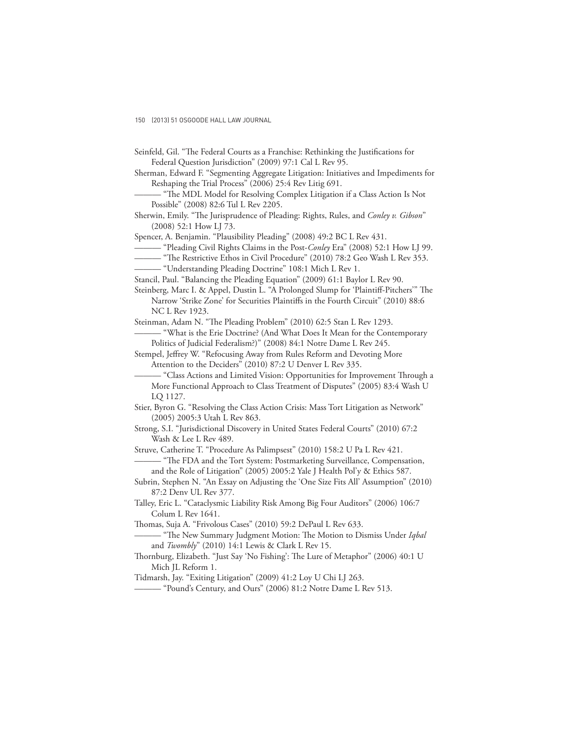Seinfeld, Gil. "The Federal Courts as a Franchise: Rethinking the Justifications for Federal Question Jurisdiction" (2009) 97:1 Cal L Rev 95.

Sherman, Edward F. "Segmenting Aggregate Litigation: Initiatives and Impediments for Reshaping the Trial Process" (2006) 25:4 Rev Litig 691.

——— "The MDL Model for Resolving Complex Litigation if a Class Action Is Not Possible" (2008) 82:6 Tul L Rev 2205.

Sherwin, Emily. "The Jurisprudence of Pleading: Rights, Rules, and *Conley v. Gibson*" (2008) 52:1 How LJ 73.

Spencer, A. Benjamin. "Plausibility Pleading" (2008) 49:2 BC L Rev 431.

——— "Pleading Civil Rights Claims in the Post-*Conley* Era" (2008) 52:1 How LJ 99.

——— "The Restrictive Ethos in Civil Procedure" (2010) 78:2 Geo Wash L Rev 353.

——— "Understanding Pleading Doctrine" 108:1 Mich L Rev 1.

Stancil, Paul. "Balancing the Pleading Equation" (2009) 61:1 Baylor L Rev 90.

Steinberg, Marc I. & Appel, Dustin L. "A Prolonged Slump for 'Plaintiff-Pitchers'" The Narrow 'Strike Zone' for Securities Plaintiffs in the Fourth Circuit" (2010) 88:6 NC L Rev 1923.

Steinman, Adam N. "The Pleading Problem" (2010) 62:5 Stan L Rev 1293.

——— "What is the Erie Doctrine? (And What Does It Mean for the Contemporary Politics of Judicial Federalism?)" (2008) 84:1 Notre Dame L Rev 245.

Stempel, Jeffrey W. "Refocusing Away from Rules Reform and Devoting More Attention to the Deciders" (2010) 87:2 U Denver L Rev 335.

——— "Class Actions and Limited Vision: Opportunities for Improvement Through a More Functional Approach to Class Treatment of Disputes" (2005) 83:4 Wash U LQ 1127.

Stier, Byron G. "Resolving the Class Action Crisis: Mass Tort Litigation as Network" (2005) 2005:3 Utah L Rev 863.

Strong, S.I. "Jurisdictional Discovery in United States Federal Courts" (2010) 67:2 Wash & Lee L Rev 489.

Struve, Catherine T. "Procedure As Palimpsest" (2010) 158:2 U Pa L Rev 421.

——— "The FDA and the Tort System: Postmarketing Surveillance, Compensation, and the Role of Litigation" (2005) 2005:2 Yale J Health Pol'y & Ethics 587.

Subrin, Stephen N. "An Essay on Adjusting the 'One Size Fits All' Assumption" (2010) 87:2 Denv UL Rev 377.

Talley, Eric L. "Cataclysmic Liability Risk Among Big Four Auditors" (2006) 106:7 Colum L Rev 1641.

Thomas, Suja A. "Frivolous Cases" (2010) 59:2 DePaul L Rev 633.

——— "The New Summary Judgment Motion: The Motion to Dismiss Under *Iqbal* and *Twombly*" (2010) 14:1 Lewis & Clark L Rev 15.

Thornburg, Elizabeth. "Just Say 'No Fishing': The Lure of Metaphor" (2006) 40:1 U Mich JL Reform 1.

Tidmarsh, Jay. "Exiting Litigation" (2009) 41:2 Loy U Chi LJ 263.

——— "Pound's Century, and Ours" (2006) 81:2 Notre Dame L Rev 513.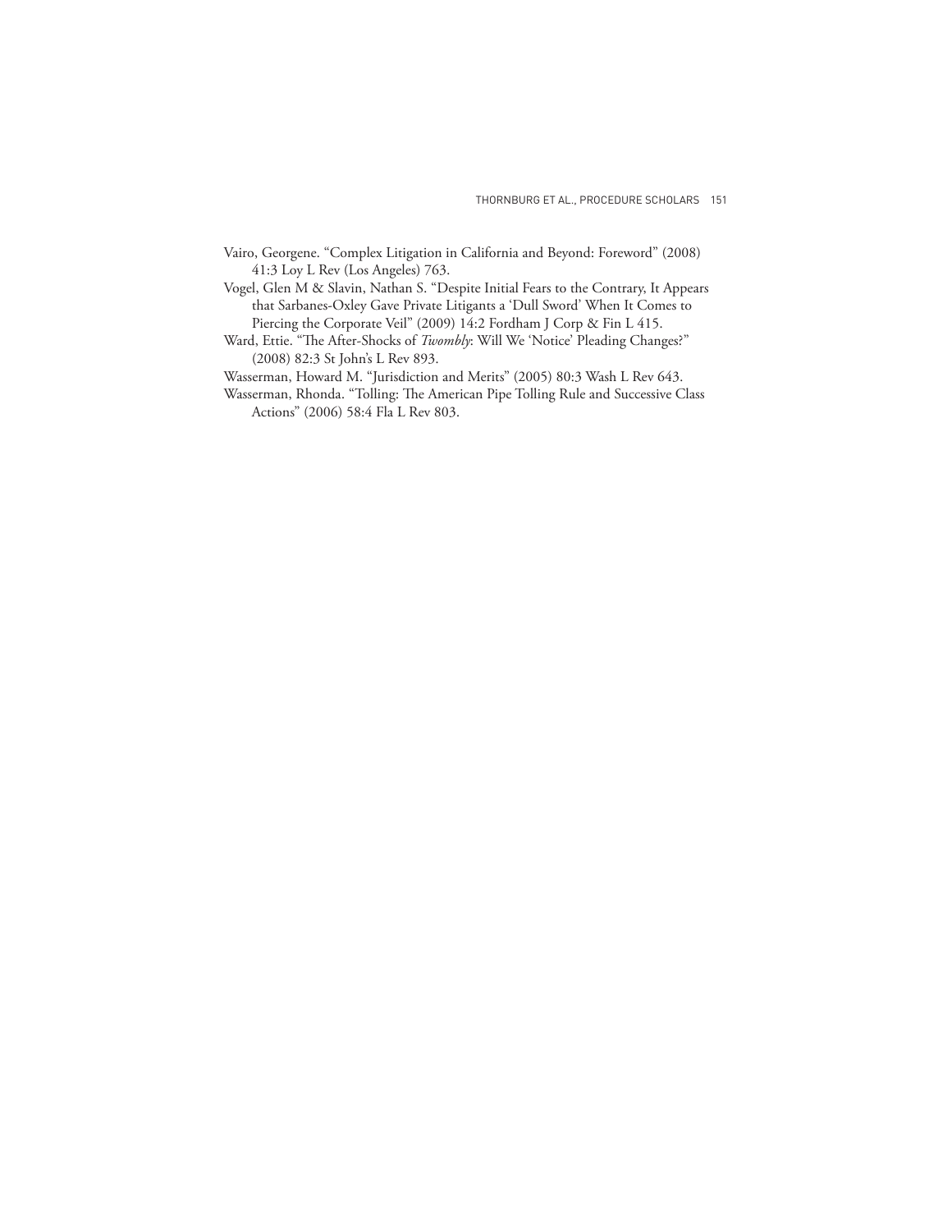Vairo, Georgene. "Complex Litigation in California and Beyond: Foreword" (2008) 41:3 Loy L Rev (Los Angeles) 763.

Vogel, Glen M & Slavin, Nathan S. "Despite Initial Fears to the Contrary, It Appears that Sarbanes-Oxley Gave Private Litigants a 'Dull Sword' When It Comes to Piercing the Corporate Veil" (2009) 14:2 Fordham J Corp & Fin L 415.

Ward, Ettie. "The After-Shocks of *Twombly*: Will We 'Notice' Pleading Changes?" (2008) 82:3 St John's L Rev 893.

Wasserman, Howard M. "Jurisdiction and Merits" (2005) 80:3 Wash L Rev 643.

Wasserman, Rhonda. "Tolling: The American Pipe Tolling Rule and Successive Class Actions" (2006) 58:4 Fla L Rev 803.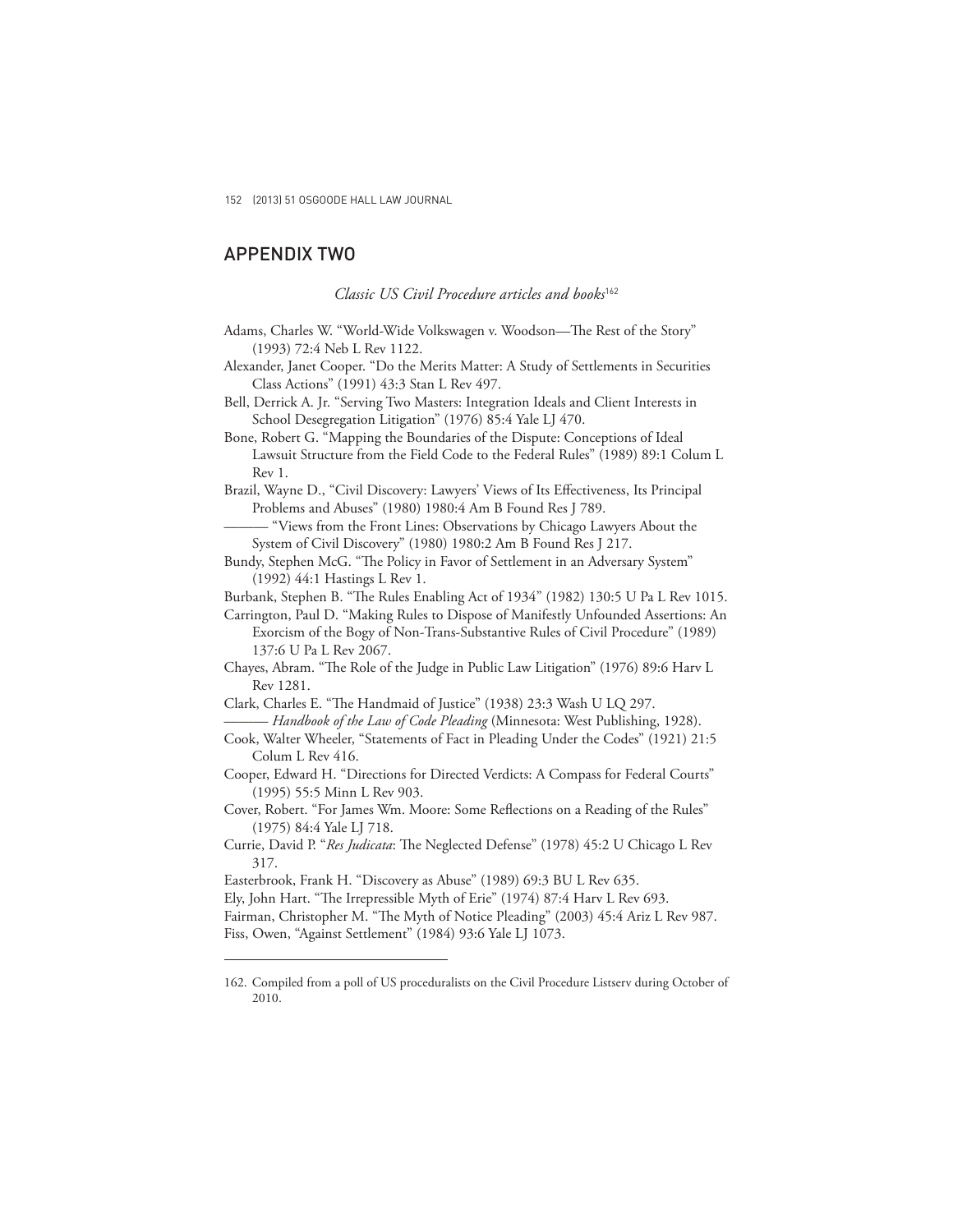## APPENDIX TWO

*Classic US Civil Procedure articles and books*[162]

Adams, Charles W. "World-Wide Volkswagen v. Woodson—The Rest of the Story" (1993) 72:4 Neb L Rev 1122.

Alexander, Janet Cooper. "Do the Merits Matter: A Study of Settlements in Securities Class Actions" (1991) 43:3 Stan L Rev 497.

Bell, Derrick A. Jr. "Serving Two Masters: Integration Ideals and Client Interests in School Desegregation Litigation" (1976) 85:4 Yale LJ 470.

Bone, Robert G. "Mapping the Boundaries of the Dispute: Conceptions of Ideal Lawsuit Structure from the Field Code to the Federal Rules" (1989) 89:1 Colum L Rev 1.

Brazil, Wayne D., "Civil Discovery: Lawyers' Views of Its Effectiveness, Its Principal Problems and Abuses" (1980) 1980:4 Am B Found Res J 789.

——— "Views from the Front Lines: Observations by Chicago Lawyers About the System of Civil Discovery" (1980) 1980:2 Am B Found Res J 217.

Bundy, Stephen McG. "The Policy in Favor of Settlement in an Adversary System" (1992) 44:1 Hastings L Rev 1.

Burbank, Stephen B. "The Rules Enabling Act of 1934" (1982) 130:5 U Pa L Rev 1015.

Carrington, Paul D. "Making Rules to Dispose of Manifestly Unfounded Assertions: An Exorcism of the Bogy of Non-Trans-Substantive Rules of Civil Procedure" (1989) 137:6 U Pa L Rev 2067.

Chayes, Abram. "The Role of the Judge in Public Law Litigation" (1976) 89:6 Harv L Rev 1281.

Clark, Charles E. "The Handmaid of Justice" (1938) 23:3 Wash U LQ 297.

——— *Handbook of the Law of Code Pleading* (Minnesota: West Publishing, 1928).

Cook, Walter Wheeler, "Statements of Fact in Pleading Under the Codes" (1921) 21:5 Colum L Rev 416.

Cooper, Edward H. "Directions for Directed Verdicts: A Compass for Federal Courts" (1995) 55:5 Minn L Rev 903.

Cover, Robert. "For James Wm. Moore: Some Reflections on a Reading of the Rules" (1975) 84:4 Yale LJ 718.

Currie, David P. "*Res Judicata*: The Neglected Defense" (1978) 45:2 U Chicago L Rev 317.

Easterbrook, Frank H. "Discovery as Abuse" (1989) 69:3 BU L Rev 635.

Ely, John Hart. "The Irrepressible Myth of Erie" (1974) 87:4 Harv L Rev 693.

Fairman, Christopher M. "The Myth of Notice Pleading" (2003) 45:4 Ariz L Rev 987.

Fiss, Owen, "Against Settlement" (1984) 93:6 Yale LJ 1073.

162. Compiled from a poll of US proceduralists on the Civil Procedure Listserv during October of 2010.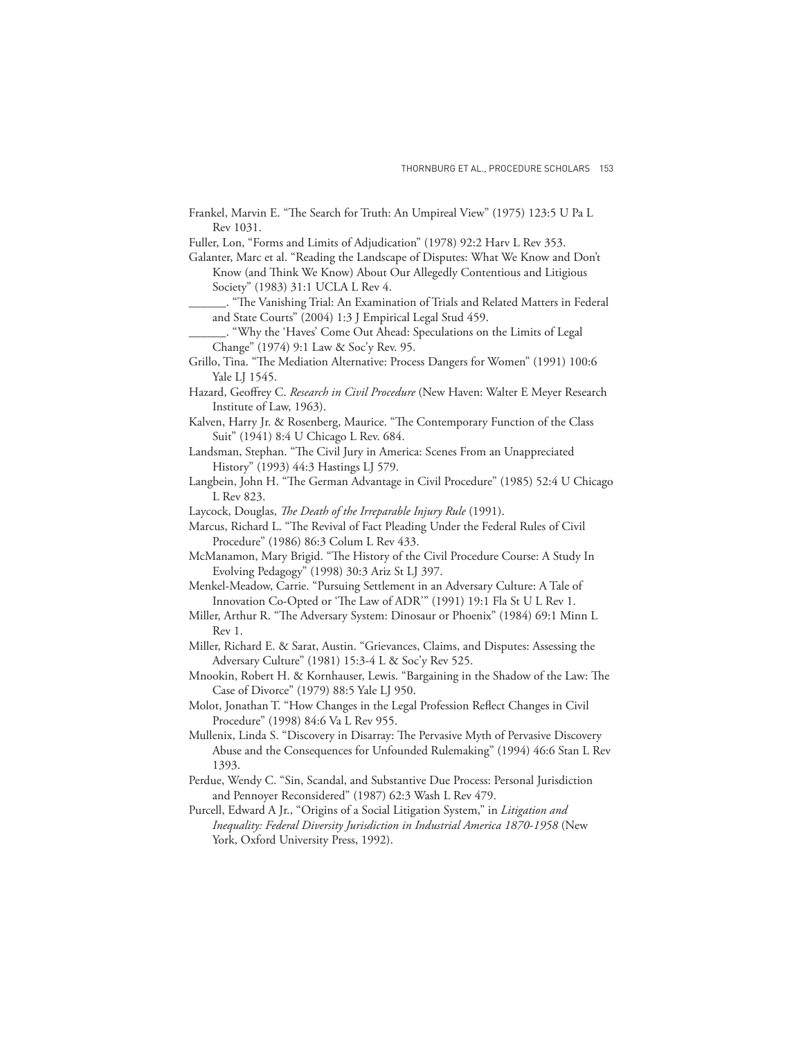Frankel, Marvin E. "The Search for Truth: An Umpireal View" (1975) 123:5 U Pa L Rev 1031.

Fuller, Lon, "Forms and Limits of Adjudication" (1978) 92:2 Harv L Rev 353.

Galanter, Marc et al. "Reading the Landscape of Disputes: What We Know and Don't Know (and Think We Know) About Our Allegedly Contentious and Litigious Society" (1983) 31:1 UCLA L Rev 4.

______. "The Vanishing Trial: An Examination of Trials and Related Matters in Federal and State Courts" (2004) 1:3 J Empirical Legal Stud 459.

______. "Why the 'Haves' Come Out Ahead: Speculations on the Limits of Legal Change" (1974) 9:1 Law & Soc'y Rev. 95.

Grillo, Tina. "The Mediation Alternative: Process Dangers for Women" (1991) 100:6 Yale LJ 1545.

Hazard, Geoffrey C. *Research in Civil Procedure* (New Haven: Walter E Meyer Research Institute of Law, 1963).

Kalven, Harry Jr. & Rosenberg, Maurice. "The Contemporary Function of the Class Suit" (1941) 8:4 U Chicago L Rev. 684.

Landsman, Stephan. "The Civil Jury in America: Scenes From an Unappreciated History" (1993) 44:3 Hastings LJ 579.

Langbein, John H. "The German Advantage in Civil Procedure" (1985) 52:4 U Chicago L Rev 823.

Laycock, Douglas, *The Death of the Irreparable Injury Rule* (1991).

Marcus, Richard L. "The Revival of Fact Pleading Under the Federal Rules of Civil Procedure" (1986) 86:3 Colum L Rev 433.

McManamon, Mary Brigid. "The History of the Civil Procedure Course: A Study In Evolving Pedagogy" (1998) 30:3 Ariz St LJ 397.

Menkel-Meadow, Carrie. "Pursuing Settlement in an Adversary Culture: A Tale of Innovation Co-Opted or 'The Law of ADR'" (1991) 19:1 Fla St U L Rev 1.

Miller, Arthur R. "The Adversary System: Dinosaur or Phoenix" (1984) 69:1 Minn L Rev 1.

Miller, Richard E. & Sarat, Austin. "Grievances, Claims, and Disputes: Assessing the Adversary Culture" (1981) 15:3-4 L & Soc'y Rev 525.

Mnookin, Robert H. & Kornhauser, Lewis. "Bargaining in the Shadow of the Law: The Case of Divorce" (1979) 88:5 Yale LJ 950.

Molot, Jonathan T. "How Changes in the Legal Profession Reflect Changes in Civil Procedure" (1998) 84:6 Va L Rev 955.

Mullenix, Linda S. "Discovery in Disarray: The Pervasive Myth of Pervasive Discovery Abuse and the Consequences for Unfounded Rulemaking" (1994) 46:6 Stan L Rev 1393.

Perdue, Wendy C. "Sin, Scandal, and Substantive Due Process: Personal Jurisdiction and Pennoyer Reconsidered" (1987) 62:3 Wash L Rev 479.

Purcell, Edward A Jr., "Origins of a Social Litigation System," in *Litigation and Inequality: Federal Diversity Jurisdiction in Industrial America 1870-1958* (New York, Oxford University Press, 1992).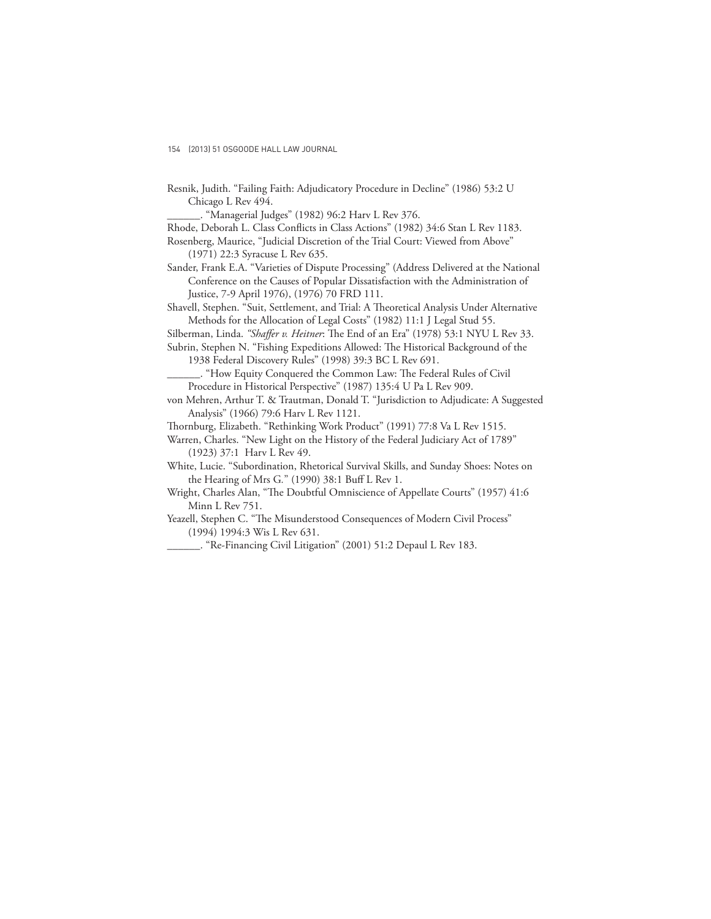Resnik, Judith. "Failing Faith: Adjudicatory Procedure in Decline" (1986) 53:2 U Chicago L Rev 494.

______. "Managerial Judges" (1982) 96:2 Harv L Rev 376.

Rhode, Deborah L. Class Conflicts in Class Actions" (1982) 34:6 Stan L Rev 1183.

Rosenberg, Maurice, "Judicial Discretion of the Trial Court: Viewed from Above" (1971) 22:3 Syracuse L Rev 635.

Sander, Frank E.A. "Varieties of Dispute Processing" (Address Delivered at the National Conference on the Causes of Popular Dissatisfaction with the Administration of Justice, 7-9 April 1976), (1976) 70 FRD 111.

Shavell, Stephen. "Suit, Settlement, and Trial: A Theoretical Analysis Under Alternative Methods for the Allocation of Legal Costs" (1982) 11:1 J Legal Stud 55.

Silberman, Linda. *"Shaffer v. Heitner*: The End of an Era" (1978) 53:1 NYU L Rev 33.

Subrin, Stephen N. "Fishing Expeditions Allowed: The Historical Background of the 1938 Federal Discovery Rules" (1998) 39:3 BC L Rev 691.

______. "How Equity Conquered the Common Law: The Federal Rules of Civil Procedure in Historical Perspective" (1987) 135:4 U Pa L Rev 909.

von Mehren, Arthur T. & Trautman, Donald T. "Jurisdiction to Adjudicate: A Suggested Analysis" (1966) 79:6 Harv L Rev 1121.

Thornburg, Elizabeth. "Rethinking Work Product" (1991) 77:8 Va L Rev 1515.

Warren, Charles. "New Light on the History of the Federal Judiciary Act of 1789" (1923) 37:1 Harv L Rev 49.

White, Lucie. "Subordination, Rhetorical Survival Skills, and Sunday Shoes: Notes on the Hearing of Mrs G." (1990) 38:1 Buff L Rev 1.

Wright, Charles Alan, "The Doubtful Omniscience of Appellate Courts" (1957) 41:6 Minn L Rev 751.

Yeazell, Stephen C. "The Misunderstood Consequences of Modern Civil Process" (1994) 1994:3 Wis L Rev 631.

______. "Re-Financing Civil Litigation" (2001) 51:2 Depaul L Rev 183.